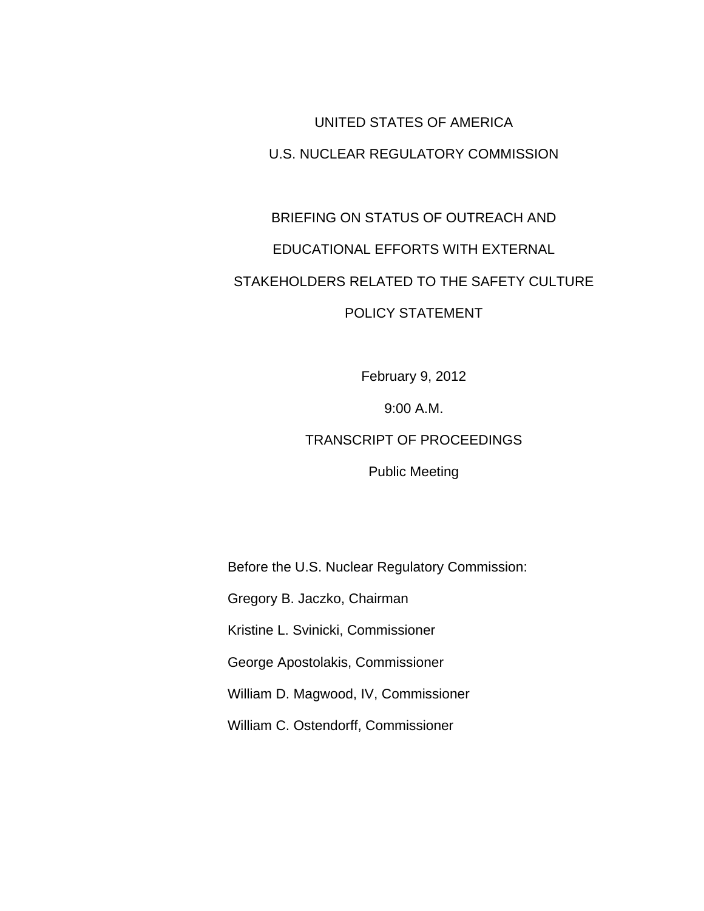UNITED STATES OF AMERICA

U.S. NUCLEAR REGULATORY COMMISSION

# BRIEFING ON STATUS OF OUTREACH AND EDUCATIONAL EFFORTS WITH EXTERNAL STAKEHOLDERS RELATED TO THE SAFETY CULTURE POLICY STATEMENT

February 9, 2012

9:00 A.M.

TRANSCRIPT OF PROCEEDINGS

Public Meeting

Before the U.S. Nuclear Regulatory Commission:

Gregory B. Jaczko, Chairman

Kristine L. Svinicki, Commissioner

George Apostolakis, Commissioner

William D. Magwood, IV, Commissioner

William C. Ostendorff, Commissioner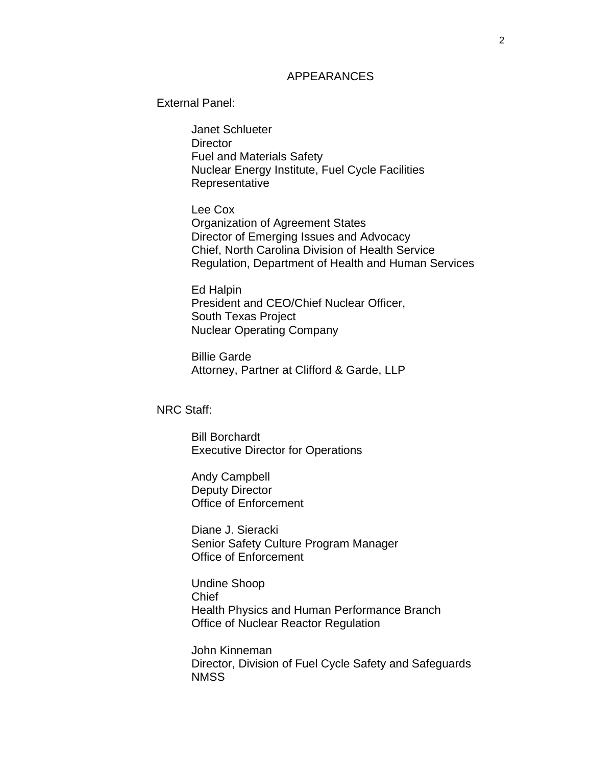# APPEARANCES

External Panel:

Janet Schlueter
Director
Fuel and Materials Safety
Nuclear Energy Institute, Fuel Cycle Facilities
Representative

Lee Cox
Organization of Agreement States
Director of Emerging Issues and Advocacy
Chief, North Carolina Division of Health Service
Regulation, Department of Health and Human Services

Ed Halpin
President and CEO/Chief Nuclear Officer,
South Texas Project
Nuclear Operating Company

Billie Garde
Attorney, Partner at Clifford & Garde, LLP

NRC Staff:

Bill Borchardt
Executive Director for Operations

Andy Campbell
Deputy Director
Office of Enforcement

Diane J. Sieracki
Senior Safety Culture Program Manager
Office of Enforcement

Undine Shoop
Chief
Health Physics and Human Performance Branch
Office of Nuclear Reactor Regulation

John Kinneman
Director, Division of Fuel Cycle Safety and Safeguards
NMSS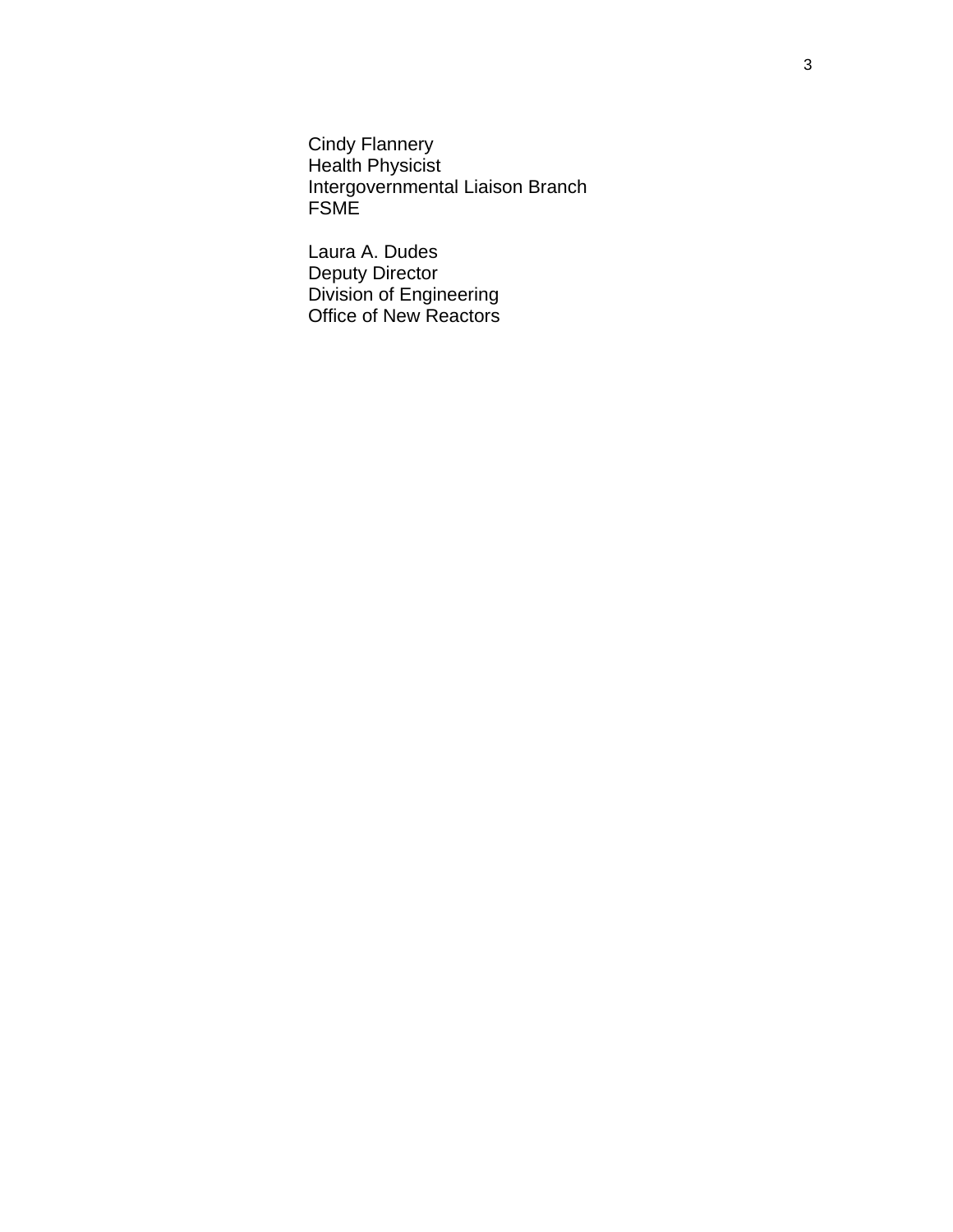Cindy Flannery
Health Physicist
Intergovernmental Liaison Branch
FSME

Laura A. Dudes
Deputy Director
Division of Engineering
Office of New Reactors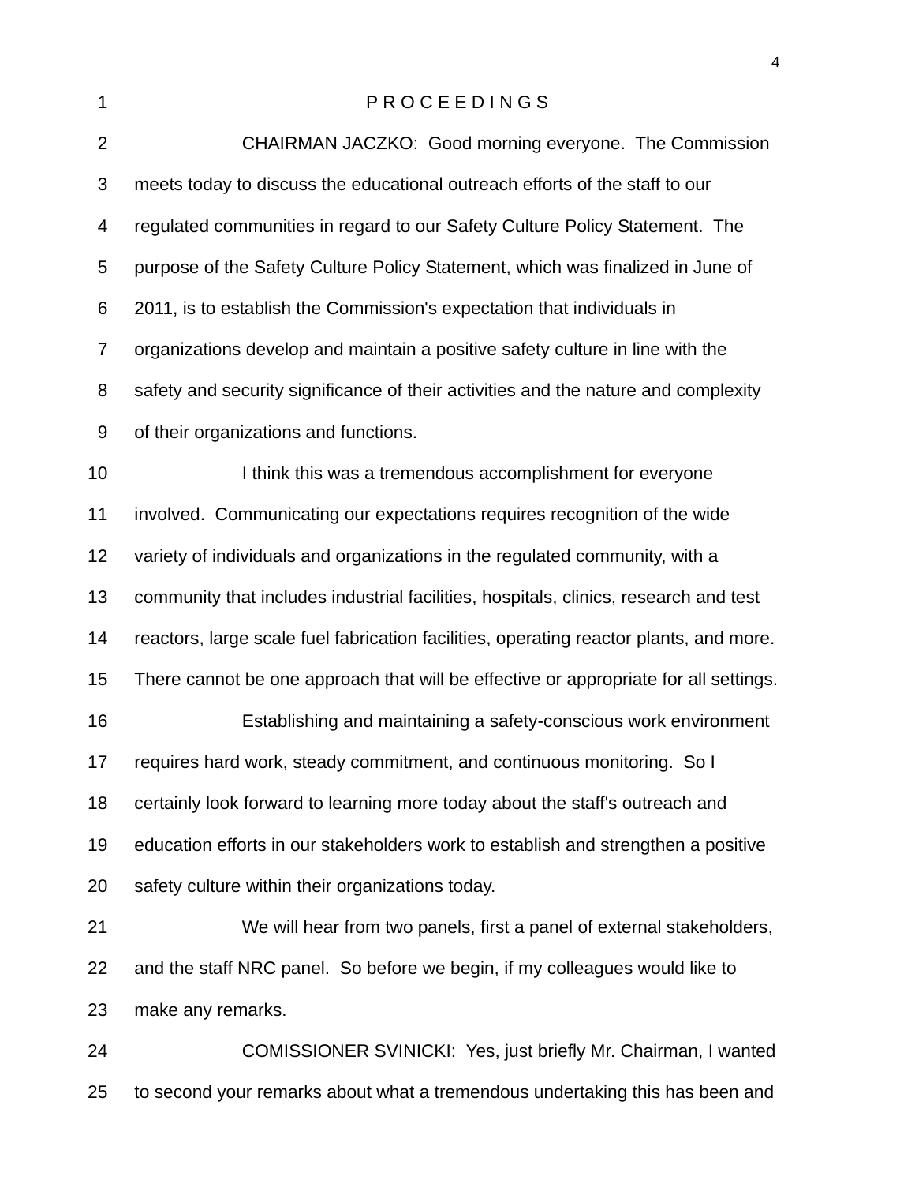# P R O C E E D I N G S

CHAIRMAN JACZKO: Good morning everyone. The Commission meets today to discuss the educational outreach efforts of the staff to our regulated communities in regard to our Safety Culture Policy Statement. The purpose of the Safety Culture Policy Statement, which was finalized in June of 2011, is to establish the Commission's expectation that individuals in organizations develop and maintain a positive safety culture in line with the safety and security significance of their activities and the nature and complexity of their organizations and functions.

I think this was a tremendous accomplishment for everyone involved. Communicating our expectations requires recognition of the wide variety of individuals and organizations in the regulated community, with a community that includes industrial facilities, hospitals, clinics, research and test reactors, large scale fuel fabrication facilities, operating reactor plants, and more. There cannot be one approach that will be effective or appropriate for all settings.

Establishing and maintaining a safety-conscious work environment requires hard work, steady commitment, and continuous monitoring. So I certainly look forward to learning more today about the staff's outreach and education efforts in our stakeholders work to establish and strengthen a positive safety culture within their organizations today.

We will hear from two panels, first a panel of external stakeholders, and the staff NRC panel. So before we begin, if my colleagues would like to make any remarks.

COMISSIONER SVINICKI: Yes, just briefly Mr. Chairman, I wanted to second your remarks about what a tremendous undertaking this has been and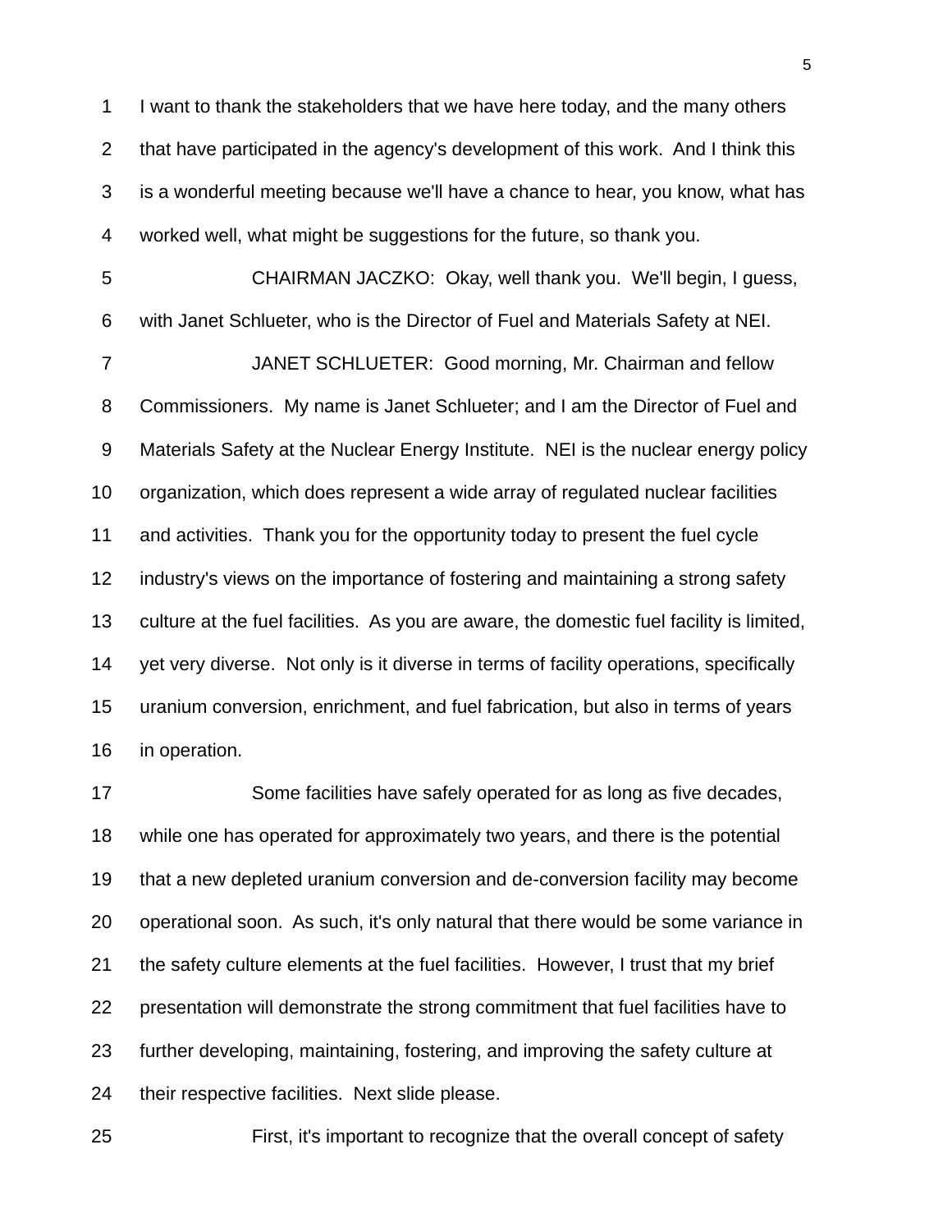I want to thank the stakeholders that we have here today, and the many others that have participated in the agency's development of this work. And I think this is a wonderful meeting because we'll have a chance to hear, you know, what has worked well, what might be suggestions for the future, so thank you.

CHAIRMAN JACZKO: Okay, well thank you. We'll begin, I guess, with Janet Schlueter, who is the Director of Fuel and Materials Safety at NEI.

JANET SCHLUETER: Good morning, Mr. Chairman and fellow Commissioners. My name is Janet Schlueter; and I am the Director of Fuel and Materials Safety at the Nuclear Energy Institute. NEI is the nuclear energy policy organization, which does represent a wide array of regulated nuclear facilities and activities. Thank you for the opportunity today to present the fuel cycle industry's views on the importance of fostering and maintaining a strong safety culture at the fuel facilities. As you are aware, the domestic fuel facility is limited, yet very diverse. Not only is it diverse in terms of facility operations, specifically uranium conversion, enrichment, and fuel fabrication, but also in terms of years in operation.

Some facilities have safely operated for as long as five decades, while one has operated for approximately two years, and there is the potential that a new depleted uranium conversion and de-conversion facility may become operational soon. As such, it's only natural that there would be some variance in the safety culture elements at the fuel facilities. However, I trust that my brief presentation will demonstrate the strong commitment that fuel facilities have to further developing, maintaining, fostering, and improving the safety culture at their respective facilities. Next slide please.

First, it's important to recognize that the overall concept of safety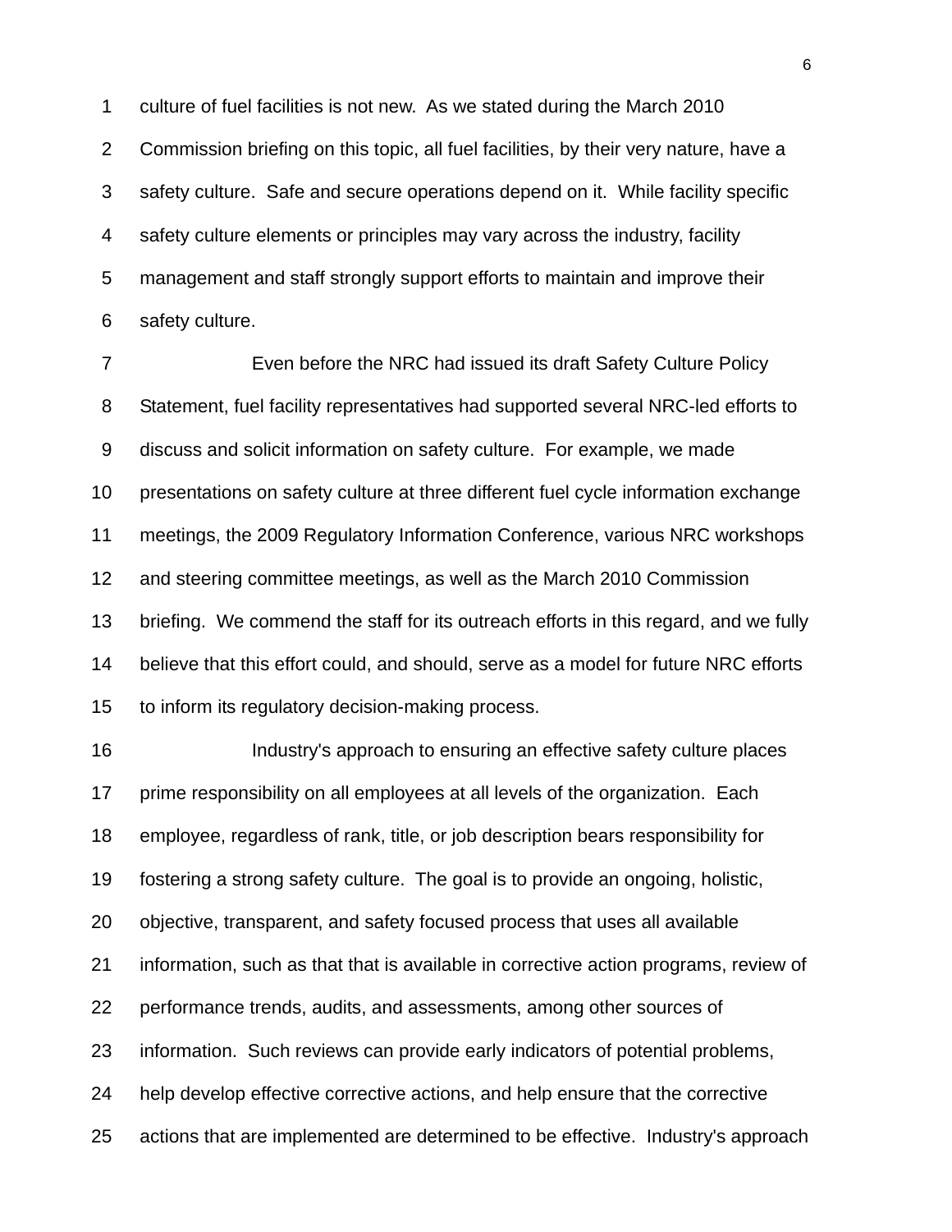culture of fuel facilities is not new. As we stated during the March 2010 Commission briefing on this topic, all fuel facilities, by their very nature, have a safety culture. Safe and secure operations depend on it. While facility specific safety culture elements or principles may vary across the industry, facility management and staff strongly support efforts to maintain and improve their safety culture.

Even before the NRC had issued its draft Safety Culture Policy Statement, fuel facility representatives had supported several NRC-led efforts to discuss and solicit information on safety culture. For example, we made presentations on safety culture at three different fuel cycle information exchange meetings, the 2009 Regulatory Information Conference, various NRC workshops and steering committee meetings, as well as the March 2010 Commission briefing. We commend the staff for its outreach efforts in this regard, and we fully believe that this effort could, and should, serve as a model for future NRC efforts to inform its regulatory decision-making process.

Industry's approach to ensuring an effective safety culture places prime responsibility on all employees at all levels of the organization. Each employee, regardless of rank, title, or job description bears responsibility for fostering a strong safety culture. The goal is to provide an ongoing, holistic, objective, transparent, and safety focused process that uses all available information, such as that that is available in corrective action programs, review of performance trends, audits, and assessments, among other sources of information. Such reviews can provide early indicators of potential problems, help develop effective corrective actions, and help ensure that the corrective actions that are implemented are determined to be effective. Industry's approach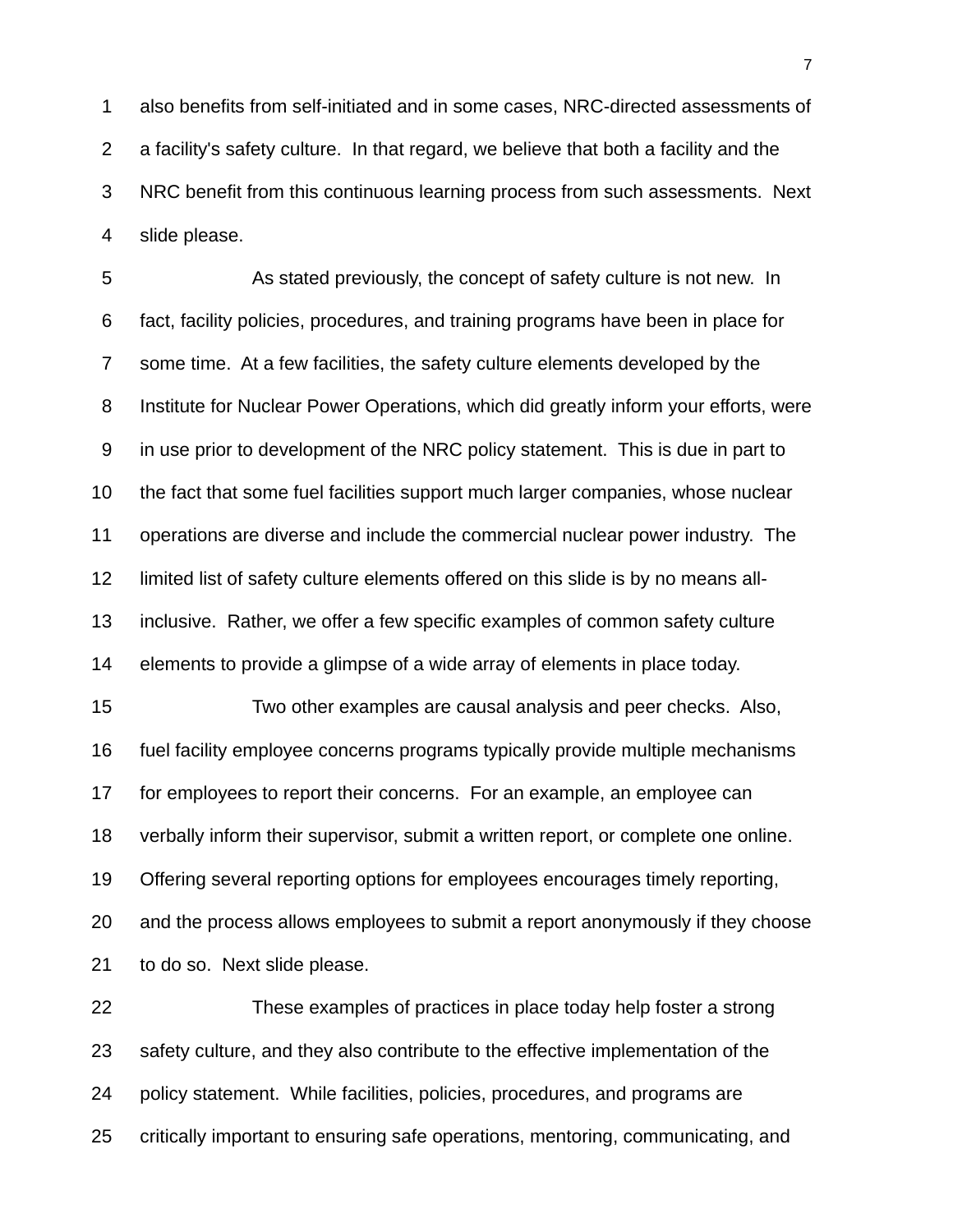also benefits from self-initiated and in some cases, NRC-directed assessments of a facility's safety culture. In that regard, we believe that both a facility and the NRC benefit from this continuous learning process from such assessments. Next slide please.

As stated previously, the concept of safety culture is not new. In fact, facility policies, procedures, and training programs have been in place for some time. At a few facilities, the safety culture elements developed by the Institute for Nuclear Power Operations, which did greatly inform your efforts, were in use prior to development of the NRC policy statement. This is due in part to the fact that some fuel facilities support much larger companies, whose nuclear operations are diverse and include the commercial nuclear power industry. The limited list of safety culture elements offered on this slide is by no means all-inclusive. Rather, we offer a few specific examples of common safety culture elements to provide a glimpse of a wide array of elements in place today.

Two other examples are causal analysis and peer checks. Also, fuel facility employee concerns programs typically provide multiple mechanisms for employees to report their concerns. For an example, an employee can verbally inform their supervisor, submit a written report, or complete one online. Offering several reporting options for employees encourages timely reporting, and the process allows employees to submit a report anonymously if they choose to do so. Next slide please.

These examples of practices in place today help foster a strong safety culture, and they also contribute to the effective implementation of the policy statement. While facilities, policies, procedures, and programs are critically important to ensuring safe operations, mentoring, communicating, and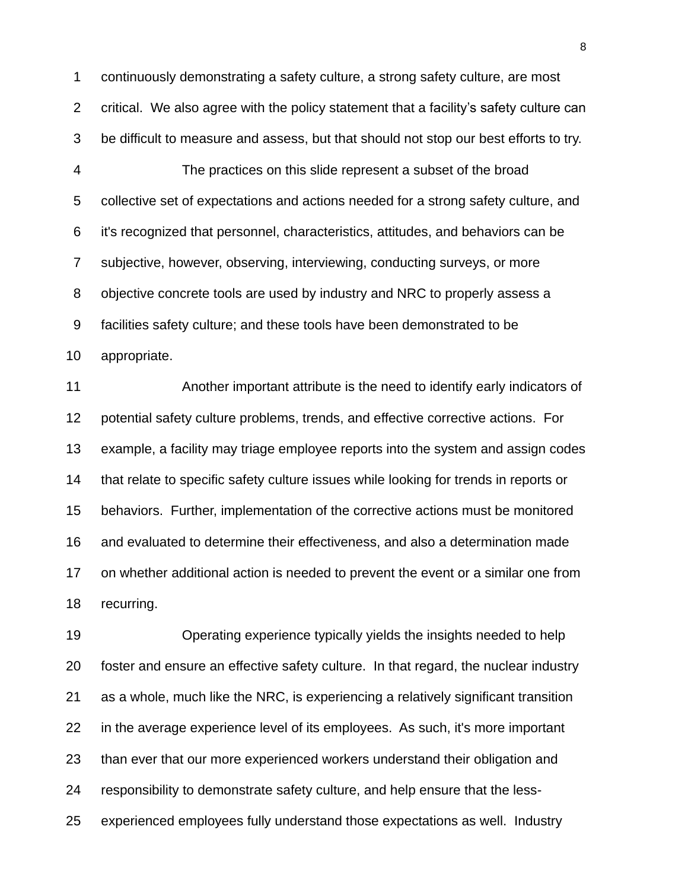continuously demonstrating a safety culture, a strong safety culture, are most critical. We also agree with the policy statement that a facility's safety culture can be difficult to measure and assess, but that should not stop our best efforts to try.

The practices on this slide represent a subset of the broad collective set of expectations and actions needed for a strong safety culture, and it's recognized that personnel, characteristics, attitudes, and behaviors can be subjective, however, observing, interviewing, conducting surveys, or more objective concrete tools are used by industry and NRC to properly assess a facilities safety culture; and these tools have been demonstrated to be appropriate.

Another important attribute is the need to identify early indicators of potential safety culture problems, trends, and effective corrective actions. For example, a facility may triage employee reports into the system and assign codes that relate to specific safety culture issues while looking for trends in reports or behaviors. Further, implementation of the corrective actions must be monitored and evaluated to determine their effectiveness, and also a determination made on whether additional action is needed to prevent the event or a similar one from recurring.

Operating experience typically yields the insights needed to help foster and ensure an effective safety culture. In that regard, the nuclear industry as a whole, much like the NRC, is experiencing a relatively significant transition in the average experience level of its employees. As such, it's more important than ever that our more experienced workers understand their obligation and responsibility to demonstrate safety culture, and help ensure that the less-experienced employees fully understand those expectations as well. Industry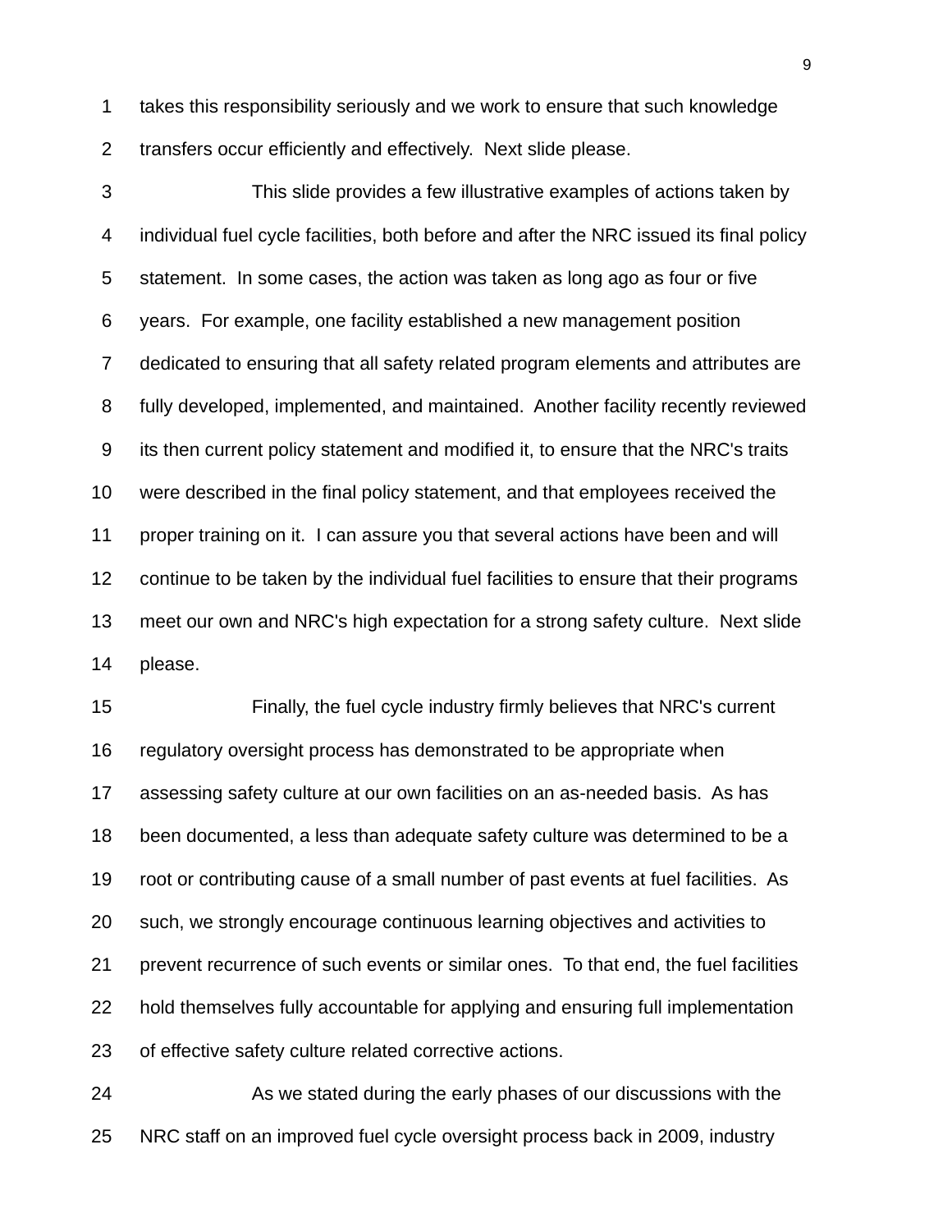takes this responsibility seriously and we work to ensure that such knowledge transfers occur efficiently and effectively. Next slide please.

This slide provides a few illustrative examples of actions taken by individual fuel cycle facilities, both before and after the NRC issued its final policy statement. In some cases, the action was taken as long ago as four or five years. For example, one facility established a new management position dedicated to ensuring that all safety related program elements and attributes are fully developed, implemented, and maintained. Another facility recently reviewed its then current policy statement and modified it, to ensure that the NRC's traits were described in the final policy statement, and that employees received the proper training on it. I can assure you that several actions have been and will continue to be taken by the individual fuel facilities to ensure that their programs meet our own and NRC's high expectation for a strong safety culture. Next slide please.

Finally, the fuel cycle industry firmly believes that NRC's current regulatory oversight process has demonstrated to be appropriate when assessing safety culture at our own facilities on an as-needed basis. As has been documented, a less than adequate safety culture was determined to be a root or contributing cause of a small number of past events at fuel facilities. As such, we strongly encourage continuous learning objectives and activities to prevent recurrence of such events or similar ones. To that end, the fuel facilities hold themselves fully accountable for applying and ensuring full implementation of effective safety culture related corrective actions.

As we stated during the early phases of our discussions with the NRC staff on an improved fuel cycle oversight process back in 2009, industry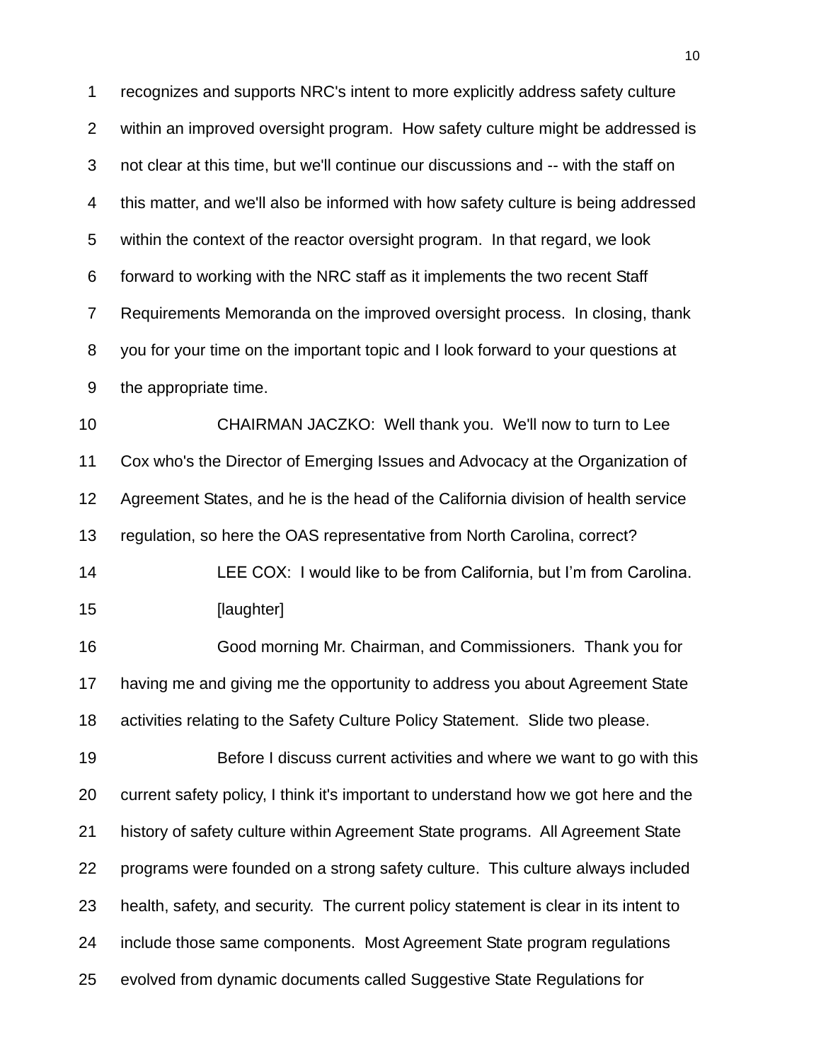recognizes and supports NRC's intent to more explicitly address safety culture within an improved oversight program. How safety culture might be addressed is not clear at this time, but we'll continue our discussions and -- with the staff on this matter, and we'll also be informed with how safety culture is being addressed within the context of the reactor oversight program. In that regard, we look forward to working with the NRC staff as it implements the two recent Staff Requirements Memoranda on the improved oversight process. In closing, thank you for your time on the important topic and I look forward to your questions at the appropriate time.

CHAIRMAN JACZKO: Well thank you. We'll now to turn to Lee Cox who's the Director of Emerging Issues and Advocacy at the Organization of Agreement States, and he is the head of the California division of health service regulation, so here the OAS representative from North Carolina, correct?

LEE COX: I would like to be from California, but I'm from Carolina.

[laughter]

Good morning Mr. Chairman, and Commissioners. Thank you for having me and giving me the opportunity to address you about Agreement State activities relating to the Safety Culture Policy Statement. Slide two please.

Before I discuss current activities and where we want to go with this current safety policy, I think it's important to understand how we got here and the history of safety culture within Agreement State programs. All Agreement State programs were founded on a strong safety culture. This culture always included health, safety, and security. The current policy statement is clear in its intent to include those same components. Most Agreement State program regulations evolved from dynamic documents called Suggestive State Regulations for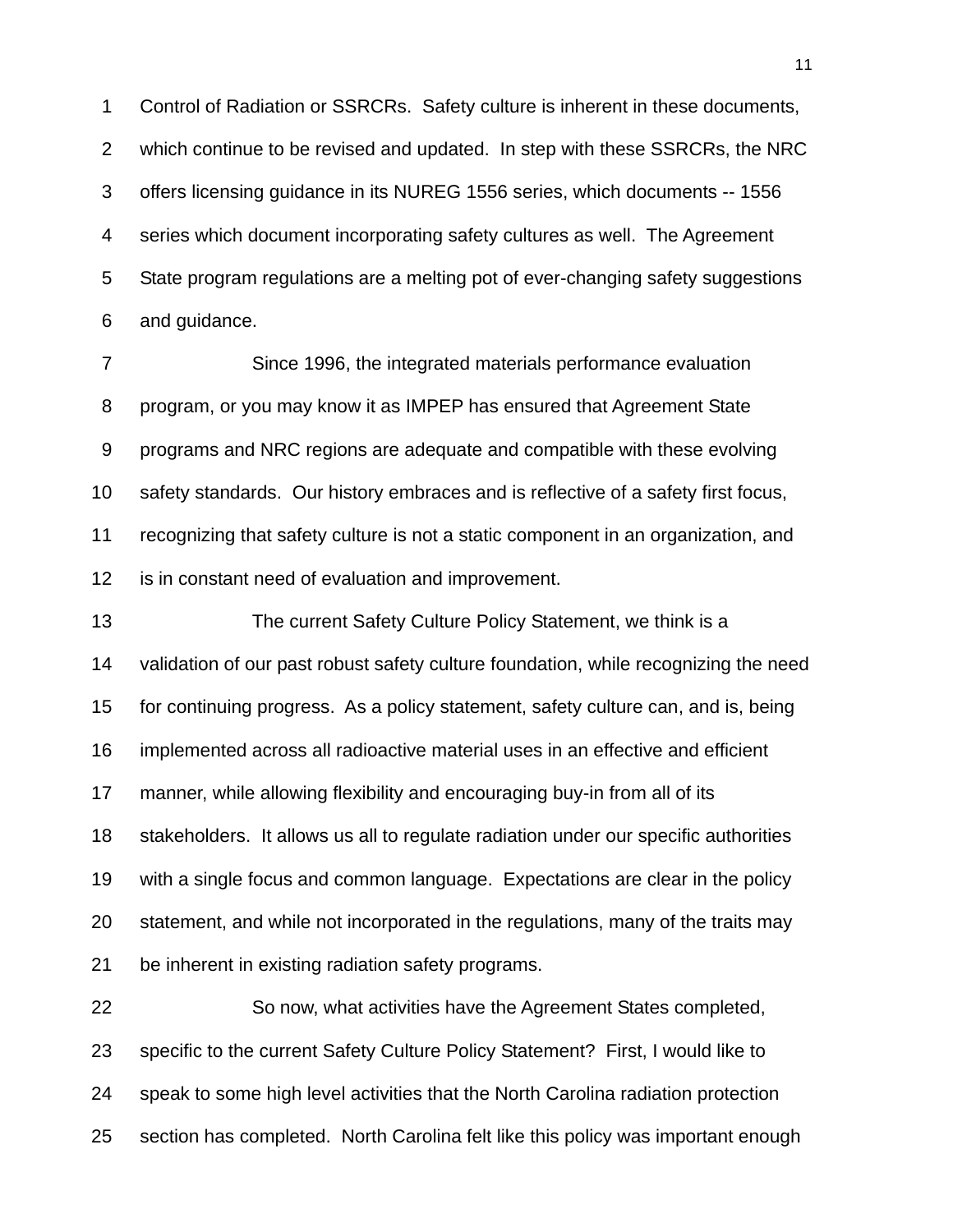Control of Radiation or SSRCRs. Safety culture is inherent in these documents, which continue to be revised and updated. In step with these SSRCRs, the NRC offers licensing guidance in its NUREG 1556 series, which documents -- 1556 series which document incorporating safety cultures as well. The Agreement State program regulations are a melting pot of ever-changing safety suggestions and guidance.

Since 1996, the integrated materials performance evaluation program, or you may know it as IMPEP has ensured that Agreement State programs and NRC regions are adequate and compatible with these evolving safety standards. Our history embraces and is reflective of a safety first focus, recognizing that safety culture is not a static component in an organization, and is in constant need of evaluation and improvement.

The current Safety Culture Policy Statement, we think is a validation of our past robust safety culture foundation, while recognizing the need for continuing progress. As a policy statement, safety culture can, and is, being implemented across all radioactive material uses in an effective and efficient manner, while allowing flexibility and encouraging buy-in from all of its stakeholders. It allows us all to regulate radiation under our specific authorities with a single focus and common language. Expectations are clear in the policy statement, and while not incorporated in the regulations, many of the traits may be inherent in existing radiation safety programs.

So now, what activities have the Agreement States completed, specific to the current Safety Culture Policy Statement? First, I would like to speak to some high level activities that the North Carolina radiation protection section has completed. North Carolina felt like this policy was important enough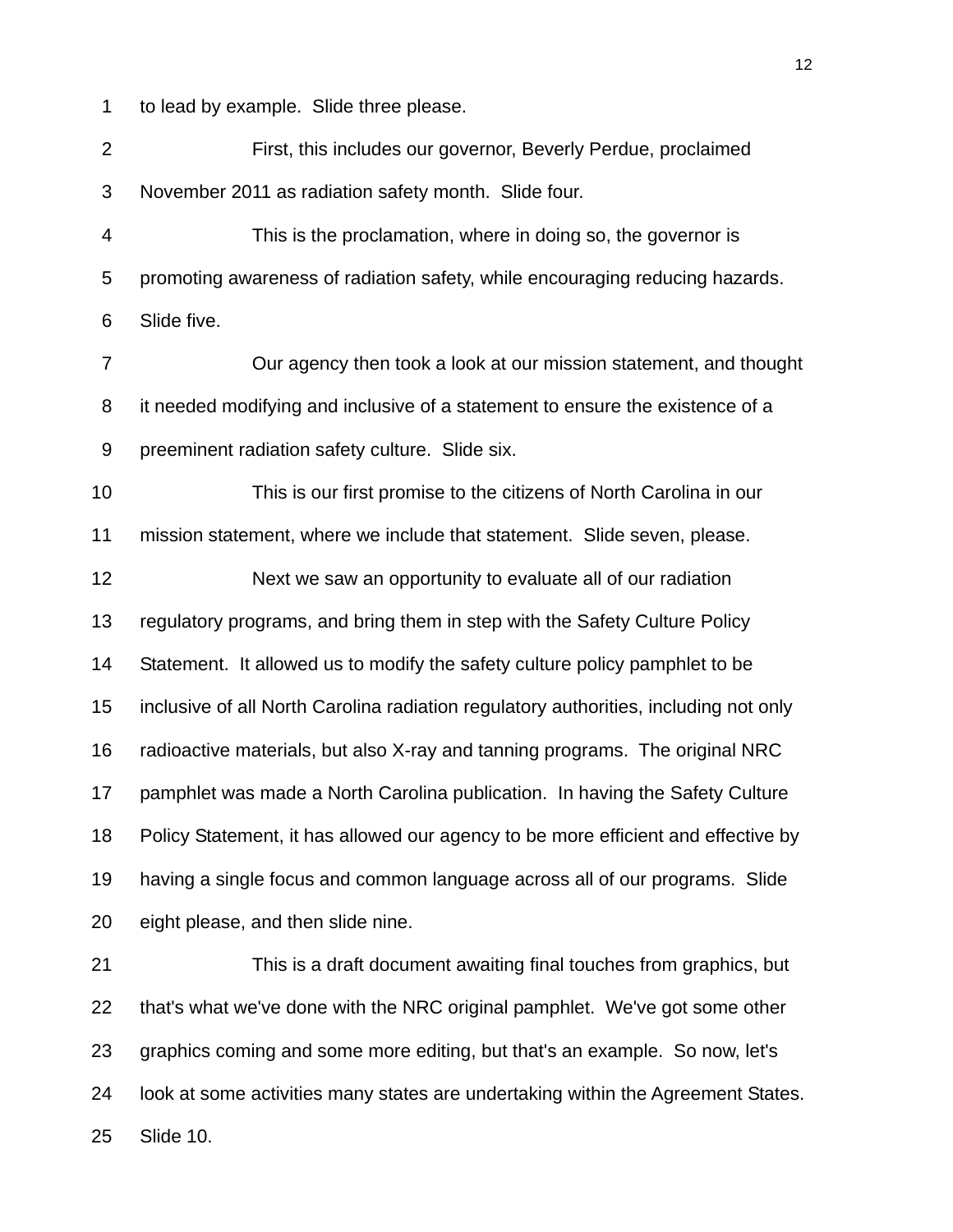to lead by example. Slide three please.

First, this includes our governor, Beverly Perdue, proclaimed November 2011 as radiation safety month. Slide four.

This is the proclamation, where in doing so, the governor is promoting awareness of radiation safety, while encouraging reducing hazards. Slide five.

Our agency then took a look at our mission statement, and thought it needed modifying and inclusive of a statement to ensure the existence of a preeminent radiation safety culture. Slide six.

This is our first promise to the citizens of North Carolina in our mission statement, where we include that statement. Slide seven, please.

Next we saw an opportunity to evaluate all of our radiation regulatory programs, and bring them in step with the Safety Culture Policy Statement. It allowed us to modify the safety culture policy pamphlet to be inclusive of all North Carolina radiation regulatory authorities, including not only radioactive materials, but also X-ray and tanning programs. The original NRC pamphlet was made a North Carolina publication. In having the Safety Culture Policy Statement, it has allowed our agency to be more efficient and effective by having a single focus and common language across all of our programs. Slide eight please, and then slide nine.

This is a draft document awaiting final touches from graphics, but that's what we've done with the NRC original pamphlet. We've got some other graphics coming and some more editing, but that's an example. So now, let's look at some activities many states are undertaking within the Agreement States. Slide 10.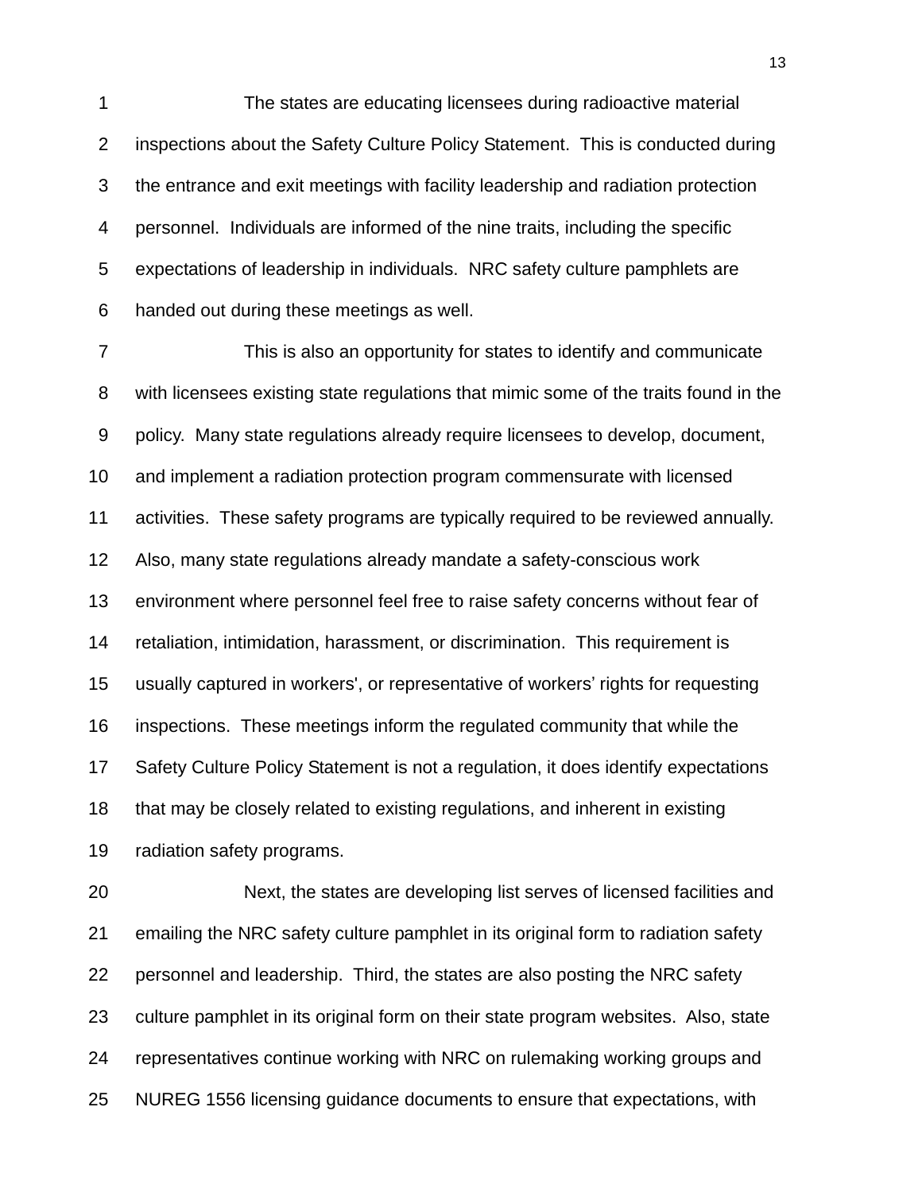The states are educating licensees during radioactive material inspections about the Safety Culture Policy Statement. This is conducted during the entrance and exit meetings with facility leadership and radiation protection personnel. Individuals are informed of the nine traits, including the specific expectations of leadership in individuals. NRC safety culture pamphlets are handed out during these meetings as well.

This is also an opportunity for states to identify and communicate with licensees existing state regulations that mimic some of the traits found in the policy. Many state regulations already require licensees to develop, document, and implement a radiation protection program commensurate with licensed activities. These safety programs are typically required to be reviewed annually. Also, many state regulations already mandate a safety-conscious work environment where personnel feel free to raise safety concerns without fear of retaliation, intimidation, harassment, or discrimination. This requirement is usually captured in workers', or representative of workers' rights for requesting inspections. These meetings inform the regulated community that while the Safety Culture Policy Statement is not a regulation, it does identify expectations that may be closely related to existing regulations, and inherent in existing radiation safety programs.

Next, the states are developing list serves of licensed facilities and emailing the NRC safety culture pamphlet in its original form to radiation safety personnel and leadership. Third, the states are also posting the NRC safety culture pamphlet in its original form on their state program websites. Also, state representatives continue working with NRC on rulemaking working groups and NUREG 1556 licensing guidance documents to ensure that expectations, with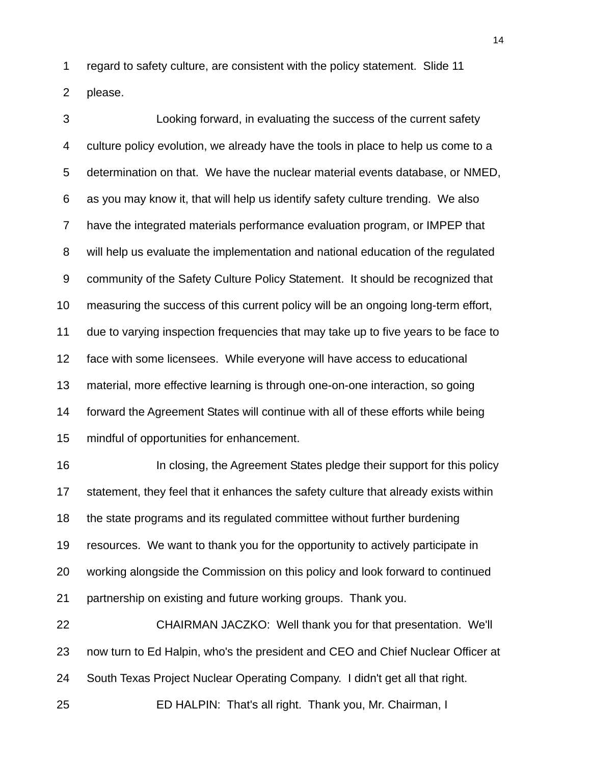regard to safety culture, are consistent with the policy statement. Slide 11 please.

Looking forward, in evaluating the success of the current safety culture policy evolution, we already have the tools in place to help us come to a determination on that. We have the nuclear material events database, or NMED, as you may know it, that will help us identify safety culture trending. We also have the integrated materials performance evaluation program, or IMPEP that will help us evaluate the implementation and national education of the regulated community of the Safety Culture Policy Statement. It should be recognized that measuring the success of this current policy will be an ongoing long-term effort, due to varying inspection frequencies that may take up to five years to be face to face with some licensees. While everyone will have access to educational material, more effective learning is through one-on-one interaction, so going forward the Agreement States will continue with all of these efforts while being mindful of opportunities for enhancement.

In closing, the Agreement States pledge their support for this policy statement, they feel that it enhances the safety culture that already exists within the state programs and its regulated committee without further burdening resources. We want to thank you for the opportunity to actively participate in working alongside the Commission on this policy and look forward to continued partnership on existing and future working groups. Thank you.

CHAIRMAN JACZKO: Well thank you for that presentation. We'll now turn to Ed Halpin, who's the president and CEO and Chief Nuclear Officer at South Texas Project Nuclear Operating Company. I didn't get all that right.

ED HALPIN: That's all right. Thank you, Mr. Chairman, I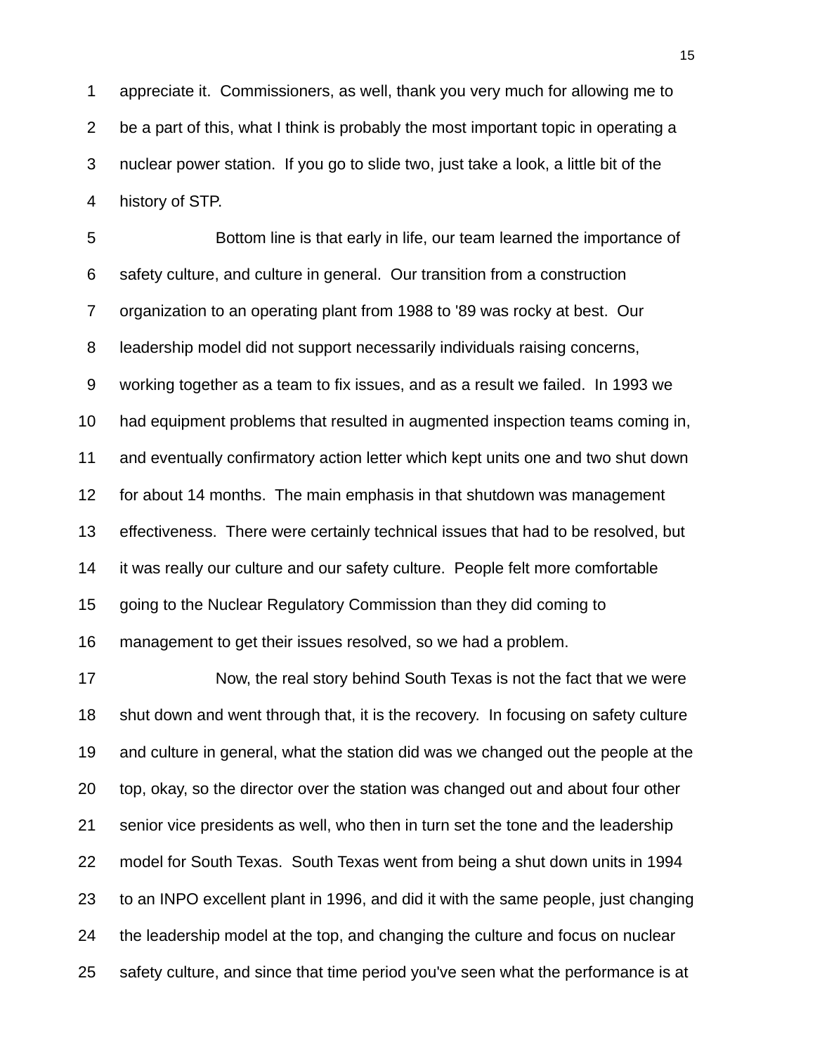appreciate it. Commissioners, as well, thank you very much for allowing me to be a part of this, what I think is probably the most important topic in operating a nuclear power station. If you go to slide two, just take a look, a little bit of the history of STP.

Bottom line is that early in life, our team learned the importance of safety culture, and culture in general. Our transition from a construction organization to an operating plant from 1988 to '89 was rocky at best. Our leadership model did not support necessarily individuals raising concerns, working together as a team to fix issues, and as a result we failed. In 1993 we had equipment problems that resulted in augmented inspection teams coming in, and eventually confirmatory action letter which kept units one and two shut down for about 14 months. The main emphasis in that shutdown was management effectiveness. There were certainly technical issues that had to be resolved, but it was really our culture and our safety culture. People felt more comfortable going to the Nuclear Regulatory Commission than they did coming to management to get their issues resolved, so we had a problem.

Now, the real story behind South Texas is not the fact that we were shut down and went through that, it is the recovery. In focusing on safety culture and culture in general, what the station did was we changed out the people at the top, okay, so the director over the station was changed out and about four other senior vice presidents as well, who then in turn set the tone and the leadership model for South Texas. South Texas went from being a shut down units in 1994 to an INPO excellent plant in 1996, and did it with the same people, just changing the leadership model at the top, and changing the culture and focus on nuclear safety culture, and since that time period you've seen what the performance is at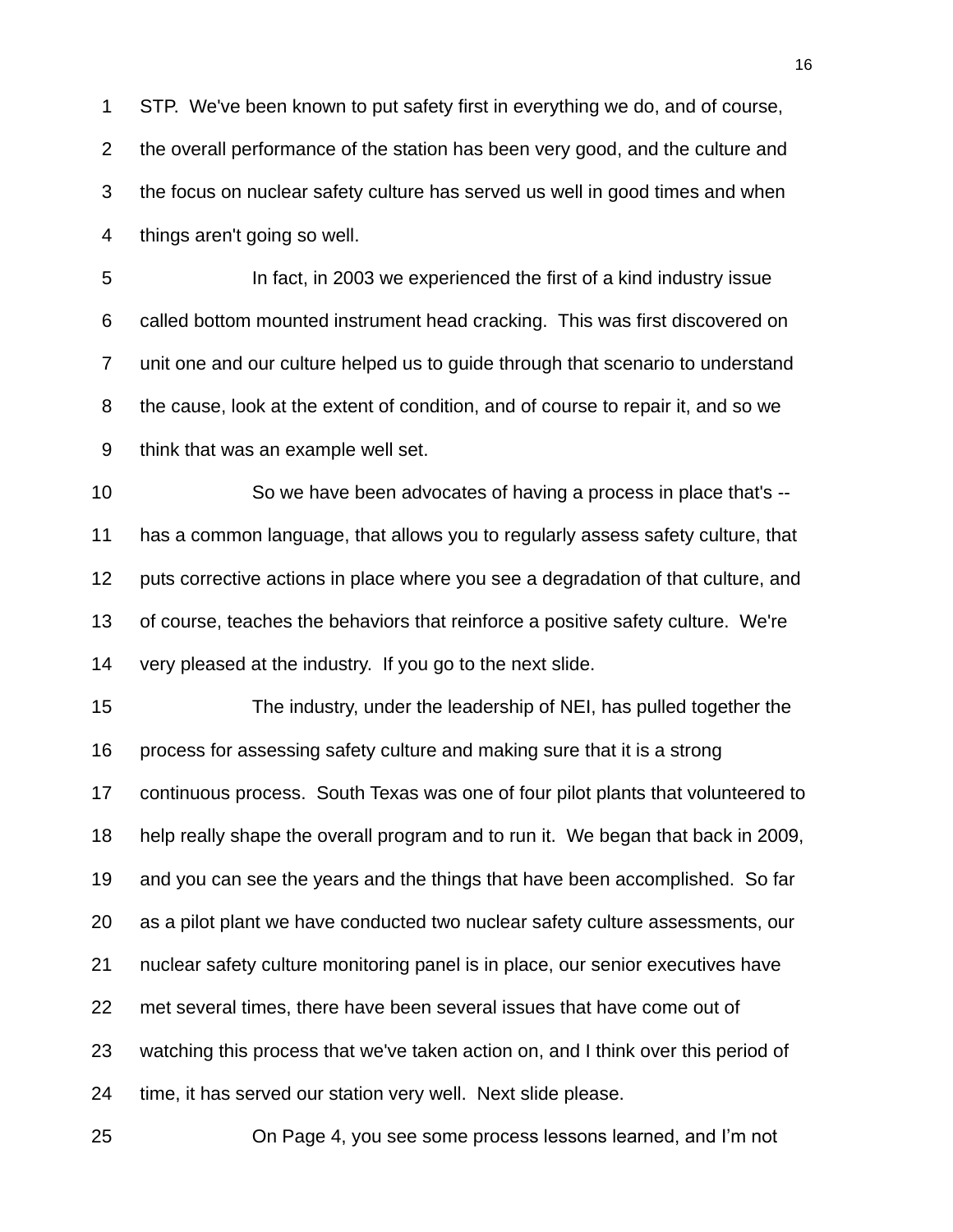STP. We've been known to put safety first in everything we do, and of course, the overall performance of the station has been very good, and the culture and the focus on nuclear safety culture has served us well in good times and when things aren't going so well.

In fact, in 2003 we experienced the first of a kind industry issue called bottom mounted instrument head cracking. This was first discovered on unit one and our culture helped us to guide through that scenario to understand the cause, look at the extent of condition, and of course to repair it, and so we think that was an example well set.

So we have been advocates of having a process in place that's -- has a common language, that allows you to regularly assess safety culture, that puts corrective actions in place where you see a degradation of that culture, and of course, teaches the behaviors that reinforce a positive safety culture. We're very pleased at the industry. If you go to the next slide.

The industry, under the leadership of NEI, has pulled together the process for assessing safety culture and making sure that it is a strong continuous process. South Texas was one of four pilot plants that volunteered to help really shape the overall program and to run it. We began that back in 2009, and you can see the years and the things that have been accomplished. So far as a pilot plant we have conducted two nuclear safety culture assessments, our nuclear safety culture monitoring panel is in place, our senior executives have met several times, there have been several issues that have come out of watching this process that we've taken action on, and I think over this period of time, it has served our station very well. Next slide please.

On Page 4, you see some process lessons learned, and I'm not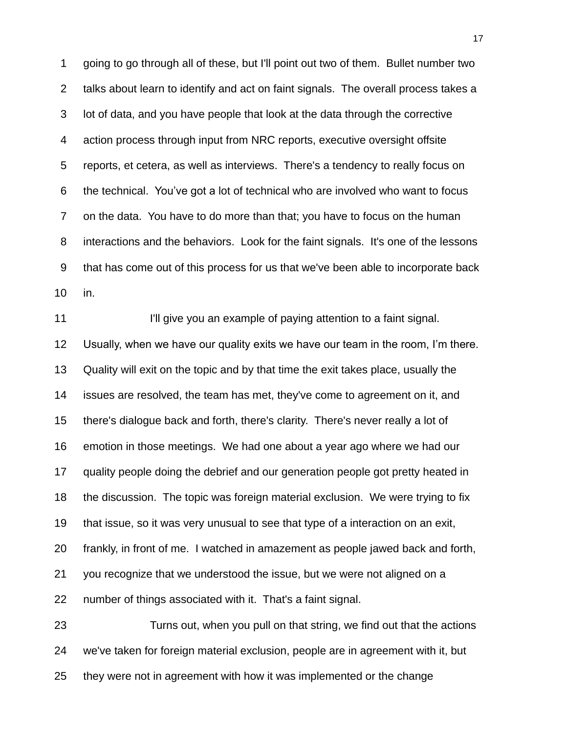going to go through all of these, but I'll point out two of them. Bullet number two talks about learn to identify and act on faint signals. The overall process takes a lot of data, and you have people that look at the data through the corrective action process through input from NRC reports, executive oversight offsite reports, et cetera, as well as interviews. There's a tendency to really focus on the technical. You've got a lot of technical who are involved who want to focus on the data. You have to do more than that; you have to focus on the human interactions and the behaviors. Look for the faint signals. It's one of the lessons that has come out of this process for us that we've been able to incorporate back in.

I'll give you an example of paying attention to a faint signal. Usually, when we have our quality exits we have our team in the room, I'm there. Quality will exit on the topic and by that time the exit takes place, usually the issues are resolved, the team has met, they've come to agreement on it, and there's dialogue back and forth, there's clarity. There's never really a lot of emotion in those meetings. We had one about a year ago where we had our quality people doing the debrief and our generation people got pretty heated in the discussion. The topic was foreign material exclusion. We were trying to fix that issue, so it was very unusual to see that type of a interaction on an exit, frankly, in front of me. I watched in amazement as people jawed back and forth, you recognize that we understood the issue, but we were not aligned on a number of things associated with it. That's a faint signal.

Turns out, when you pull on that string, we find out that the actions we've taken for foreign material exclusion, people are in agreement with it, but they were not in agreement with how it was implemented or the change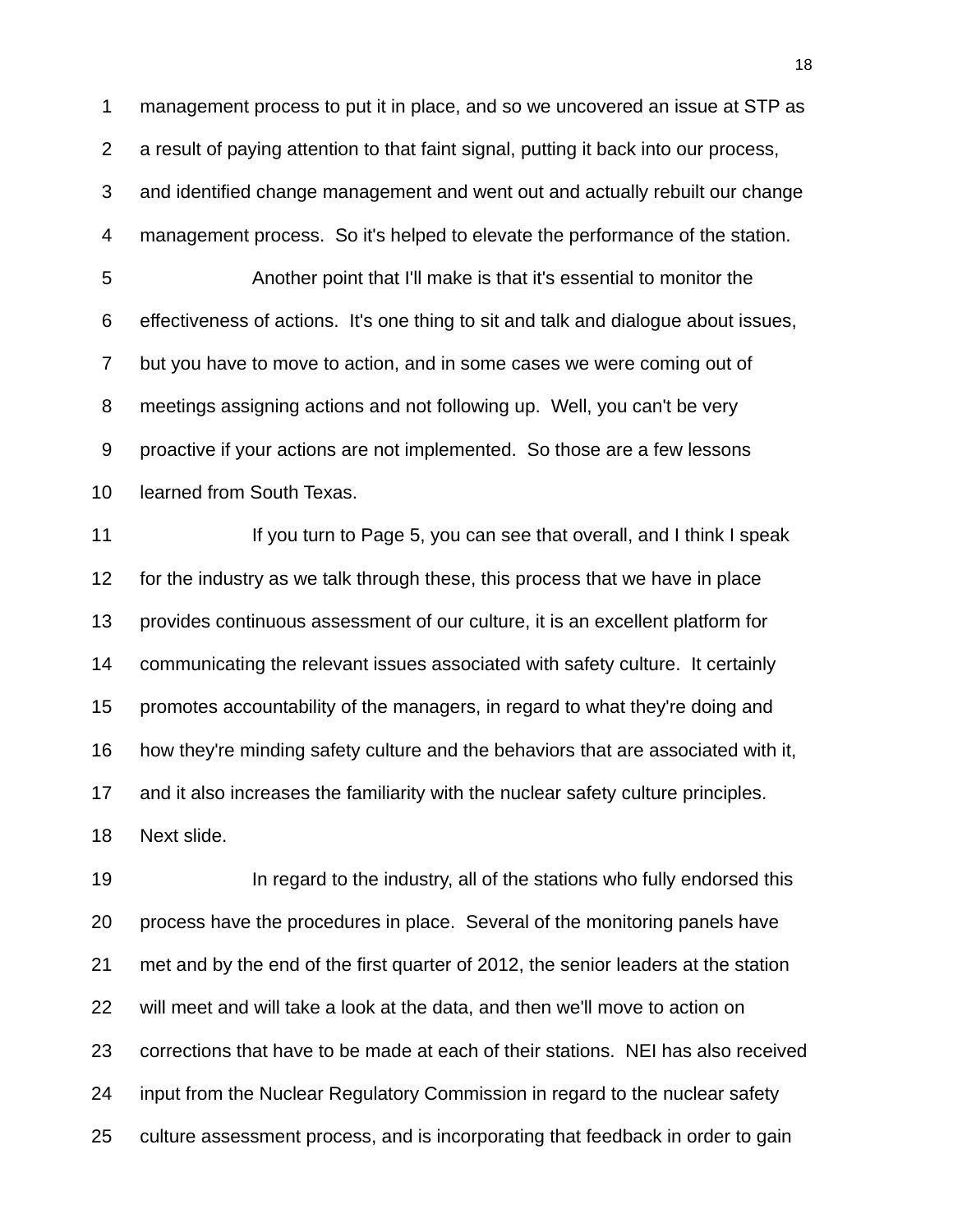1 management process to put it in place, and so we uncovered an issue at STP as
2 a result of paying attention to that faint signal, putting it back into our process,
3 and identified change management and went out and actually rebuilt our change
4 management process. So it's helped to elevate the performance of the station.
5 Another point that I'll make is that it's essential to monitor the
6 effectiveness of actions. It's one thing to sit and talk and dialogue about issues,
7 but you have to move to action, and in some cases we were coming out of
8 meetings assigning actions and not following up. Well, you can't be very
9 proactive if your actions are not implemented. So those are a few lessons
10 learned from South Texas.
11 If you turn to Page 5, you can see that overall, and I think I speak
12 for the industry as we talk through these, this process that we have in place
13 provides continuous assessment of our culture, it is an excellent platform for
14 communicating the relevant issues associated with safety culture. It certainly
15 promotes accountability of the managers, in regard to what they're doing and
16 how they're minding safety culture and the behaviors that are associated with it,
17 and it also increases the familiarity with the nuclear safety culture principles.
18 Next slide.
19 In regard to the industry, all of the stations who fully endorsed this
20 process have the procedures in place. Several of the monitoring panels have
21 met and by the end of the first quarter of 2012, the senior leaders at the station
22 will meet and will take a look at the data, and then we'll move to action on
23 corrections that have to be made at each of their stations. NEI has also received
24 input from the Nuclear Regulatory Commission in regard to the nuclear safety
25 culture assessment process, and is incorporating that feedback in order to gain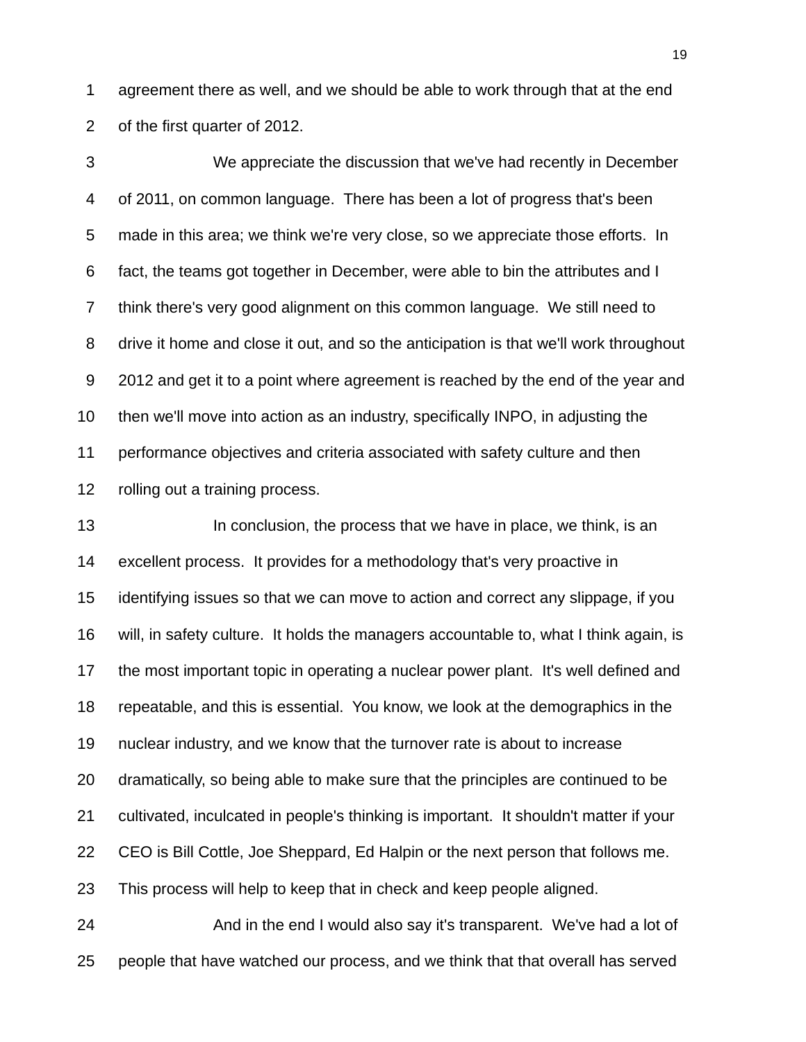agreement there as well, and we should be able to work through that at the end of the first quarter of 2012.

We appreciate the discussion that we've had recently in December of 2011, on common language. There has been a lot of progress that's been made in this area; we think we're very close, so we appreciate those efforts. In fact, the teams got together in December, were able to bin the attributes and I think there's very good alignment on this common language. We still need to drive it home and close it out, and so the anticipation is that we'll work throughout 2012 and get it to a point where agreement is reached by the end of the year and then we'll move into action as an industry, specifically INPO, in adjusting the performance objectives and criteria associated with safety culture and then rolling out a training process.

In conclusion, the process that we have in place, we think, is an excellent process. It provides for a methodology that's very proactive in identifying issues so that we can move to action and correct any slippage, if you will, in safety culture. It holds the managers accountable to, what I think again, is the most important topic in operating a nuclear power plant. It's well defined and repeatable, and this is essential. You know, we look at the demographics in the nuclear industry, and we know that the turnover rate is about to increase dramatically, so being able to make sure that the principles are continued to be cultivated, inculcated in people's thinking is important. It shouldn't matter if your CEO is Bill Cottle, Joe Sheppard, Ed Halpin or the next person that follows me. This process will help to keep that in check and keep people aligned.

And in the end I would also say it's transparent. We've had a lot of people that have watched our process, and we think that that overall has served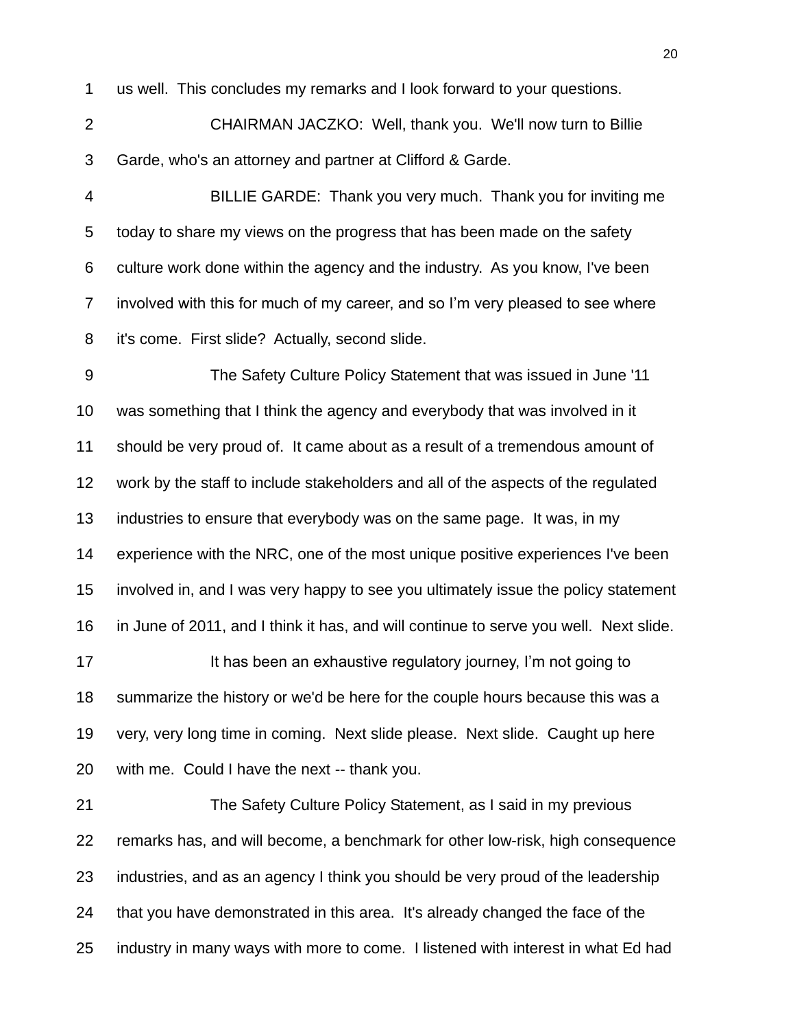us well. This concludes my remarks and I look forward to your questions.

CHAIRMAN JACZKO: Well, thank you. We'll now turn to Billie Garde, who's an attorney and partner at Clifford & Garde.

BILLIE GARDE: Thank you very much. Thank you for inviting me today to share my views on the progress that has been made on the safety culture work done within the agency and the industry. As you know, I've been involved with this for much of my career, and so I'm very pleased to see where it's come. First slide? Actually, second slide.

The Safety Culture Policy Statement that was issued in June '11 was something that I think the agency and everybody that was involved in it should be very proud of. It came about as a result of a tremendous amount of work by the staff to include stakeholders and all of the aspects of the regulated industries to ensure that everybody was on the same page. It was, in my experience with the NRC, one of the most unique positive experiences I've been involved in, and I was very happy to see you ultimately issue the policy statement in June of 2011, and I think it has, and will continue to serve you well. Next slide.

It has been an exhaustive regulatory journey, I'm not going to summarize the history or we'd be here for the couple hours because this was a very, very long time in coming. Next slide please. Next slide. Caught up here with me. Could I have the next -- thank you.

The Safety Culture Policy Statement, as I said in my previous remarks has, and will become, a benchmark for other low-risk, high consequence industries, and as an agency I think you should be very proud of the leadership that you have demonstrated in this area. It's already changed the face of the industry in many ways with more to come. I listened with interest in what Ed had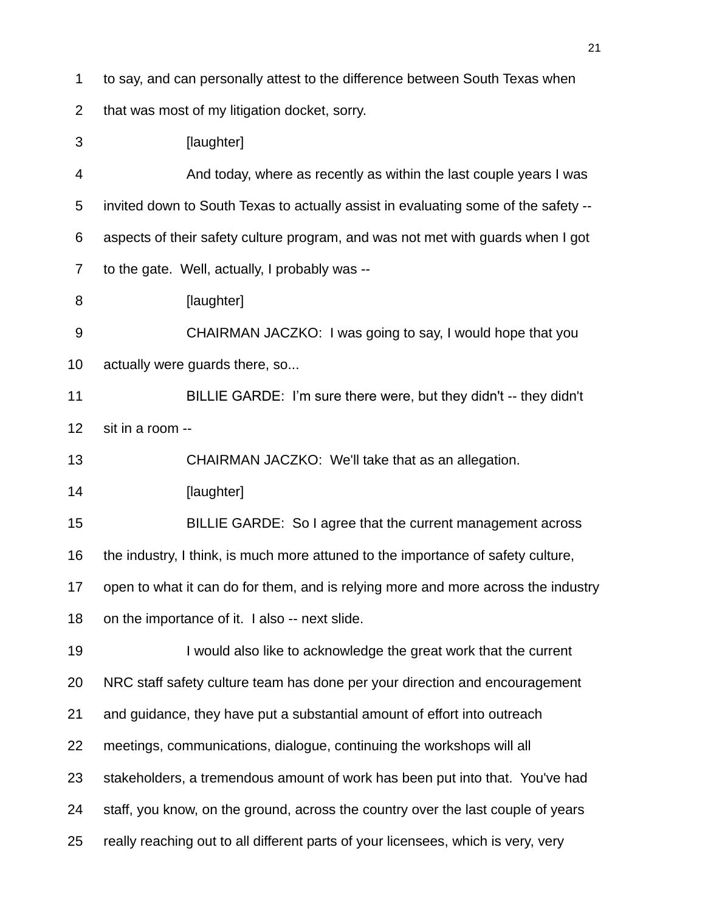to say, and can personally attest to the difference between South Texas when that was most of my litigation docket, sorry.

[laughter]

And today, where as recently as within the last couple years I was invited down to South Texas to actually assist in evaluating some of the safety -- aspects of their safety culture program, and was not met with guards when I got to the gate. Well, actually, I probably was --

[laughter]

CHAIRMAN JACZKO: I was going to say, I would hope that you actually were guards there, so...

BILLIE GARDE: I'm sure there were, but they didn't -- they didn't sit in a room --

CHAIRMAN JACZKO: We'll take that as an allegation.

[laughter]

BILLIE GARDE: So I agree that the current management across the industry, I think, is much more attuned to the importance of safety culture, open to what it can do for them, and is relying more and more across the industry on the importance of it. I also -- next slide.

I would also like to acknowledge the great work that the current NRC staff safety culture team has done per your direction and encouragement and guidance, they have put a substantial amount of effort into outreach meetings, communications, dialogue, continuing the workshops will all stakeholders, a tremendous amount of work has been put into that. You've had staff, you know, on the ground, across the country over the last couple of years really reaching out to all different parts of your licensees, which is very, very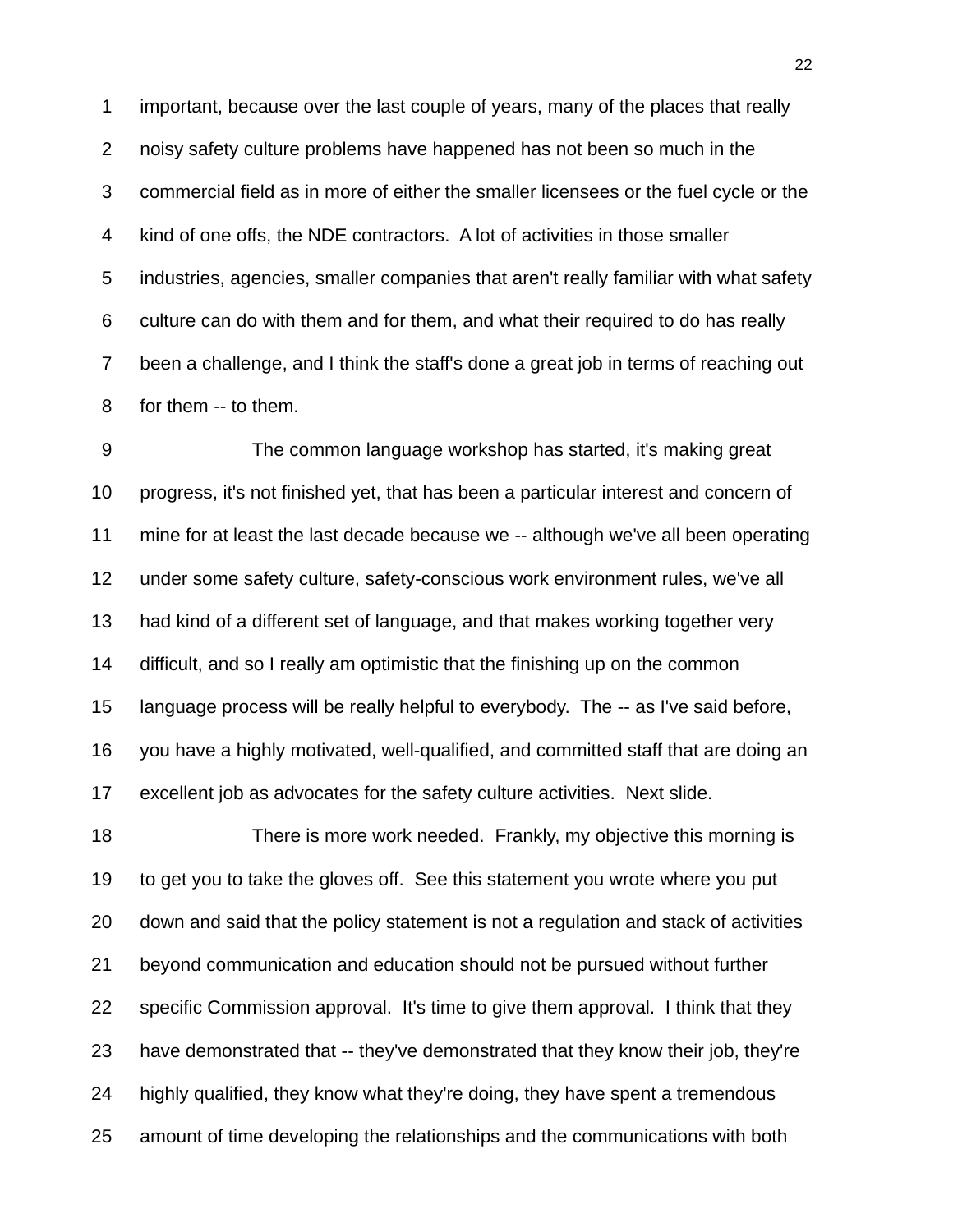important, because over the last couple of years, many of the places that really noisy safety culture problems have happened has not been so much in the commercial field as in more of either the smaller licensees or the fuel cycle or the kind of one offs, the NDE contractors. A lot of activities in those smaller industries, agencies, smaller companies that aren't really familiar with what safety culture can do with them and for them, and what their required to do has really been a challenge, and I think the staff's done a great job in terms of reaching out for them -- to them.

The common language workshop has started, it's making great progress, it's not finished yet, that has been a particular interest and concern of mine for at least the last decade because we -- although we've all been operating under some safety culture, safety-conscious work environment rules, we've all had kind of a different set of language, and that makes working together very difficult, and so I really am optimistic that the finishing up on the common language process will be really helpful to everybody. The -- as I've said before, you have a highly motivated, well-qualified, and committed staff that are doing an excellent job as advocates for the safety culture activities. Next slide.

There is more work needed. Frankly, my objective this morning is to get you to take the gloves off. See this statement you wrote where you put down and said that the policy statement is not a regulation and stack of activities beyond communication and education should not be pursued without further specific Commission approval. It's time to give them approval. I think that they have demonstrated that -- they've demonstrated that they know their job, they're highly qualified, they know what they're doing, they have spent a tremendous amount of time developing the relationships and the communications with both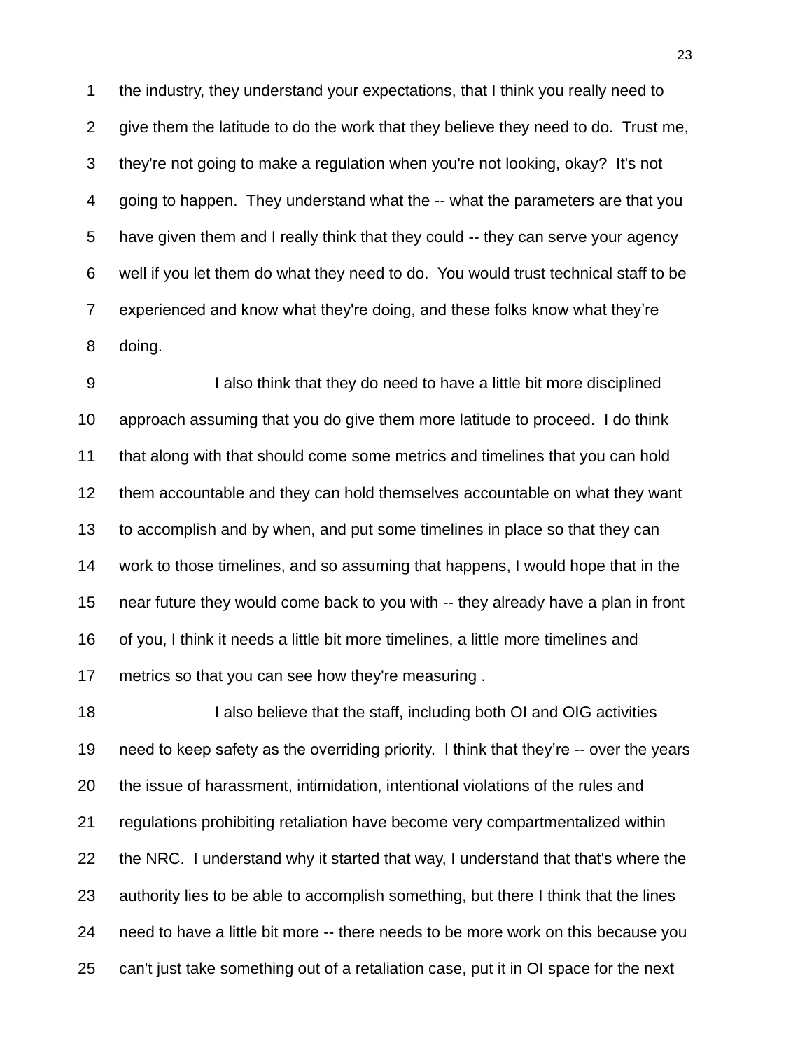the industry, they understand your expectations, that I think you really need to give them the latitude to do the work that they believe they need to do. Trust me, they're not going to make a regulation when you're not looking, okay? It's not going to happen. They understand what the -- what the parameters are that you have given them and I really think that they could -- they can serve your agency well if you let them do what they need to do. You would trust technical staff to be experienced and know what they're doing, and these folks know what they're doing.

I also think that they do need to have a little bit more disciplined approach assuming that you do give them more latitude to proceed. I do think that along with that should come some metrics and timelines that you can hold them accountable and they can hold themselves accountable on what they want to accomplish and by when, and put some timelines in place so that they can work to those timelines, and so assuming that happens, I would hope that in the near future they would come back to you with -- they already have a plan in front of you, I think it needs a little bit more timelines, a little more timelines and metrics so that you can see how they're measuring .

I also believe that the staff, including both OI and OIG activities need to keep safety as the overriding priority. I think that they're -- over the years the issue of harassment, intimidation, intentional violations of the rules and regulations prohibiting retaliation have become very compartmentalized within the NRC. I understand why it started that way, I understand that that's where the authority lies to be able to accomplish something, but there I think that the lines need to have a little bit more -- there needs to be more work on this because you can't just take something out of a retaliation case, put it in OI space for the next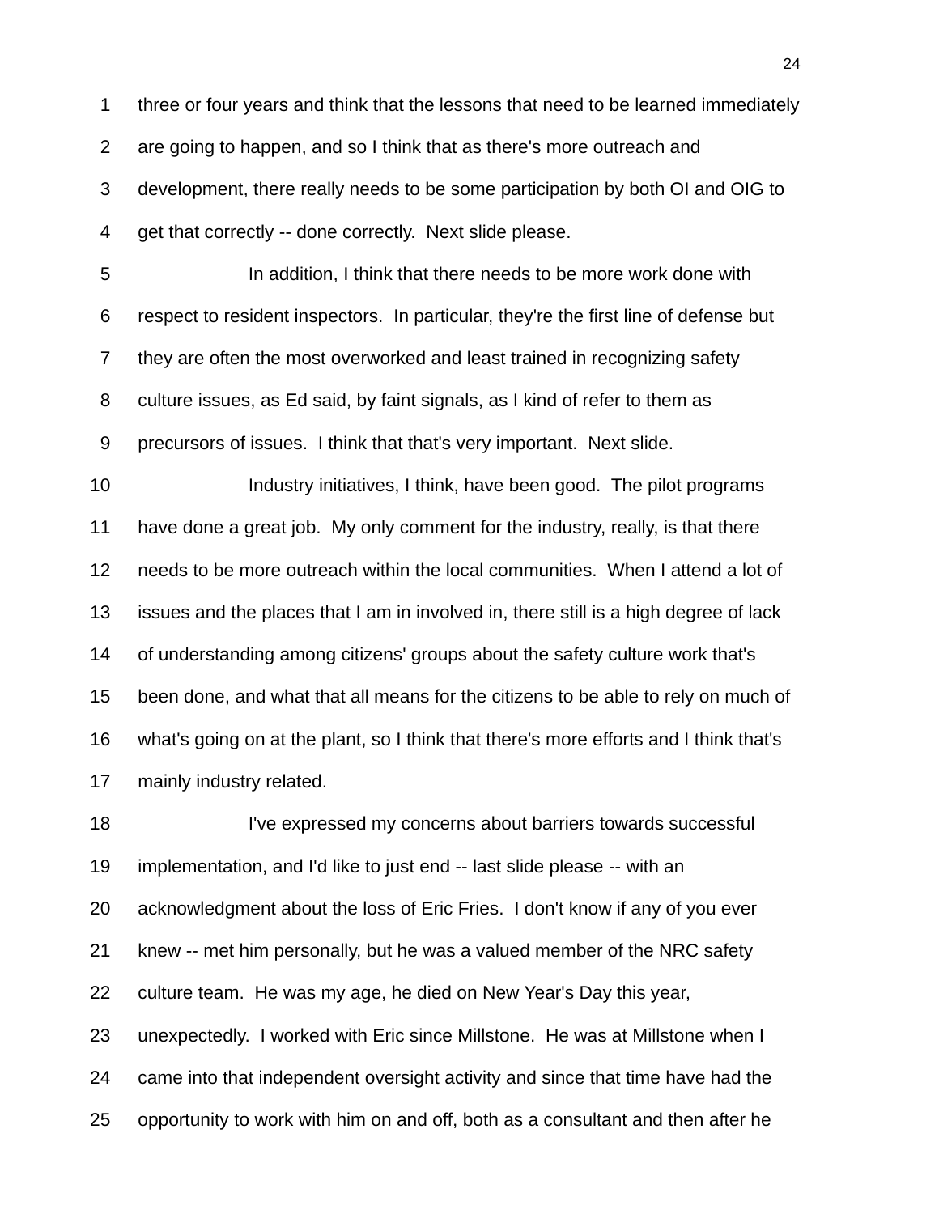three or four years and think that the lessons that need to be learned immediately are going to happen, and so I think that as there's more outreach and development, there really needs to be some participation by both OI and OIG to get that correctly -- done correctly. Next slide please.

In addition, I think that there needs to be more work done with respect to resident inspectors. In particular, they're the first line of defense but they are often the most overworked and least trained in recognizing safety culture issues, as Ed said, by faint signals, as I kind of refer to them as precursors of issues. I think that that's very important. Next slide.

Industry initiatives, I think, have been good. The pilot programs have done a great job. My only comment for the industry, really, is that there needs to be more outreach within the local communities. When I attend a lot of issues and the places that I am in involved in, there still is a high degree of lack of understanding among citizens' groups about the safety culture work that's been done, and what that all means for the citizens to be able to rely on much of what's going on at the plant, so I think that there's more efforts and I think that's mainly industry related.

I've expressed my concerns about barriers towards successful implementation, and I'd like to just end -- last slide please -- with an acknowledgment about the loss of Eric Fries. I don't know if any of you ever knew -- met him personally, but he was a valued member of the NRC safety culture team. He was my age, he died on New Year's Day this year, unexpectedly. I worked with Eric since Millstone. He was at Millstone when I came into that independent oversight activity and since that time have had the opportunity to work with him on and off, both as a consultant and then after he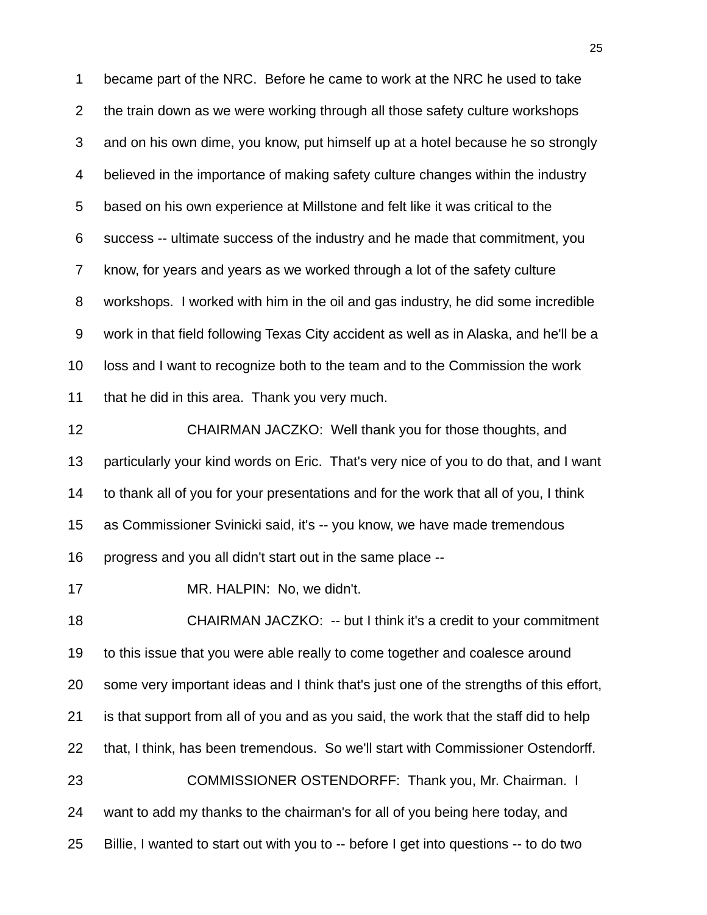1 became part of the NRC. Before he came to work at the NRC he used to take

2 the train down as we were working through all those safety culture workshops

3 and on his own dime, you know, put himself up at a hotel because he so strongly

4 believed in the importance of making safety culture changes within the industry

5 based on his own experience at Millstone and felt like it was critical to the

6 success -- ultimate success of the industry and he made that commitment, you

7 know, for years and years as we worked through a lot of the safety culture

8 workshops. I worked with him in the oil and gas industry, he did some incredible

9 work in that field following Texas City accident as well as in Alaska, and he'll be a

10 loss and I want to recognize both to the team and to the Commission the work

11 that he did in this area. Thank you very much.

12 CHAIRMAN JACZKO: Well thank you for those thoughts, and

13 particularly your kind words on Eric. That's very nice of you to do that, and I want

14 to thank all of you for your presentations and for the work that all of you, I think

15 as Commissioner Svinicki said, it's -- you know, we have made tremendous

16 progress and you all didn't start out in the same place --

17 MR. HALPIN: No, we didn't.

18 CHAIRMAN JACZKO: -- but I think it's a credit to your commitment

19 to this issue that you were able really to come together and coalesce around

20 some very important ideas and I think that's just one of the strengths of this effort,

21 is that support from all of you and as you said, the work that the staff did to help

22 that, I think, has been tremendous. So we'll start with Commissioner Ostendorff.

23 COMMISSIONER OSTENDORFF: Thank you, Mr. Chairman. I

24 want to add my thanks to the chairman's for all of you being here today, and

25 Billie, I wanted to start out with you to -- before I get into questions -- to do two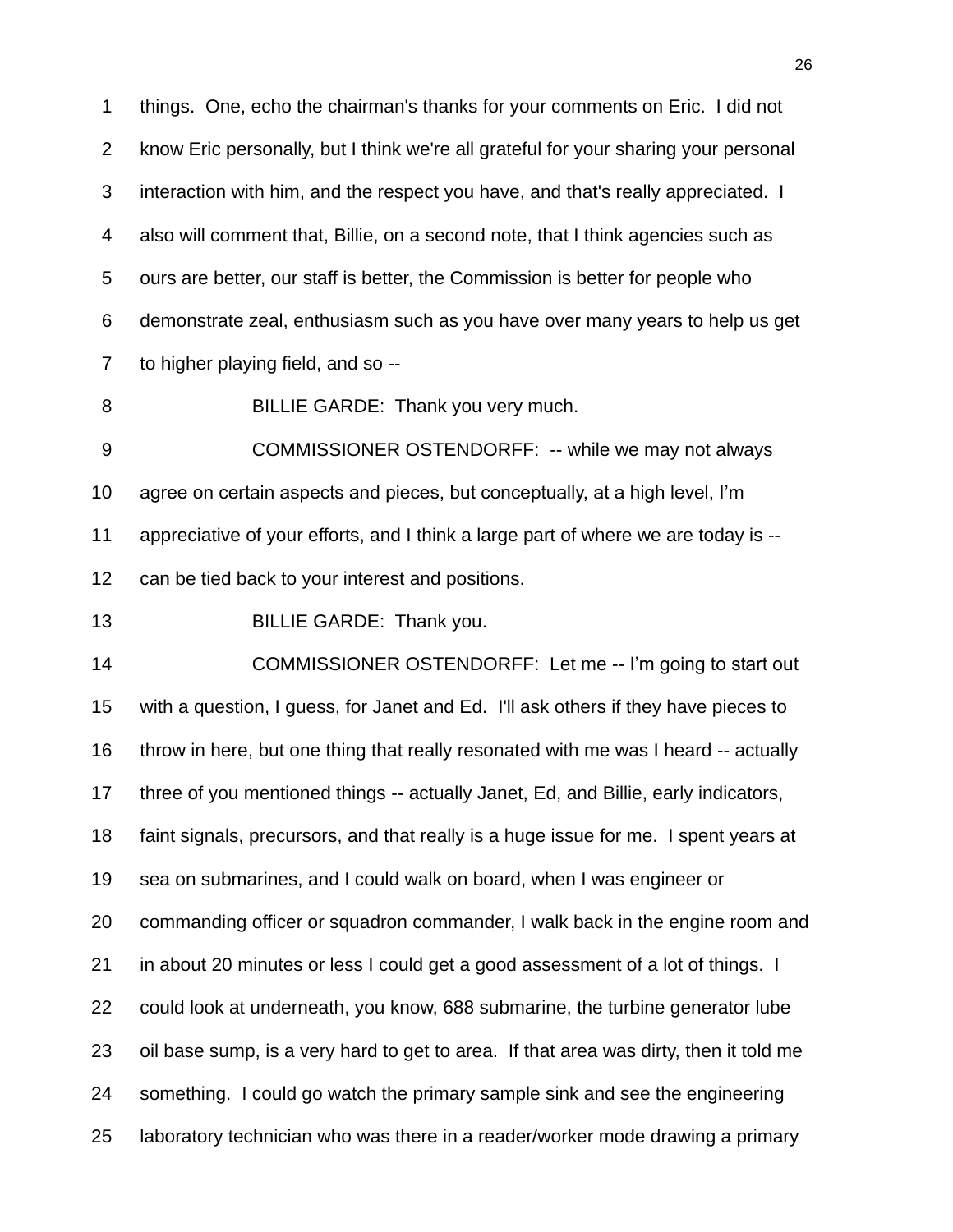1 things. One, echo the chairman's thanks for your comments on Eric. I did not
2 know Eric personally, but I think we're all grateful for your sharing your personal
3 interaction with him, and the respect you have, and that's really appreciated. I
4 also will comment that, Billie, on a second note, that I think agencies such as
5 ours are better, our staff is better, the Commission is better for people who
6 demonstrate zeal, enthusiasm such as you have over many years to help us get
7 to higher playing field, and so --

8 BILLIE GARDE: Thank you very much.

9 COMMISSIONER OSTENDORFF: -- while we may not always
10 agree on certain aspects and pieces, but conceptually, at a high level, I'm
11 appreciative of your efforts, and I think a large part of where we are today is --
12 can be tied back to your interest and positions.

13 BILLIE GARDE: Thank you.

14 COMMISSIONER OSTENDORFF: Let me -- I'm going to start out
15 with a question, I guess, for Janet and Ed. I'll ask others if they have pieces to
16 throw in here, but one thing that really resonated with me was I heard -- actually
17 three of you mentioned things -- actually Janet, Ed, and Billie, early indicators,
18 faint signals, precursors, and that really is a huge issue for me. I spent years at
19 sea on submarines, and I could walk on board, when I was engineer or
20 commanding officer or squadron commander, I walk back in the engine room and
21 in about 20 minutes or less I could get a good assessment of a lot of things. I
22 could look at underneath, you know, 688 submarine, the turbine generator lube
23 oil base sump, is a very hard to get to area. If that area was dirty, then it told me
24 something. I could go watch the primary sample sink and see the engineering
25 laboratory technician who was there in a reader/worker mode drawing a primary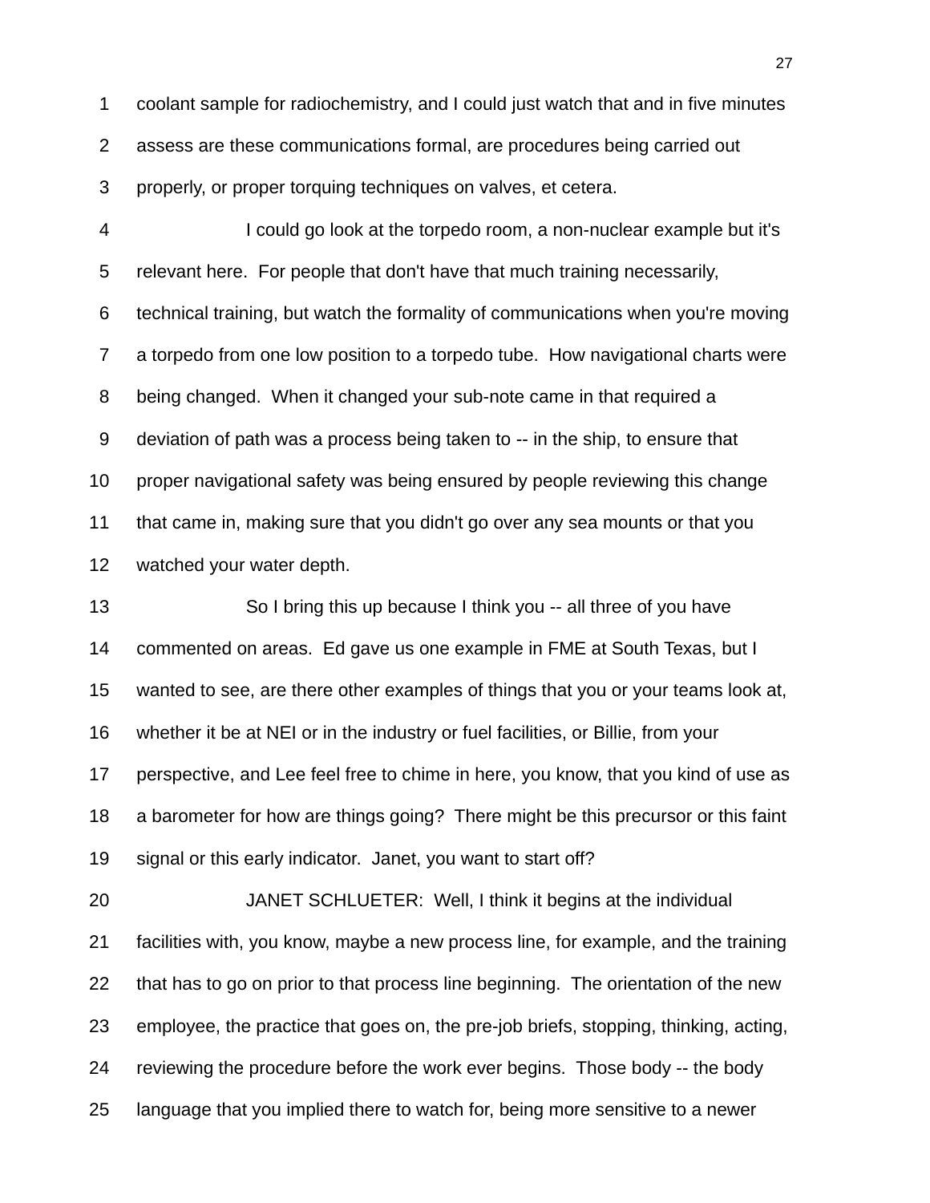coolant sample for radiochemistry, and I could just watch that and in five minutes assess are these communications formal, are procedures being carried out properly, or proper torquing techniques on valves, et cetera.

I could go look at the torpedo room, a non-nuclear example but it's relevant here. For people that don't have that much training necessarily, technical training, but watch the formality of communications when you're moving a torpedo from one low position to a torpedo tube. How navigational charts were being changed. When it changed your sub-note came in that required a deviation of path was a process being taken to -- in the ship, to ensure that proper navigational safety was being ensured by people reviewing this change that came in, making sure that you didn't go over any sea mounts or that you watched your water depth.

So I bring this up because I think you -- all three of you have commented on areas. Ed gave us one example in FME at South Texas, but I wanted to see, are there other examples of things that you or your teams look at, whether it be at NEI or in the industry or fuel facilities, or Billie, from your perspective, and Lee feel free to chime in here, you know, that you kind of use as a barometer for how are things going? There might be this precursor or this faint signal or this early indicator. Janet, you want to start off?

JANET SCHLUETER: Well, I think it begins at the individual facilities with, you know, maybe a new process line, for example, and the training that has to go on prior to that process line beginning. The orientation of the new employee, the practice that goes on, the pre-job briefs, stopping, thinking, acting, reviewing the procedure before the work ever begins. Those body -- the body language that you implied there to watch for, being more sensitive to a newer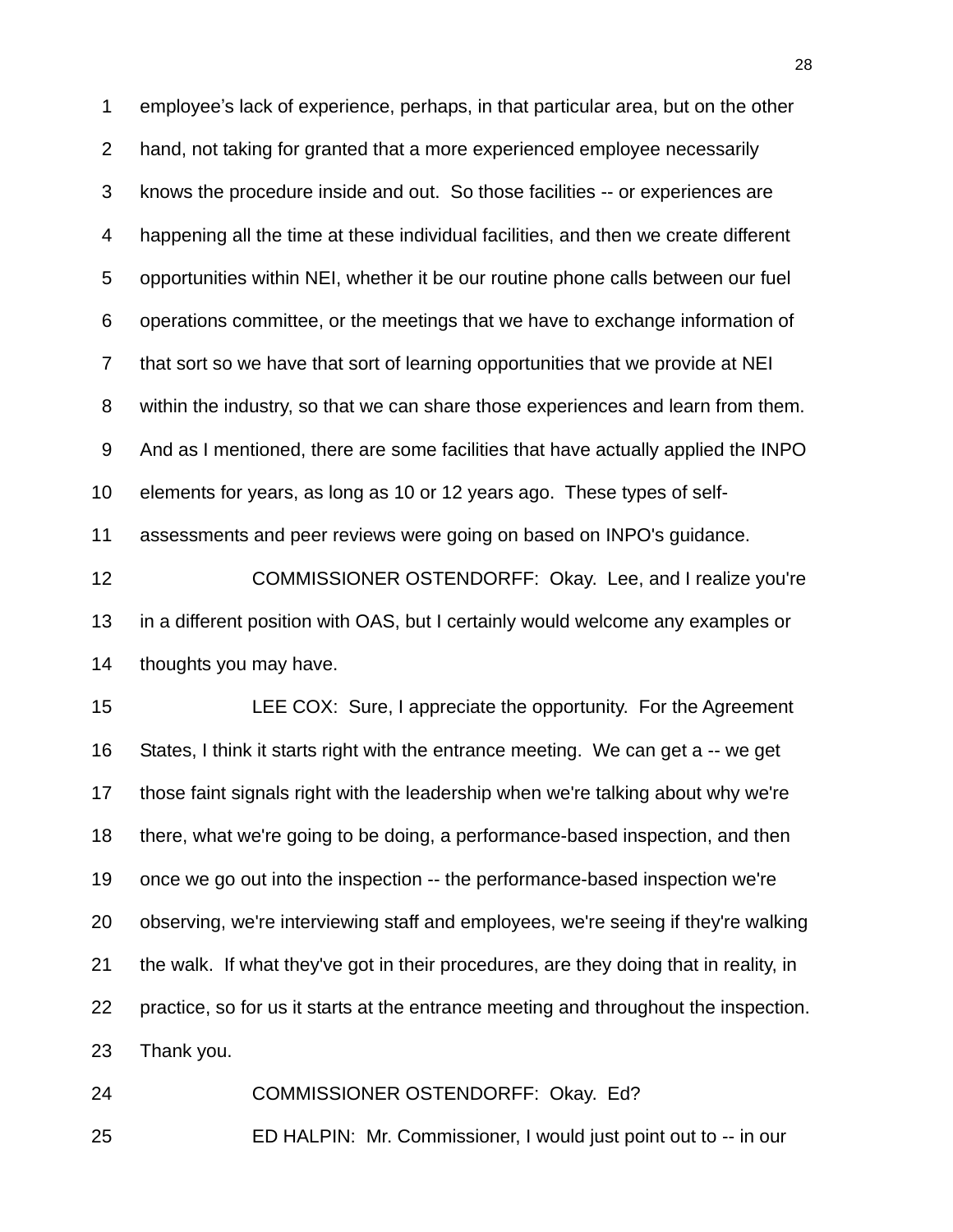employee's lack of experience, perhaps, in that particular area, but on the other hand, not taking for granted that a more experienced employee necessarily knows the procedure inside and out. So those facilities -- or experiences are happening all the time at these individual facilities, and then we create different opportunities within NEI, whether it be our routine phone calls between our fuel operations committee, or the meetings that we have to exchange information of that sort so we have that sort of learning opportunities that we provide at NEI within the industry, so that we can share those experiences and learn from them. And as I mentioned, there are some facilities that have actually applied the INPO elements for years, as long as 10 or 12 years ago. These types of self-assessments and peer reviews were going on based on INPO's guidance.

COMMISSIONER OSTENDORFF: Okay. Lee, and I realize you're in a different position with OAS, but I certainly would welcome any examples or thoughts you may have.

LEE COX: Sure, I appreciate the opportunity. For the Agreement States, I think it starts right with the entrance meeting. We can get a -- we get those faint signals right with the leadership when we're talking about why we're there, what we're going to be doing, a performance-based inspection, and then once we go out into the inspection -- the performance-based inspection we're observing, we're interviewing staff and employees, we're seeing if they're walking the walk. If what they've got in their procedures, are they doing that in reality, in practice, so for us it starts at the entrance meeting and throughout the inspection. Thank you.

COMMISSIONER OSTENDORFF: Okay. Ed?

ED HALPIN: Mr. Commissioner, I would just point out to -- in our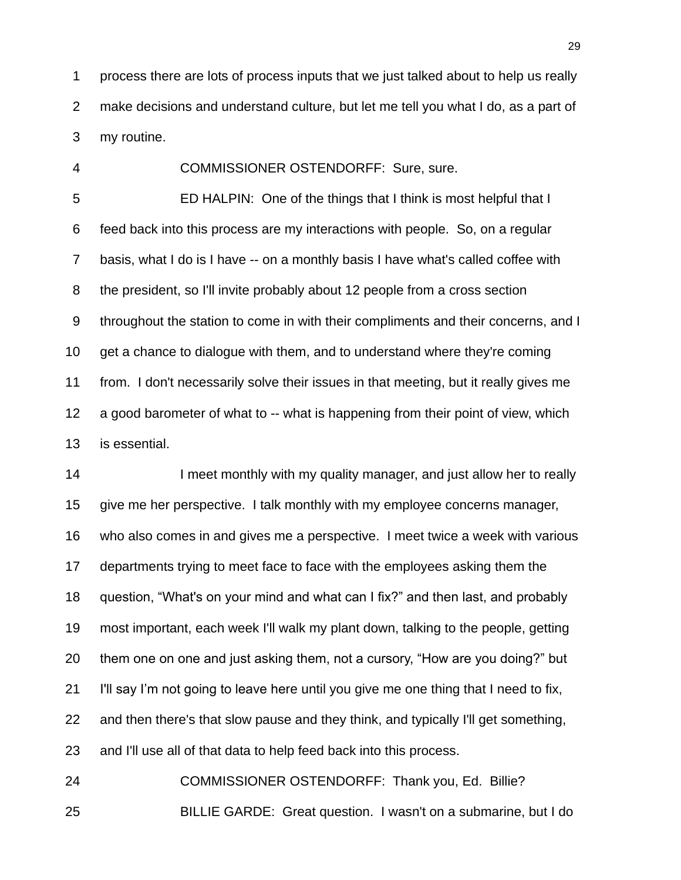process there are lots of process inputs that we just talked about to help us really make decisions and understand culture, but let me tell you what I do, as a part of my routine.

COMMISSIONER OSTENDORFF: Sure, sure.

ED HALPIN: One of the things that I think is most helpful that I feed back into this process are my interactions with people. So, on a regular basis, what I do is I have -- on a monthly basis I have what's called coffee with the president, so I'll invite probably about 12 people from a cross section throughout the station to come in with their compliments and their concerns, and I get a chance to dialogue with them, and to understand where they're coming from. I don't necessarily solve their issues in that meeting, but it really gives me a good barometer of what to -- what is happening from their point of view, which is essential.

I meet monthly with my quality manager, and just allow her to really give me her perspective. I talk monthly with my employee concerns manager, who also comes in and gives me a perspective. I meet twice a week with various departments trying to meet face to face with the employees asking them the question, “What's on your mind and what can I fix?” and then last, and probably most important, each week I'll walk my plant down, talking to the people, getting them one on one and just asking them, not a cursory, “How are you doing?” but I'll say I’m not going to leave here until you give me one thing that I need to fix, and then there's that slow pause and they think, and typically I'll get something, and I'll use all of that data to help feed back into this process.

COMMISSIONER OSTENDORFF: Thank you, Ed. Billie?

BILLIE GARDE: Great question. I wasn't on a submarine, but I do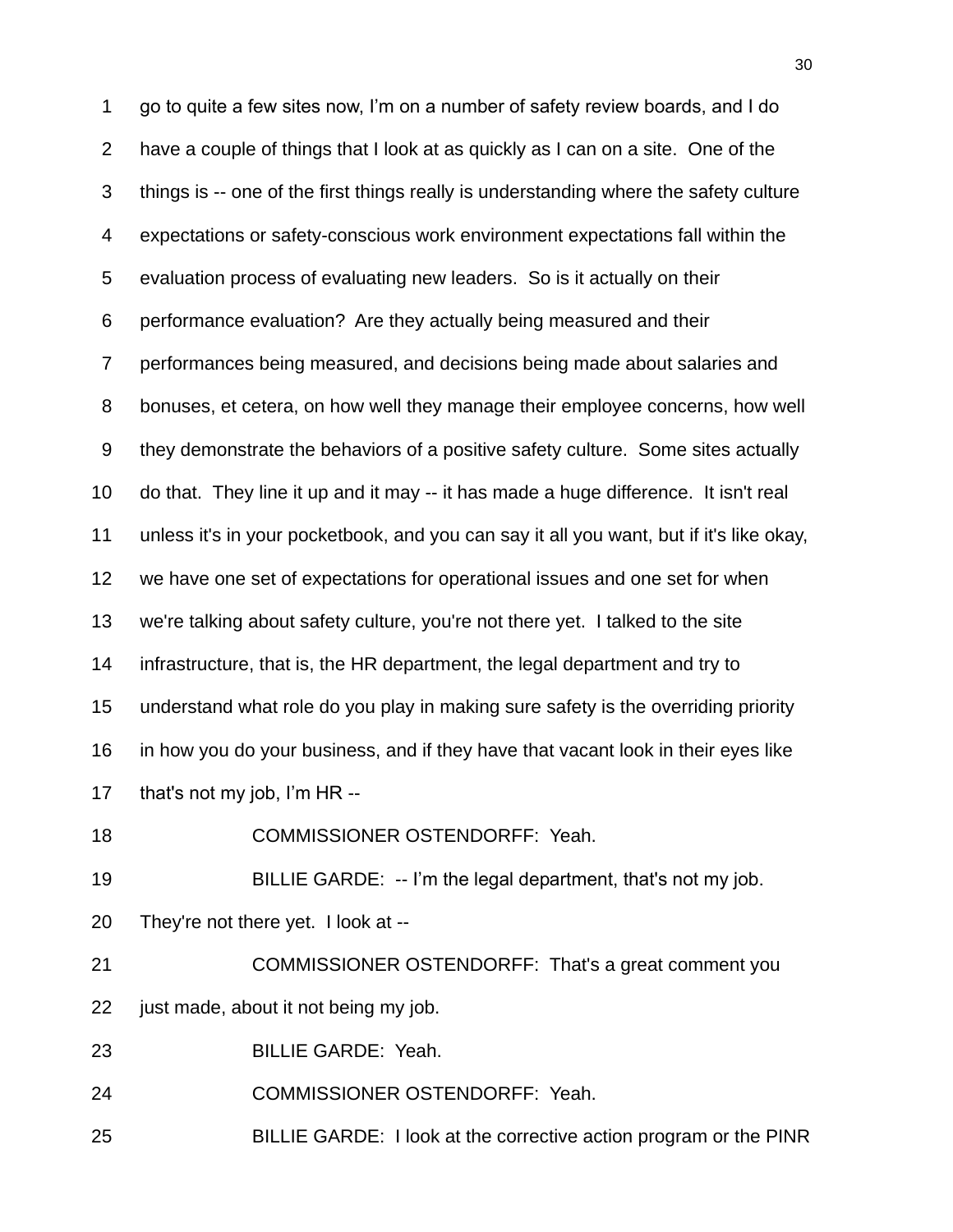go to quite a few sites now, I'm on a number of safety review boards, and I do have a couple of things that I look at as quickly as I can on a site. One of the things is -- one of the first things really is understanding where the safety culture expectations or safety-conscious work environment expectations fall within the evaluation process of evaluating new leaders. So is it actually on their performance evaluation? Are they actually being measured and their performances being measured, and decisions being made about salaries and bonuses, et cetera, on how well they manage their employee concerns, how well they demonstrate the behaviors of a positive safety culture. Some sites actually do that. They line it up and it may -- it has made a huge difference. It isn't real unless it's in your pocketbook, and you can say it all you want, but if it's like okay, we have one set of expectations for operational issues and one set for when we're talking about safety culture, you're not there yet. I talked to the site infrastructure, that is, the HR department, the legal department and try to understand what role do you play in making sure safety is the overriding priority in how you do your business, and if they have that vacant look in their eyes like that's not my job, I'm HR --

COMMISSIONER OSTENDORFF: Yeah.

BILLIE GARDE: -- I'm the legal department, that's not my job. They're not there yet. I look at --

COMMISSIONER OSTENDORFF: That's a great comment you just made, about it not being my job.

BILLIE GARDE: Yeah.

COMMISSIONER OSTENDORFF: Yeah.

BILLIE GARDE: I look at the corrective action program or the PINR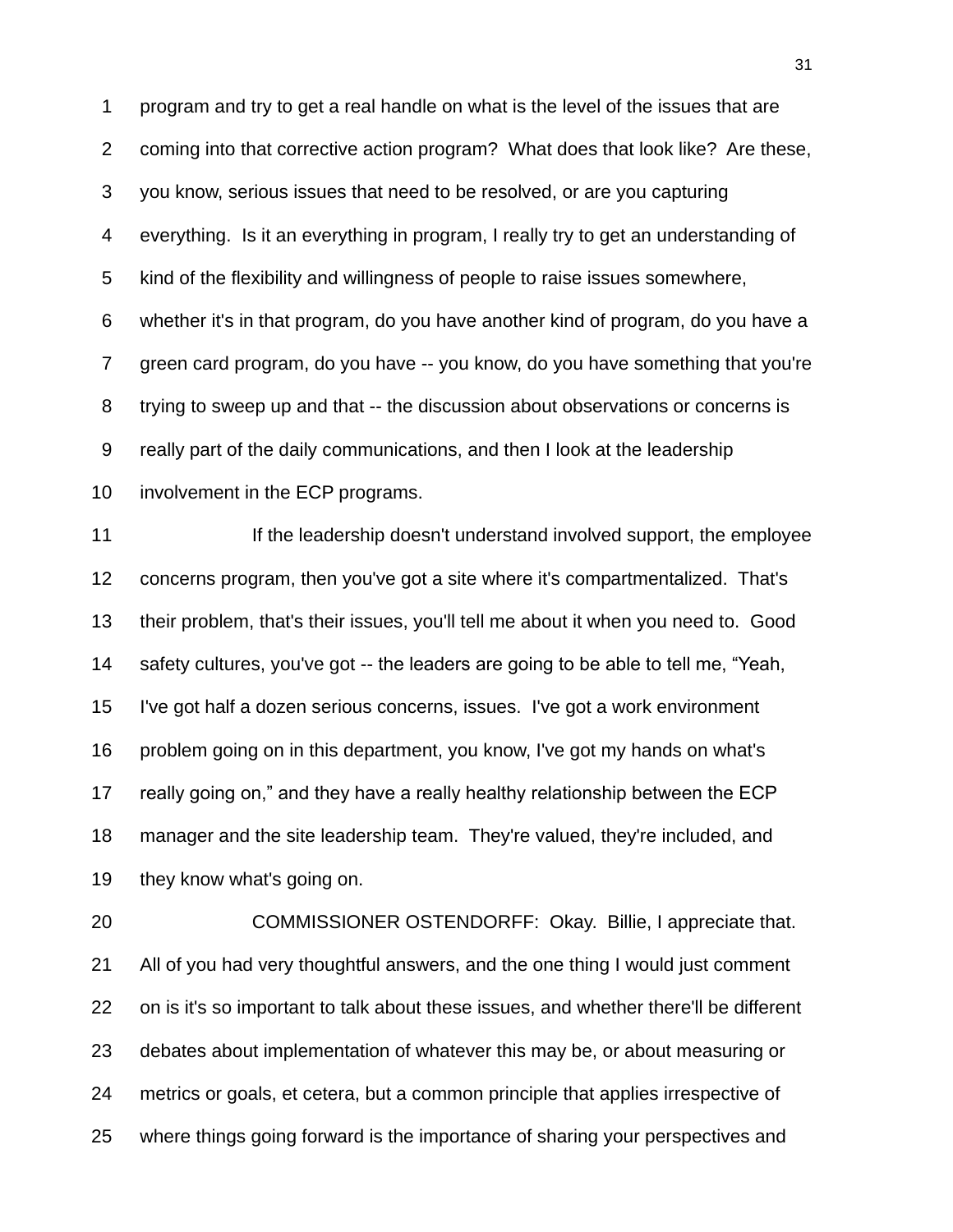program and try to get a real handle on what is the level of the issues that are coming into that corrective action program? What does that look like? Are these, you know, serious issues that need to be resolved, or are you capturing everything. Is it an everything in program, I really try to get an understanding of kind of the flexibility and willingness of people to raise issues somewhere, whether it's in that program, do you have another kind of program, do you have a green card program, do you have -- you know, do you have something that you're trying to sweep up and that -- the discussion about observations or concerns is really part of the daily communications, and then I look at the leadership involvement in the ECP programs.

If the leadership doesn't understand involved support, the employee concerns program, then you've got a site where it's compartmentalized. That's their problem, that's their issues, you'll tell me about it when you need to. Good safety cultures, you've got -- the leaders are going to be able to tell me, "Yeah, I've got half a dozen serious concerns, issues. I've got a work environment problem going on in this department, you know, I've got my hands on what's really going on," and they have a really healthy relationship between the ECP manager and the site leadership team. They're valued, they're included, and they know what's going on.

COMMISSIONER OSTENDORFF: Okay. Billie, I appreciate that. All of you had very thoughtful answers, and the one thing I would just comment on is it's so important to talk about these issues, and whether there'll be different debates about implementation of whatever this may be, or about measuring or metrics or goals, et cetera, but a common principle that applies irrespective of where things going forward is the importance of sharing your perspectives and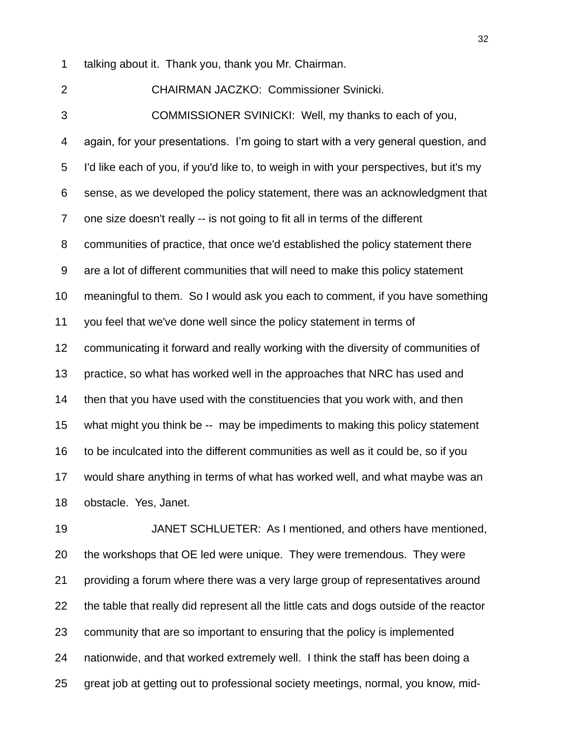talking about it. Thank you, thank you Mr. Chairman.

CHAIRMAN JACZKO: Commissioner Svinicki.

COMMISSIONER SVINICKI: Well, my thanks to each of you, again, for your presentations. I'm going to start with a very general question, and I'd like each of you, if you'd like to, to weigh in with your perspectives, but it's my sense, as we developed the policy statement, there was an acknowledgment that one size doesn't really -- is not going to fit all in terms of the different communities of practice, that once we'd established the policy statement there are a lot of different communities that will need to make this policy statement meaningful to them. So I would ask you each to comment, if you have something you feel that we've done well since the policy statement in terms of communicating it forward and really working with the diversity of communities of practice, so what has worked well in the approaches that NRC has used and then that you have used with the constituencies that you work with, and then what might you think be -- may be impediments to making this policy statement to be inculcated into the different communities as well as it could be, so if you would share anything in terms of what has worked well, and what maybe was an obstacle. Yes, Janet.

JANET SCHLUETER: As I mentioned, and others have mentioned, the workshops that OE led were unique. They were tremendous. They were providing a forum where there was a very large group of representatives around the table that really did represent all the little cats and dogs outside of the reactor community that are so important to ensuring that the policy is implemented nationwide, and that worked extremely well. I think the staff has been doing a great job at getting out to professional society meetings, normal, you know, mid-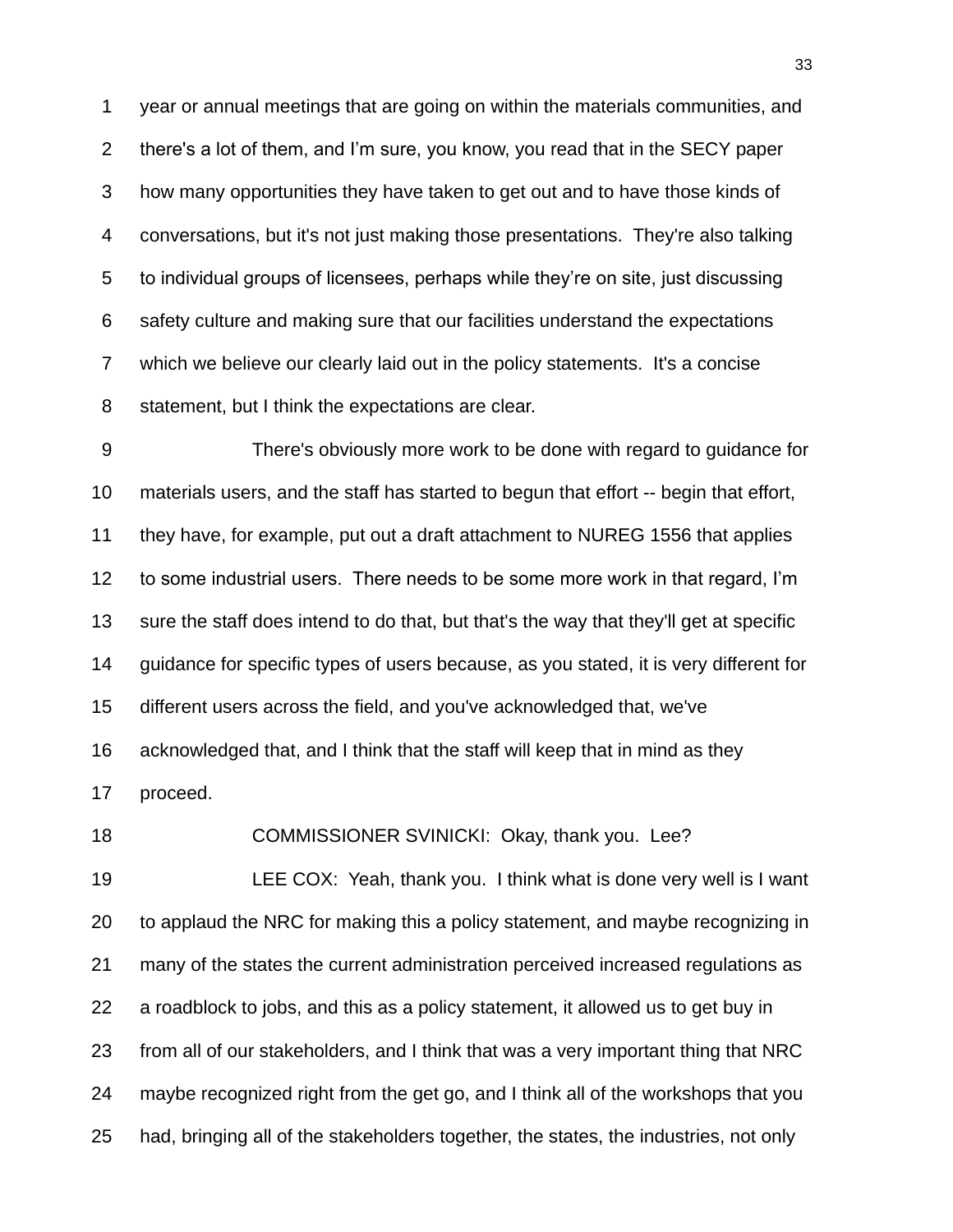year or annual meetings that are going on within the materials communities, and there's a lot of them, and I'm sure, you know, you read that in the SECY paper how many opportunities they have taken to get out and to have those kinds of conversations, but it's not just making those presentations. They're also talking to individual groups of licensees, perhaps while they're on site, just discussing safety culture and making sure that our facilities understand the expectations which we believe our clearly laid out in the policy statements. It's a concise statement, but I think the expectations are clear.

There's obviously more work to be done with regard to guidance for materials users, and the staff has started to begun that effort -- begin that effort, they have, for example, put out a draft attachment to NUREG 1556 that applies to some industrial users. There needs to be some more work in that regard, I'm sure the staff does intend to do that, but that's the way that they'll get at specific guidance for specific types of users because, as you stated, it is very different for different users across the field, and you've acknowledged that, we've acknowledged that, and I think that the staff will keep that in mind as they proceed.

COMMISSIONER SVINICKI: Okay, thank you. Lee?

LEE COX: Yeah, thank you. I think what is done very well is I want to applaud the NRC for making this a policy statement, and maybe recognizing in many of the states the current administration perceived increased regulations as a roadblock to jobs, and this as a policy statement, it allowed us to get buy in from all of our stakeholders, and I think that was a very important thing that NRC maybe recognized right from the get go, and I think all of the workshops that you had, bringing all of the stakeholders together, the states, the industries, not only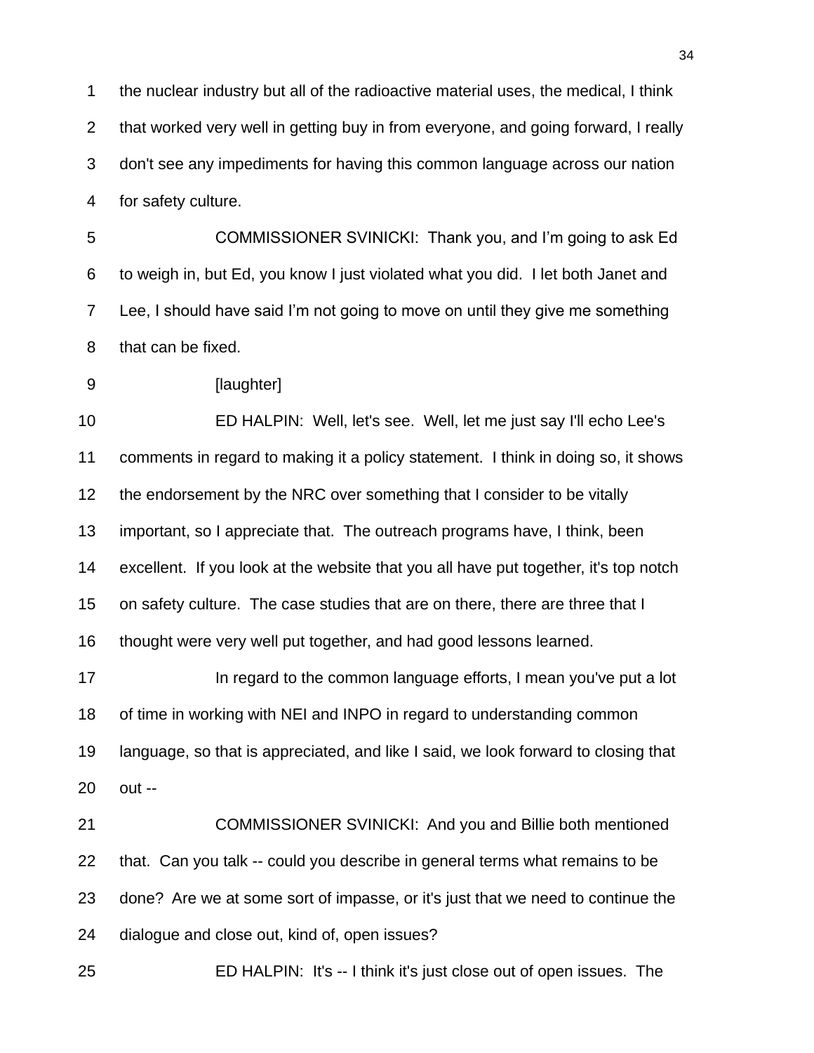1 the nuclear industry but all of the radioactive material uses, the medical, I think
2 that worked very well in getting buy in from everyone, and going forward, I really
3 don't see any impediments for having this common language across our nation
4 for safety culture.

5 COMMISSIONER SVINICKI: Thank you, and I'm going to ask Ed
6 to weigh in, but Ed, you know I just violated what you did. I let both Janet and
7 Lee, I should have said I'm not going to move on until they give me something
8 that can be fixed.

9 [laughter]

10 ED HALPIN: Well, let's see. Well, let me just say I'll echo Lee's
11 comments in regard to making it a policy statement. I think in doing so, it shows
12 the endorsement by the NRC over something that I consider to be vitally
13 important, so I appreciate that. The outreach programs have, I think, been
14 excellent. If you look at the website that you all have put together, it's top notch
15 on safety culture. The case studies that are on there, there are three that I
16 thought were very well put together, and had good lessons learned.

17 In regard to the common language efforts, I mean you've put a lot
18 of time in working with NEI and INPO in regard to understanding common
19 language, so that is appreciated, and like I said, we look forward to closing that
20 out --

21 COMMISSIONER SVINICKI: And you and Billie both mentioned
22 that. Can you talk -- could you describe in general terms what remains to be
23 done? Are we at some sort of impasse, or it's just that we need to continue the
24 dialogue and close out, kind of, open issues?

25 ED HALPIN: It's -- I think it's just close out of open issues. The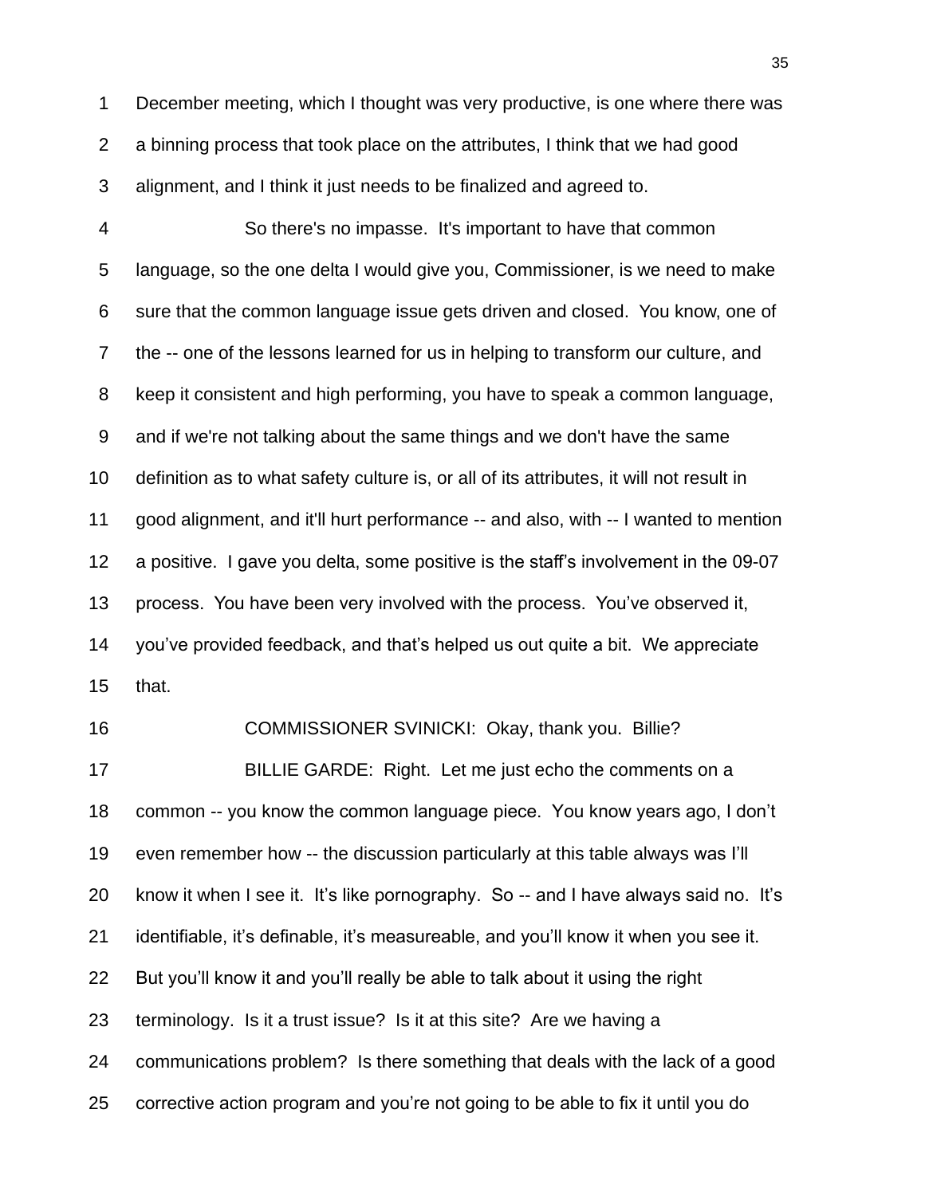December meeting, which I thought was very productive, is one where there was a binning process that took place on the attributes, I think that we had good alignment, and I think it just needs to be finalized and agreed to.

So there's no impasse. It's important to have that common language, so the one delta I would give you, Commissioner, is we need to make sure that the common language issue gets driven and closed. You know, one of the -- one of the lessons learned for us in helping to transform our culture, and keep it consistent and high performing, you have to speak a common language, and if we're not talking about the same things and we don't have the same definition as to what safety culture is, or all of its attributes, it will not result in good alignment, and it'll hurt performance -- and also, with -- I wanted to mention a positive. I gave you delta, some positive is the staff's involvement in the 09-07 process. You have been very involved with the process. You've observed it, you've provided feedback, and that's helped us out quite a bit. We appreciate that.

COMMISSIONER SVINICKI: Okay, thank you. Billie?

BILLIE GARDE: Right. Let me just echo the comments on a common -- you know the common language piece. You know years ago, I don't even remember how -- the discussion particularly at this table always was I'll know it when I see it. It's like pornography. So -- and I have always said no. It's identifiable, it's definable, it's measureable, and you'll know it when you see it. But you'll know it and you'll really be able to talk about it using the right terminology. Is it a trust issue? Is it at this site? Are we having a communications problem? Is there something that deals with the lack of a good corrective action program and you're not going to be able to fix it until you do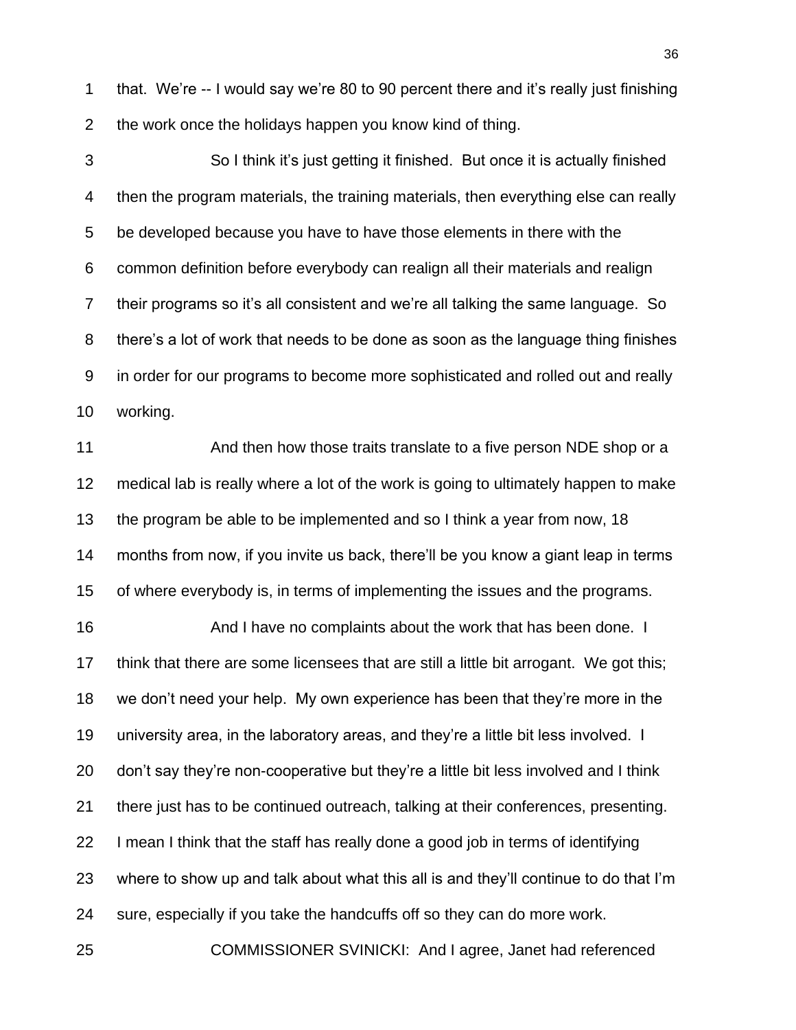that. We're -- I would say we're 80 to 90 percent there and it's really just finishing the work once the holidays happen you know kind of thing.

So I think it's just getting it finished. But once it is actually finished then the program materials, the training materials, then everything else can really be developed because you have to have those elements in there with the common definition before everybody can realign all their materials and realign their programs so it's all consistent and we're all talking the same language. So there's a lot of work that needs to be done as soon as the language thing finishes in order for our programs to become more sophisticated and rolled out and really working.

And then how those traits translate to a five person NDE shop or a medical lab is really where a lot of the work is going to ultimately happen to make the program be able to be implemented and so I think a year from now, 18 months from now, if you invite us back, there'll be you know a giant leap in terms of where everybody is, in terms of implementing the issues and the programs.

And I have no complaints about the work that has been done. I think that there are some licensees that are still a little bit arrogant. We got this; we don't need your help. My own experience has been that they're more in the university area, in the laboratory areas, and they're a little bit less involved. I don't say they're non-cooperative but they're a little bit less involved and I think there just has to be continued outreach, talking at their conferences, presenting. I mean I think that the staff has really done a good job in terms of identifying where to show up and talk about what this all is and they'll continue to do that I'm sure, especially if you take the handcuffs off so they can do more work.

COMMISSIONER SVINICKI: And I agree, Janet had referenced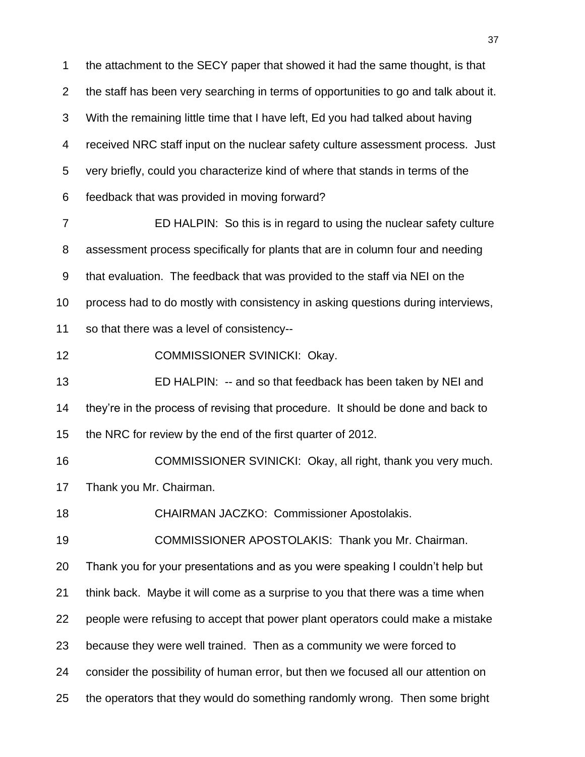the attachment to the SECY paper that showed it had the same thought, is that the staff has been very searching in terms of opportunities to go and talk about it. With the remaining little time that I have left, Ed you had talked about having received NRC staff input on the nuclear safety culture assessment process. Just very briefly, could you characterize kind of where that stands in terms of the feedback that was provided in moving forward?

ED HALPIN: So this is in regard to using the nuclear safety culture assessment process specifically for plants that are in column four and needing that evaluation. The feedback that was provided to the staff via NEI on the process had to do mostly with consistency in asking questions during interviews, so that there was a level of consistency--

COMMISSIONER SVINICKI: Okay.

ED HALPIN: -- and so that feedback has been taken by NEI and they're in the process of revising that procedure. It should be done and back to the NRC for review by the end of the first quarter of 2012.

COMMISSIONER SVINICKI: Okay, all right, thank you very much. Thank you Mr. Chairman.

CHAIRMAN JACZKO: Commissioner Apostolakis.

COMMISSIONER APOSTOLAKIS: Thank you Mr. Chairman. Thank you for your presentations and as you were speaking I couldn't help but think back. Maybe it will come as a surprise to you that there was a time when people were refusing to accept that power plant operators could make a mistake because they were well trained. Then as a community we were forced to consider the possibility of human error, but then we focused all our attention on the operators that they would do something randomly wrong. Then some bright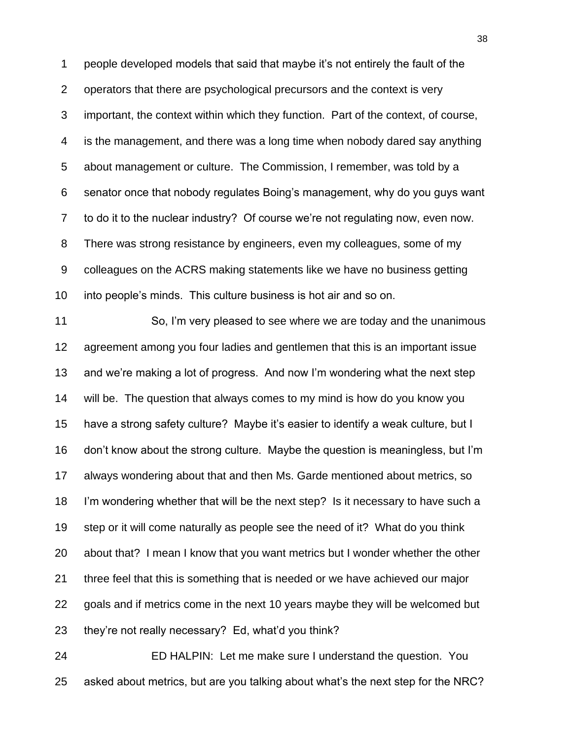people developed models that said that maybe it's not entirely the fault of the operators that there are psychological precursors and the context is very important, the context within which they function. Part of the context, of course, is the management, and there was a long time when nobody dared say anything about management or culture. The Commission, I remember, was told by a senator once that nobody regulates Boing's management, why do you guys want to do it to the nuclear industry? Of course we're not regulating now, even now. There was strong resistance by engineers, even my colleagues, some of my colleagues on the ACRS making statements like we have no business getting into people's minds. This culture business is hot air and so on.

So, I'm very pleased to see where we are today and the unanimous agreement among you four ladies and gentlemen that this is an important issue and we're making a lot of progress. And now I'm wondering what the next step will be. The question that always comes to my mind is how do you know you have a strong safety culture? Maybe it's easier to identify a weak culture, but I don't know about the strong culture. Maybe the question is meaningless, but I'm always wondering about that and then Ms. Garde mentioned about metrics, so I'm wondering whether that will be the next step? Is it necessary to have such a step or it will come naturally as people see the need of it? What do you think about that? I mean I know that you want metrics but I wonder whether the other three feel that this is something that is needed or we have achieved our major goals and if metrics come in the next 10 years maybe they will be welcomed but they're not really necessary? Ed, what'd you think?

ED HALPIN: Let me make sure I understand the question. You asked about metrics, but are you talking about what's the next step for the NRC?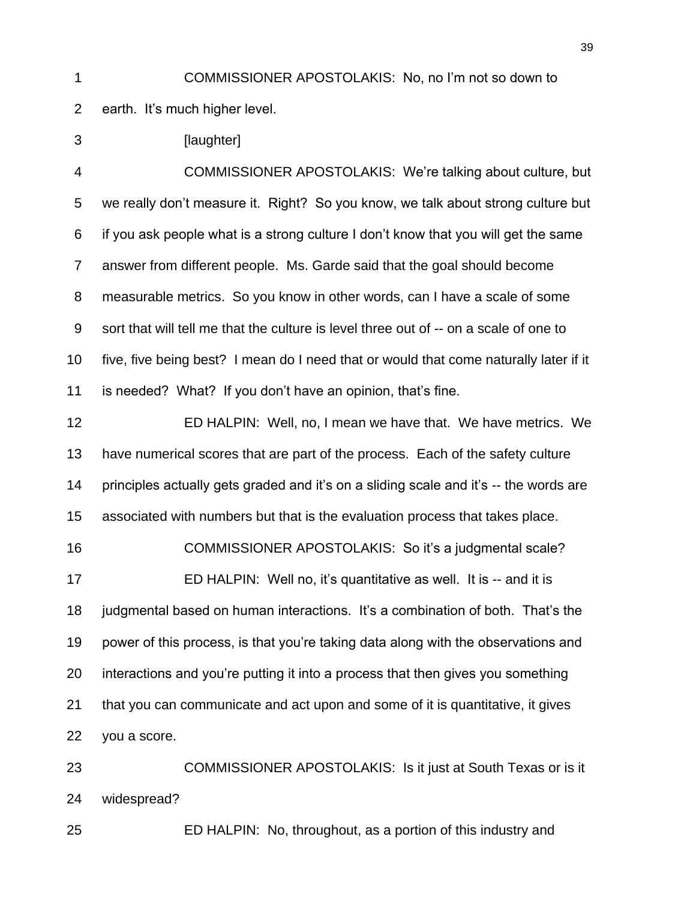COMMISSIONER APOSTOLAKIS: No, no I'm not so down to earth. It's much higher level.

[laughter]

COMMISSIONER APOSTOLAKIS: We're talking about culture, but we really don't measure it. Right? So you know, we talk about strong culture but if you ask people what is a strong culture I don't know that you will get the same answer from different people. Ms. Garde said that the goal should become measurable metrics. So you know in other words, can I have a scale of some sort that will tell me that the culture is level three out of -- on a scale of one to five, five being best? I mean do I need that or would that come naturally later if it is needed? What? If you don't have an opinion, that's fine.

ED HALPIN: Well, no, I mean we have that. We have metrics. We have numerical scores that are part of the process. Each of the safety culture principles actually gets graded and it's on a sliding scale and it's -- the words are associated with numbers but that is the evaluation process that takes place.

COMMISSIONER APOSTOLAKIS: So it's a judgmental scale?

ED HALPIN: Well no, it's quantitative as well. It is -- and it is judgmental based on human interactions. It's a combination of both. That's the power of this process, is that you're taking data along with the observations and interactions and you're putting it into a process that then gives you something that you can communicate and act upon and some of it is quantitative, it gives you a score.

COMMISSIONER APOSTOLAKIS: Is it just at South Texas or is it widespread?

ED HALPIN: No, throughout, as a portion of this industry and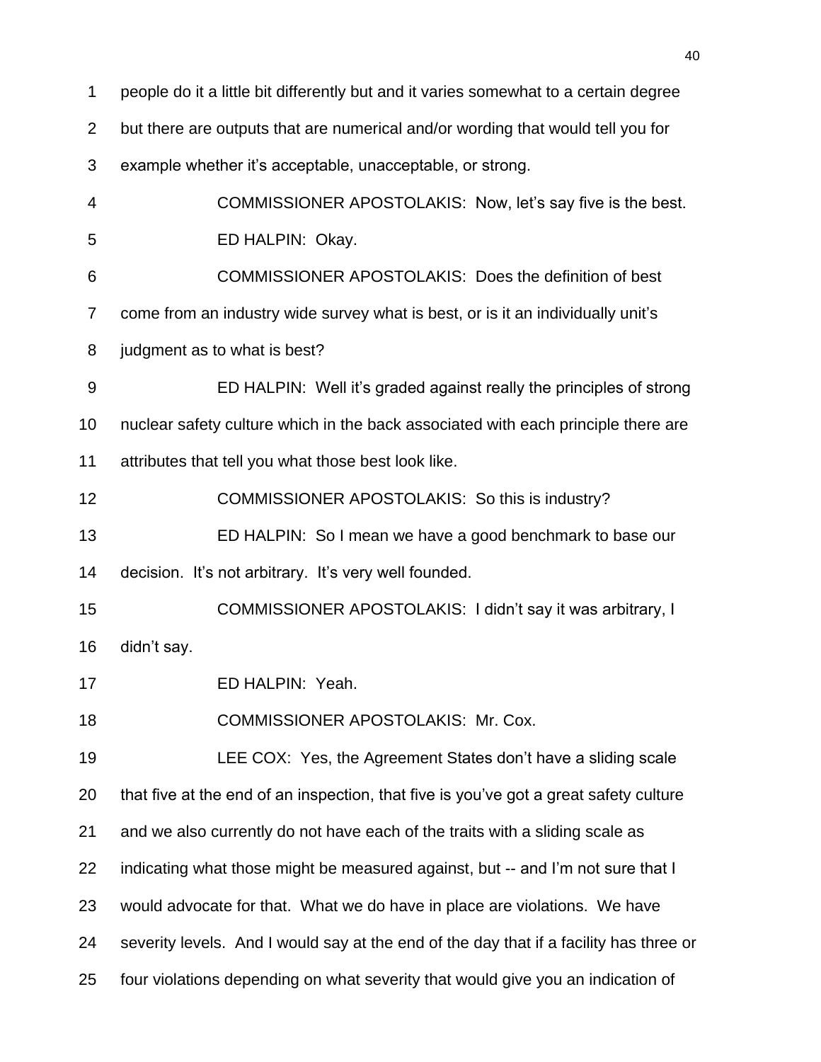people do it a little bit differently but and it varies somewhat to a certain degree but there are outputs that are numerical and/or wording that would tell you for example whether it's acceptable, unacceptable, or strong.

COMMISSIONER APOSTOLAKIS: Now, let's say five is the best.

ED HALPIN: Okay.

COMMISSIONER APOSTOLAKIS: Does the definition of best come from an industry wide survey what is best, or is it an individually unit's judgment as to what is best?

ED HALPIN: Well it's graded against really the principles of strong nuclear safety culture which in the back associated with each principle there are attributes that tell you what those best look like.

COMMISSIONER APOSTOLAKIS: So this is industry?

ED HALPIN: So I mean we have a good benchmark to base our decision. It's not arbitrary. It's very well founded.

COMMISSIONER APOSTOLAKIS: I didn't say it was arbitrary, I didn't say.

ED HALPIN: Yeah.

COMMISSIONER APOSTOLAKIS: Mr. Cox.

LEE COX: Yes, the Agreement States don't have a sliding scale that five at the end of an inspection, that five is you've got a great safety culture and we also currently do not have each of the traits with a sliding scale as indicating what those might be measured against, but -- and I'm not sure that I would advocate for that. What we do have in place are violations. We have severity levels. And I would say at the end of the day that if a facility has three or four violations depending on what severity that would give you an indication of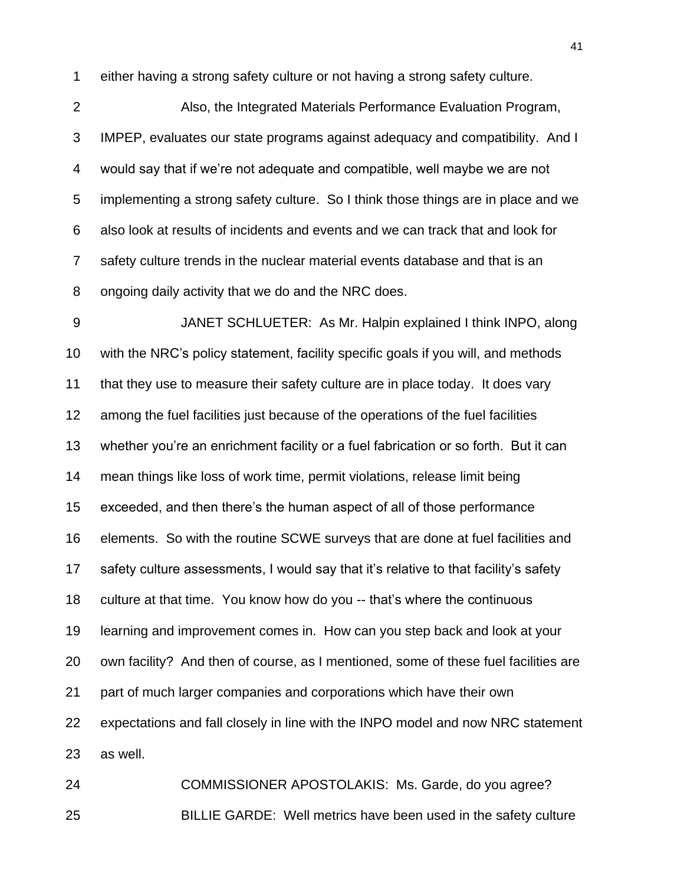either having a strong safety culture or not having a strong safety culture.

Also, the Integrated Materials Performance Evaluation Program, IMPEP, evaluates our state programs against adequacy and compatibility. And I would say that if we're not adequate and compatible, well maybe we are not implementing a strong safety culture. So I think those things are in place and we also look at results of incidents and events and we can track that and look for safety culture trends in the nuclear material events database and that is an ongoing daily activity that we do and the NRC does.

JANET SCHLUETER: As Mr. Halpin explained I think INPO, along with the NRC's policy statement, facility specific goals if you will, and methods that they use to measure their safety culture are in place today. It does vary among the fuel facilities just because of the operations of the fuel facilities whether you're an enrichment facility or a fuel fabrication or so forth. But it can mean things like loss of work time, permit violations, release limit being exceeded, and then there's the human aspect of all of those performance elements. So with the routine SCWE surveys that are done at fuel facilities and safety culture assessments, I would say that it's relative to that facility's safety culture at that time. You know how do you -- that's where the continuous learning and improvement comes in. How can you step back and look at your own facility? And then of course, as I mentioned, some of these fuel facilities are part of much larger companies and corporations which have their own expectations and fall closely in line with the INPO model and now NRC statement as well.

COMMISSIONER APOSTOLAKIS: Ms. Garde, do you agree?

BILLIE GARDE: Well metrics have been used in the safety culture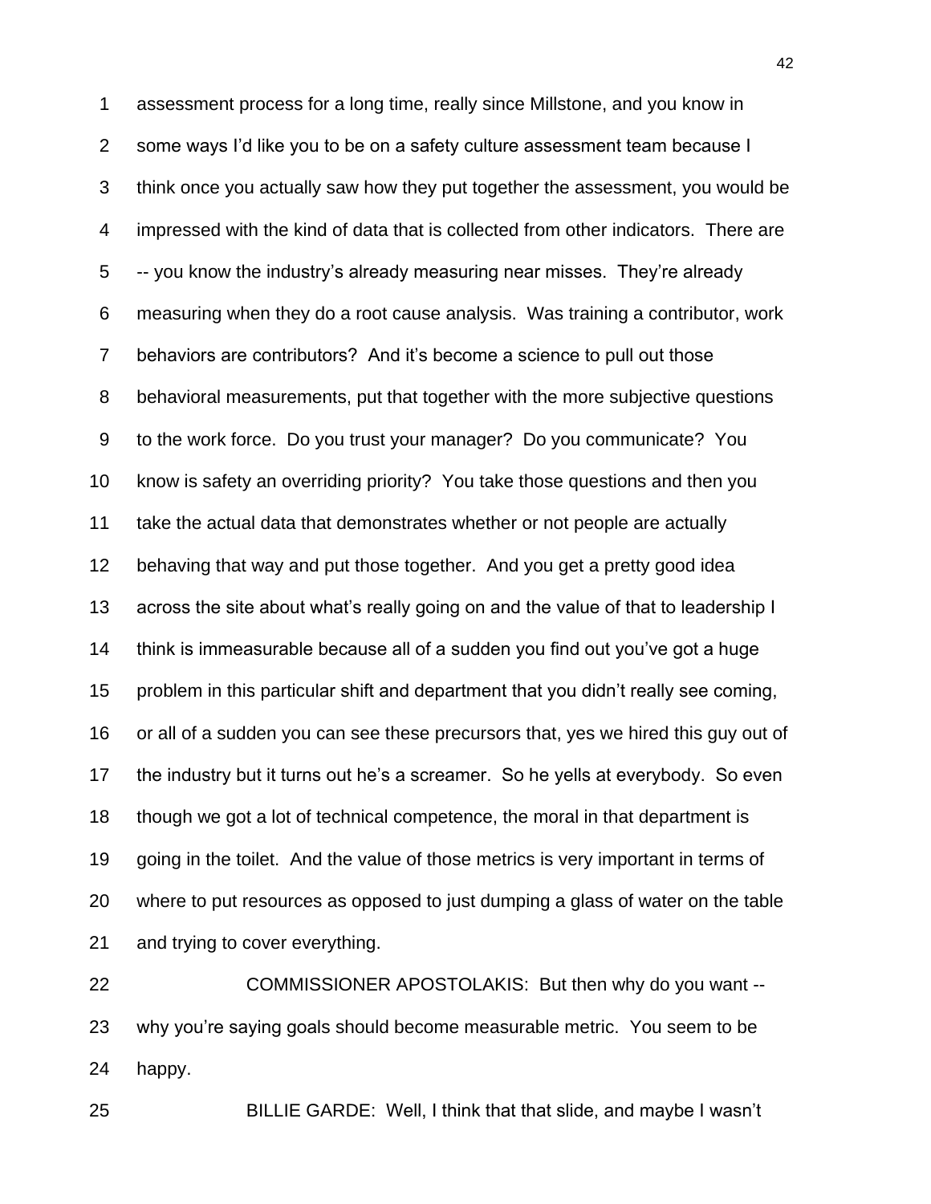assessment process for a long time, really since Millstone, and you know in some ways I'd like you to be on a safety culture assessment team because I think once you actually saw how they put together the assessment, you would be impressed with the kind of data that is collected from other indicators. There are -- you know the industry's already measuring near misses. They're already measuring when they do a root cause analysis. Was training a contributor, work behaviors are contributors? And it's become a science to pull out those behavioral measurements, put that together with the more subjective questions to the work force. Do you trust your manager? Do you communicate? You know is safety an overriding priority? You take those questions and then you take the actual data that demonstrates whether or not people are actually behaving that way and put those together. And you get a pretty good idea across the site about what's really going on and the value of that to leadership I think is immeasurable because all of a sudden you find out you've got a huge problem in this particular shift and department that you didn't really see coming, or all of a sudden you can see these precursors that, yes we hired this guy out of the industry but it turns out he's a screamer. So he yells at everybody. So even though we got a lot of technical competence, the moral in that department is going in the toilet. And the value of those metrics is very important in terms of where to put resources as opposed to just dumping a glass of water on the table and trying to cover everything.

COMMISSIONER APOSTOLAKIS: But then why do you want -- why you're saying goals should become measurable metric. You seem to be happy.

BILLIE GARDE: Well, I think that that slide, and maybe I wasn't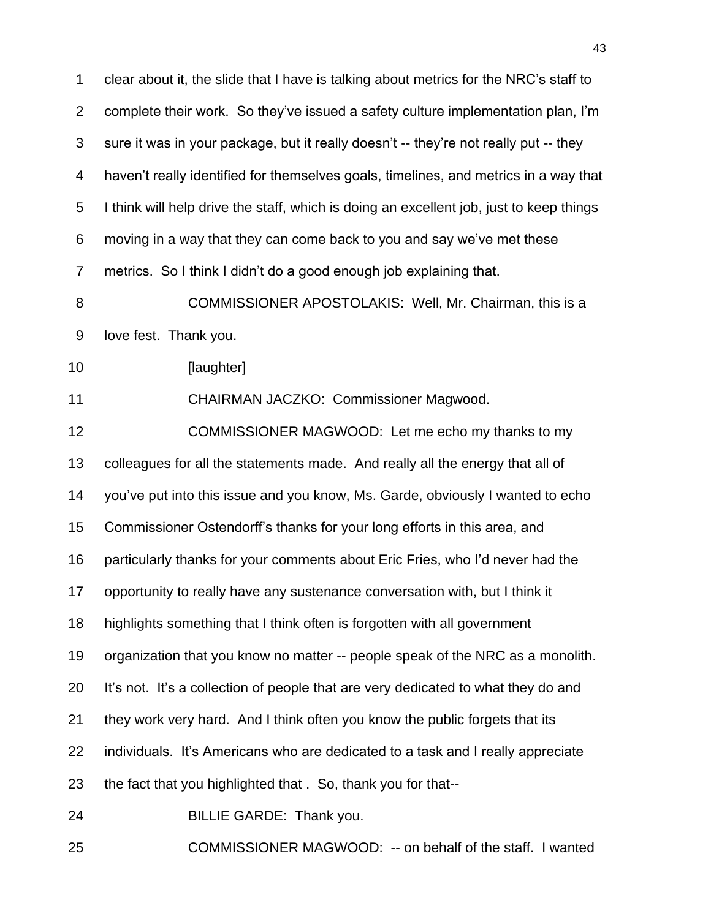clear about it, the slide that I have is talking about metrics for the NRC's staff to complete their work. So they've issued a safety culture implementation plan, I'm sure it was in your package, but it really doesn't -- they're not really put -- they haven't really identified for themselves goals, timelines, and metrics in a way that I think will help drive the staff, which is doing an excellent job, just to keep things moving in a way that they can come back to you and say we've met these metrics. So I think I didn't do a good enough job explaining that.

COMMISSIONER APOSTOLAKIS: Well, Mr. Chairman, this is a love fest. Thank you.

[laughter]

CHAIRMAN JACZKO: Commissioner Magwood.

COMMISSIONER MAGWOOD: Let me echo my thanks to my colleagues for all the statements made. And really all the energy that all of you've put into this issue and you know, Ms. Garde, obviously I wanted to echo Commissioner Ostendorff's thanks for your long efforts in this area, and particularly thanks for your comments about Eric Fries, who I'd never had the opportunity to really have any sustenance conversation with, but I think it highlights something that I think often is forgotten with all government organization that you know no matter -- people speak of the NRC as a monolith. It's not. It's a collection of people that are very dedicated to what they do and they work very hard. And I think often you know the public forgets that its individuals. It's Americans who are dedicated to a task and I really appreciate the fact that you highlighted that . So, thank you for that--

BILLIE GARDE: Thank you.

COMMISSIONER MAGWOOD: -- on behalf of the staff. I wanted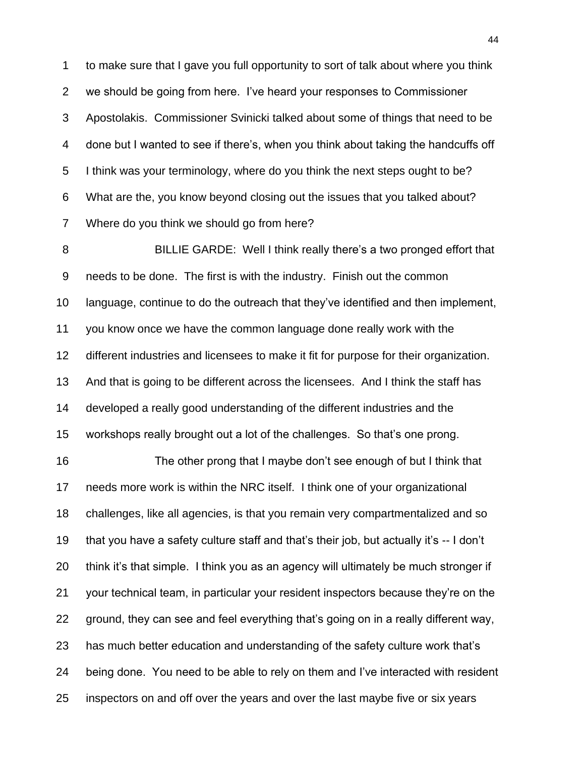to make sure that I gave you full opportunity to sort of talk about where you think we should be going from here. I've heard your responses to Commissioner Apostolakis. Commissioner Svinicki talked about some of things that need to be done but I wanted to see if there's, when you think about taking the handcuffs off I think was your terminology, where do you think the next steps ought to be? What are the, you know beyond closing out the issues that you talked about? Where do you think we should go from here?

BILLIE GARDE: Well I think really there's a two pronged effort that needs to be done. The first is with the industry. Finish out the common language, continue to do the outreach that they've identified and then implement, you know once we have the common language done really work with the different industries and licensees to make it fit for purpose for their organization. And that is going to be different across the licensees. And I think the staff has developed a really good understanding of the different industries and the workshops really brought out a lot of the challenges. So that's one prong.

The other prong that I maybe don't see enough of but I think that needs more work is within the NRC itself. I think one of your organizational challenges, like all agencies, is that you remain very compartmentalized and so that you have a safety culture staff and that's their job, but actually it's -- I don't think it's that simple. I think you as an agency will ultimately be much stronger if your technical team, in particular your resident inspectors because they're on the ground, they can see and feel everything that's going on in a really different way, has much better education and understanding of the safety culture work that's being done. You need to be able to rely on them and I've interacted with resident inspectors on and off over the years and over the last maybe five or six years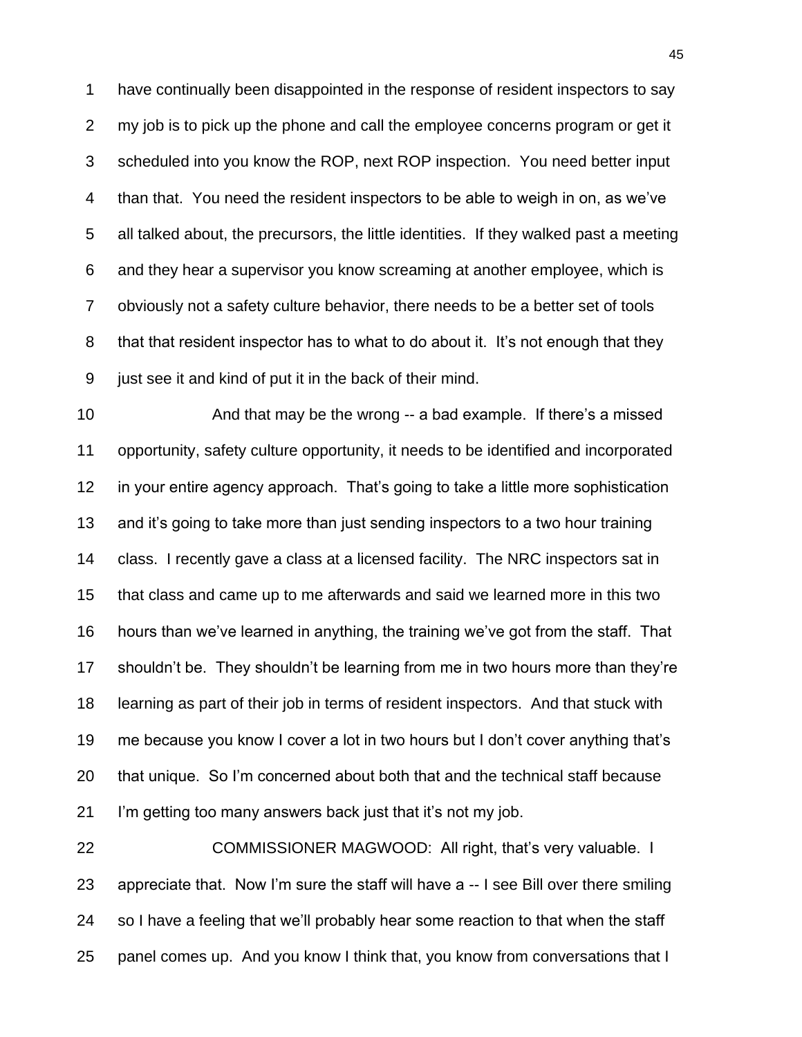have continually been disappointed in the response of resident inspectors to say my job is to pick up the phone and call the employee concerns program or get it scheduled into you know the ROP, next ROP inspection. You need better input than that. You need the resident inspectors to be able to weigh in on, as we've all talked about, the precursors, the little identities. If they walked past a meeting and they hear a supervisor you know screaming at another employee, which is obviously not a safety culture behavior, there needs to be a better set of tools that that resident inspector has to what to do about it. It's not enough that they just see it and kind of put it in the back of their mind.

And that may be the wrong -- a bad example. If there's a missed opportunity, safety culture opportunity, it needs to be identified and incorporated in your entire agency approach. That's going to take a little more sophistication and it's going to take more than just sending inspectors to a two hour training class. I recently gave a class at a licensed facility. The NRC inspectors sat in that class and came up to me afterwards and said we learned more in this two hours than we've learned in anything, the training we've got from the staff. That shouldn't be. They shouldn't be learning from me in two hours more than they're learning as part of their job in terms of resident inspectors. And that stuck with me because you know I cover a lot in two hours but I don't cover anything that's that unique. So I'm concerned about both that and the technical staff because I'm getting too many answers back just that it's not my job.

COMMISSIONER MAGWOOD: All right, that's very valuable. I appreciate that. Now I'm sure the staff will have a -- I see Bill over there smiling so I have a feeling that we'll probably hear some reaction to that when the staff panel comes up. And you know I think that, you know from conversations that I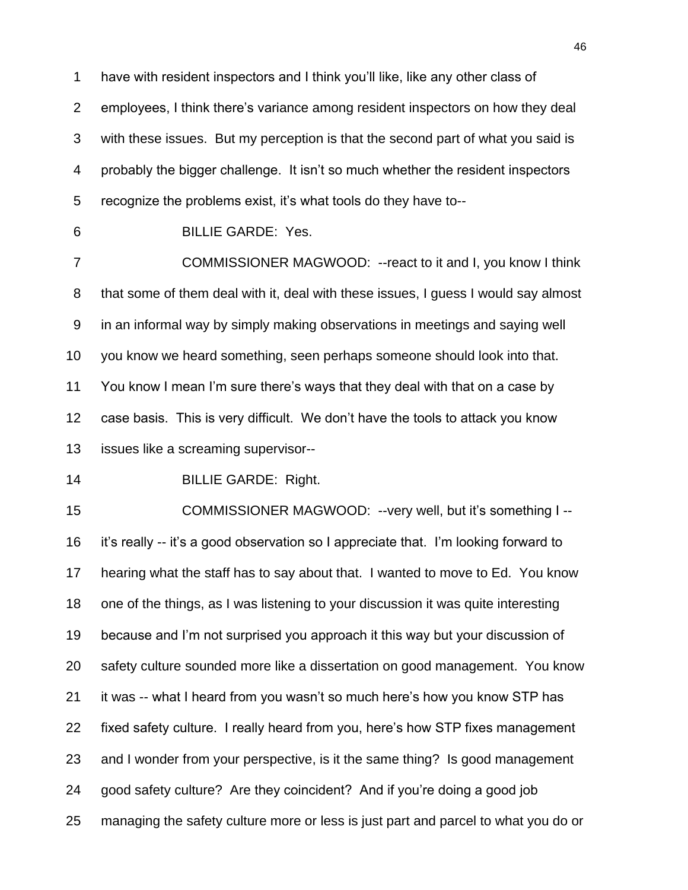have with resident inspectors and I think you'll like, like any other class of employees, I think there's variance among resident inspectors on how they deal with these issues. But my perception is that the second part of what you said is probably the bigger challenge. It isn't so much whether the resident inspectors recognize the problems exist, it's what tools do they have to--

BILLIE GARDE: Yes.

COMMISSIONER MAGWOOD: --react to it and I, you know I think that some of them deal with it, deal with these issues, I guess I would say almost in an informal way by simply making observations in meetings and saying well you know we heard something, seen perhaps someone should look into that. You know I mean I'm sure there's ways that they deal with that on a case by case basis. This is very difficult. We don't have the tools to attack you know issues like a screaming supervisor--

BILLIE GARDE: Right.

COMMISSIONER MAGWOOD: --very well, but it's something I -- it's really -- it's a good observation so I appreciate that. I'm looking forward to hearing what the staff has to say about that. I wanted to move to Ed. You know one of the things, as I was listening to your discussion it was quite interesting because and I'm not surprised you approach it this way but your discussion of safety culture sounded more like a dissertation on good management. You know it was -- what I heard from you wasn't so much here's how you know STP has fixed safety culture. I really heard from you, here's how STP fixes management and I wonder from your perspective, is it the same thing? Is good management good safety culture? Are they coincident? And if you're doing a good job managing the safety culture more or less is just part and parcel to what you do or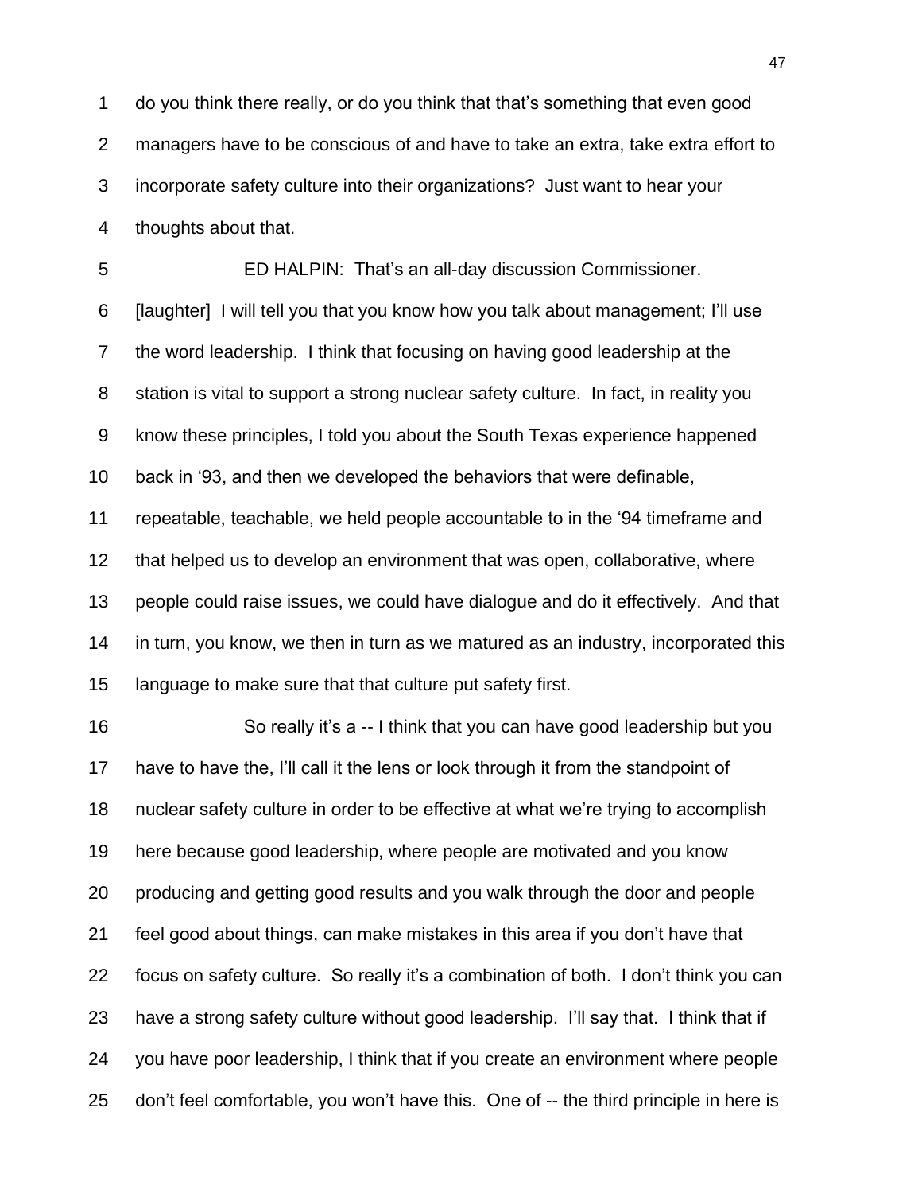do you think there really, or do you think that that's something that even good managers have to be conscious of and have to take an extra, take extra effort to incorporate safety culture into their organizations? Just want to hear your thoughts about that.

ED HALPIN: That's an all-day discussion Commissioner. [laughter] I will tell you that you know how you talk about management; I'll use the word leadership. I think that focusing on having good leadership at the station is vital to support a strong nuclear safety culture. In fact, in reality you know these principles, I told you about the South Texas experience happened back in '93, and then we developed the behaviors that were definable, repeatable, teachable, we held people accountable to in the '94 timeframe and that helped us to develop an environment that was open, collaborative, where people could raise issues, we could have dialogue and do it effectively. And that in turn, you know, we then in turn as we matured as an industry, incorporated this language to make sure that that culture put safety first.

So really it's a -- I think that you can have good leadership but you have to have the, I'll call it the lens or look through it from the standpoint of nuclear safety culture in order to be effective at what we're trying to accomplish here because good leadership, where people are motivated and you know producing and getting good results and you walk through the door and people feel good about things, can make mistakes in this area if you don't have that focus on safety culture. So really it's a combination of both. I don't think you can have a strong safety culture without good leadership. I'll say that. I think that if you have poor leadership, I think that if you create an environment where people don't feel comfortable, you won't have this. One of -- the third principle in here is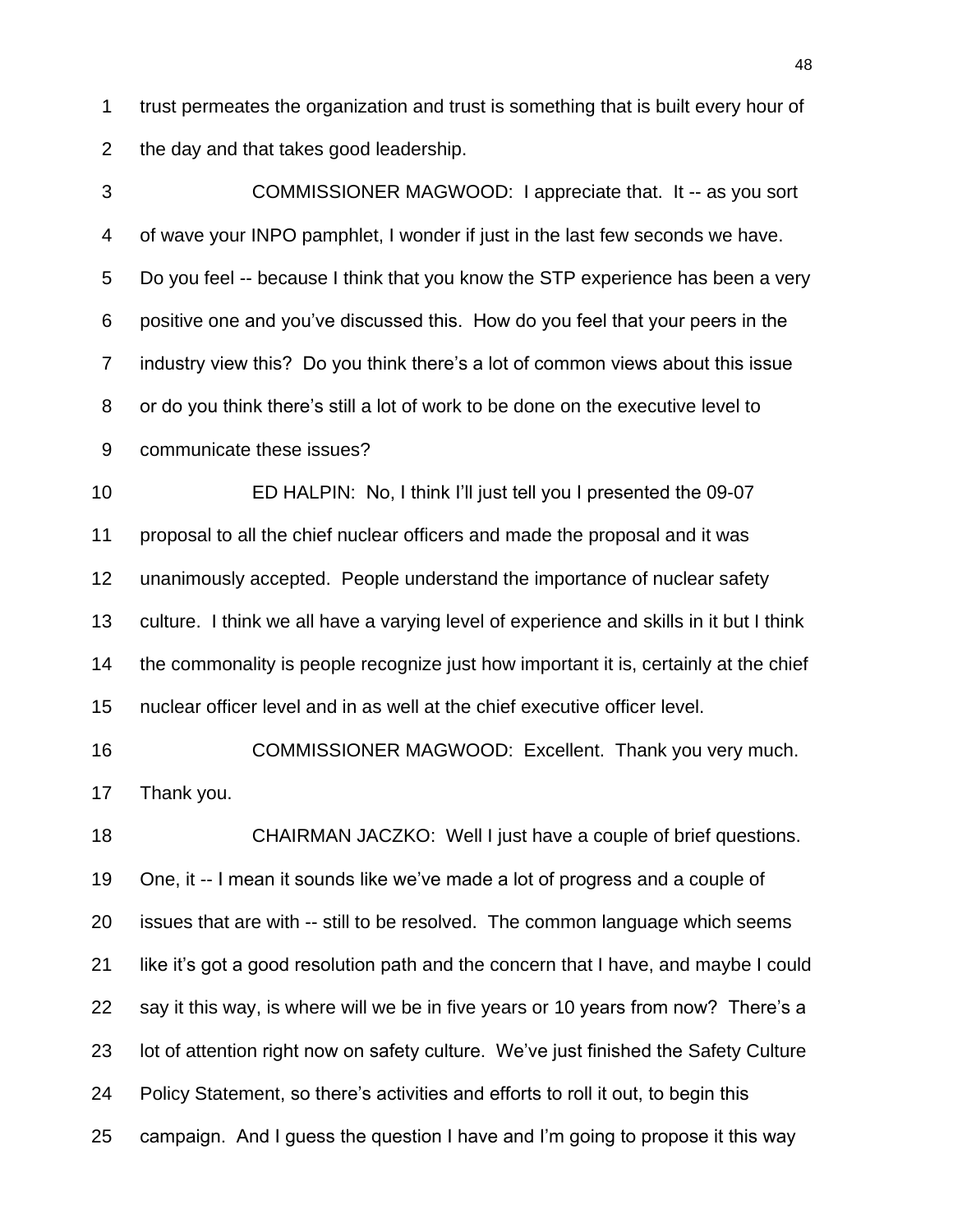trust permeates the organization and trust is something that is built every hour of the day and that takes good leadership.

COMMISSIONER MAGWOOD: I appreciate that. It -- as you sort of wave your INPO pamphlet, I wonder if just in the last few seconds we have. Do you feel -- because I think that you know the STP experience has been a very positive one and you've discussed this. How do you feel that your peers in the industry view this? Do you think there's a lot of common views about this issue or do you think there's still a lot of work to be done on the executive level to communicate these issues?

ED HALPIN: No, I think I'll just tell you I presented the 09-07 proposal to all the chief nuclear officers and made the proposal and it was unanimously accepted. People understand the importance of nuclear safety culture. I think we all have a varying level of experience and skills in it but I think the commonality is people recognize just how important it is, certainly at the chief nuclear officer level and in as well at the chief executive officer level.

COMMISSIONER MAGWOOD: Excellent. Thank you very much. Thank you.

CHAIRMAN JACZKO: Well I just have a couple of brief questions. One, it -- I mean it sounds like we've made a lot of progress and a couple of issues that are with -- still to be resolved. The common language which seems like it's got a good resolution path and the concern that I have, and maybe I could say it this way, is where will we be in five years or 10 years from now? There's a lot of attention right now on safety culture. We've just finished the Safety Culture Policy Statement, so there's activities and efforts to roll it out, to begin this campaign. And I guess the question I have and I'm going to propose it this way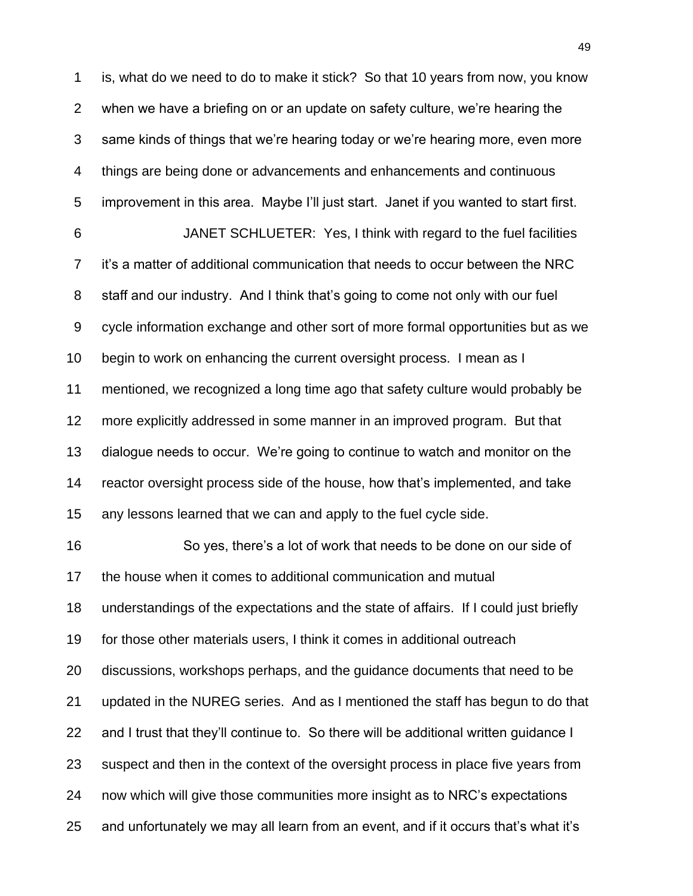is, what do we need to do to make it stick? So that 10 years from now, you know when we have a briefing on or an update on safety culture, we're hearing the same kinds of things that we're hearing today or we're hearing more, even more things are being done or advancements and enhancements and continuous improvement in this area. Maybe I'll just start. Janet if you wanted to start first.

JANET SCHLUETER: Yes, I think with regard to the fuel facilities it's a matter of additional communication that needs to occur between the NRC staff and our industry. And I think that's going to come not only with our fuel cycle information exchange and other sort of more formal opportunities but as we begin to work on enhancing the current oversight process. I mean as I mentioned, we recognized a long time ago that safety culture would probably be more explicitly addressed in some manner in an improved program. But that dialogue needs to occur. We're going to continue to watch and monitor on the reactor oversight process side of the house, how that's implemented, and take any lessons learned that we can and apply to the fuel cycle side.

So yes, there's a lot of work that needs to be done on our side of the house when it comes to additional communication and mutual understandings of the expectations and the state of affairs. If I could just briefly for those other materials users, I think it comes in additional outreach discussions, workshops perhaps, and the guidance documents that need to be updated in the NUREG series. And as I mentioned the staff has begun to do that and I trust that they'll continue to. So there will be additional written guidance I suspect and then in the context of the oversight process in place five years from now which will give those communities more insight as to NRC's expectations and unfortunately we may all learn from an event, and if it occurs that's what it's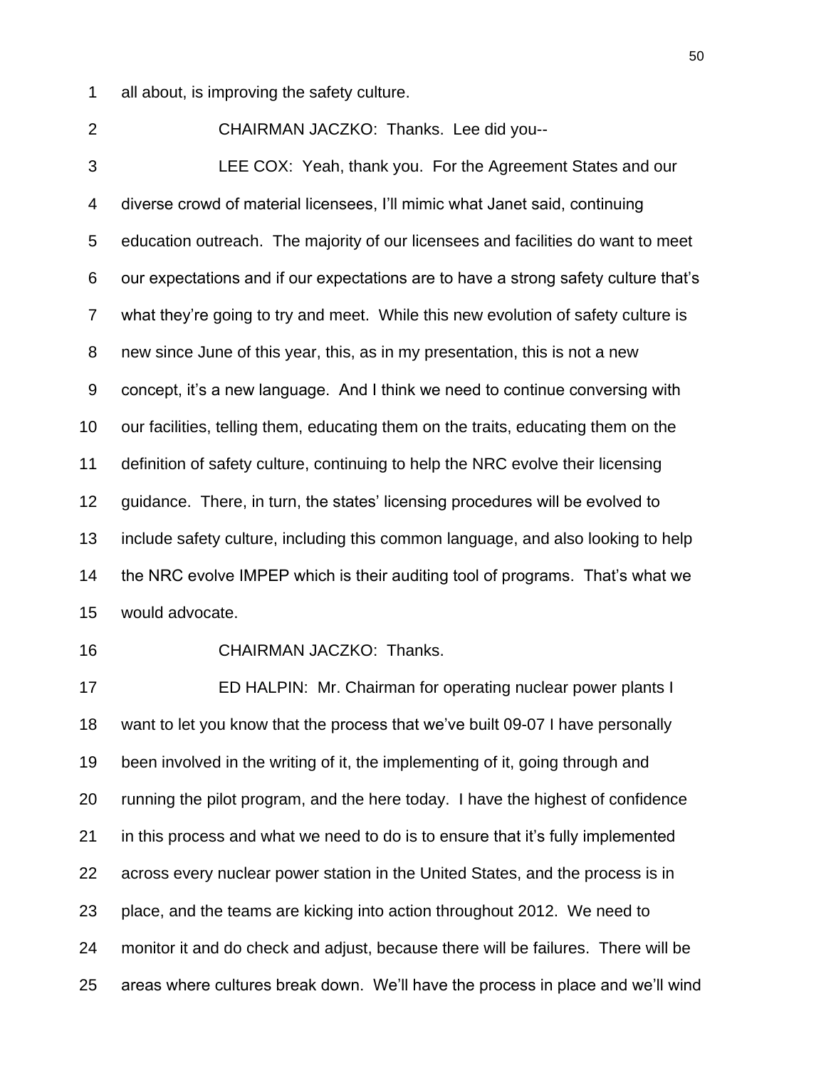all about, is improving the safety culture.

CHAIRMAN JACZKO: Thanks. Lee did you--

LEE COX: Yeah, thank you. For the Agreement States and our diverse crowd of material licensees, I'll mimic what Janet said, continuing education outreach. The majority of our licensees and facilities do want to meet our expectations and if our expectations are to have a strong safety culture that's what they're going to try and meet. While this new evolution of safety culture is new since June of this year, this, as in my presentation, this is not a new concept, it's a new language. And I think we need to continue conversing with our facilities, telling them, educating them on the traits, educating them on the definition of safety culture, continuing to help the NRC evolve their licensing guidance. There, in turn, the states' licensing procedures will be evolved to include safety culture, including this common language, and also looking to help the NRC evolve IMPEP which is their auditing tool of programs. That's what we would advocate.

CHAIRMAN JACZKO: Thanks.

ED HALPIN: Mr. Chairman for operating nuclear power plants I want to let you know that the process that we've built 09-07 I have personally been involved in the writing of it, the implementing of it, going through and running the pilot program, and the here today. I have the highest of confidence in this process and what we need to do is to ensure that it's fully implemented across every nuclear power station in the United States, and the process is in place, and the teams are kicking into action throughout 2012. We need to monitor it and do check and adjust, because there will be failures. There will be areas where cultures break down. We'll have the process in place and we'll wind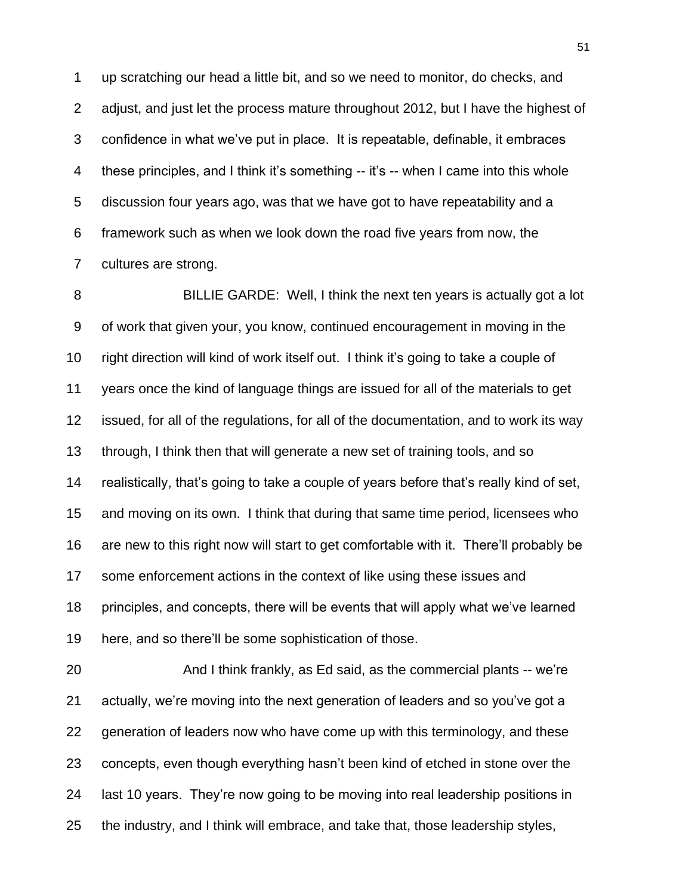up scratching our head a little bit, and so we need to monitor, do checks, and adjust, and just let the process mature throughout 2012, but I have the highest of confidence in what we've put in place. It is repeatable, definable, it embraces these principles, and I think it's something -- it's -- when I came into this whole discussion four years ago, was that we have got to have repeatability and a framework such as when we look down the road five years from now, the cultures are strong.

BILLIE GARDE: Well, I think the next ten years is actually got a lot of work that given your, you know, continued encouragement in moving in the right direction will kind of work itself out. I think it's going to take a couple of years once the kind of language things are issued for all of the materials to get issued, for all of the regulations, for all of the documentation, and to work its way through, I think then that will generate a new set of training tools, and so realistically, that's going to take a couple of years before that's really kind of set, and moving on its own. I think that during that same time period, licensees who are new to this right now will start to get comfortable with it. There'll probably be some enforcement actions in the context of like using these issues and principles, and concepts, there will be events that will apply what we've learned here, and so there'll be some sophistication of those.

And I think frankly, as Ed said, as the commercial plants -- we're actually, we're moving into the next generation of leaders and so you've got a generation of leaders now who have come up with this terminology, and these concepts, even though everything hasn't been kind of etched in stone over the last 10 years. They're now going to be moving into real leadership positions in the industry, and I think will embrace, and take that, those leadership styles,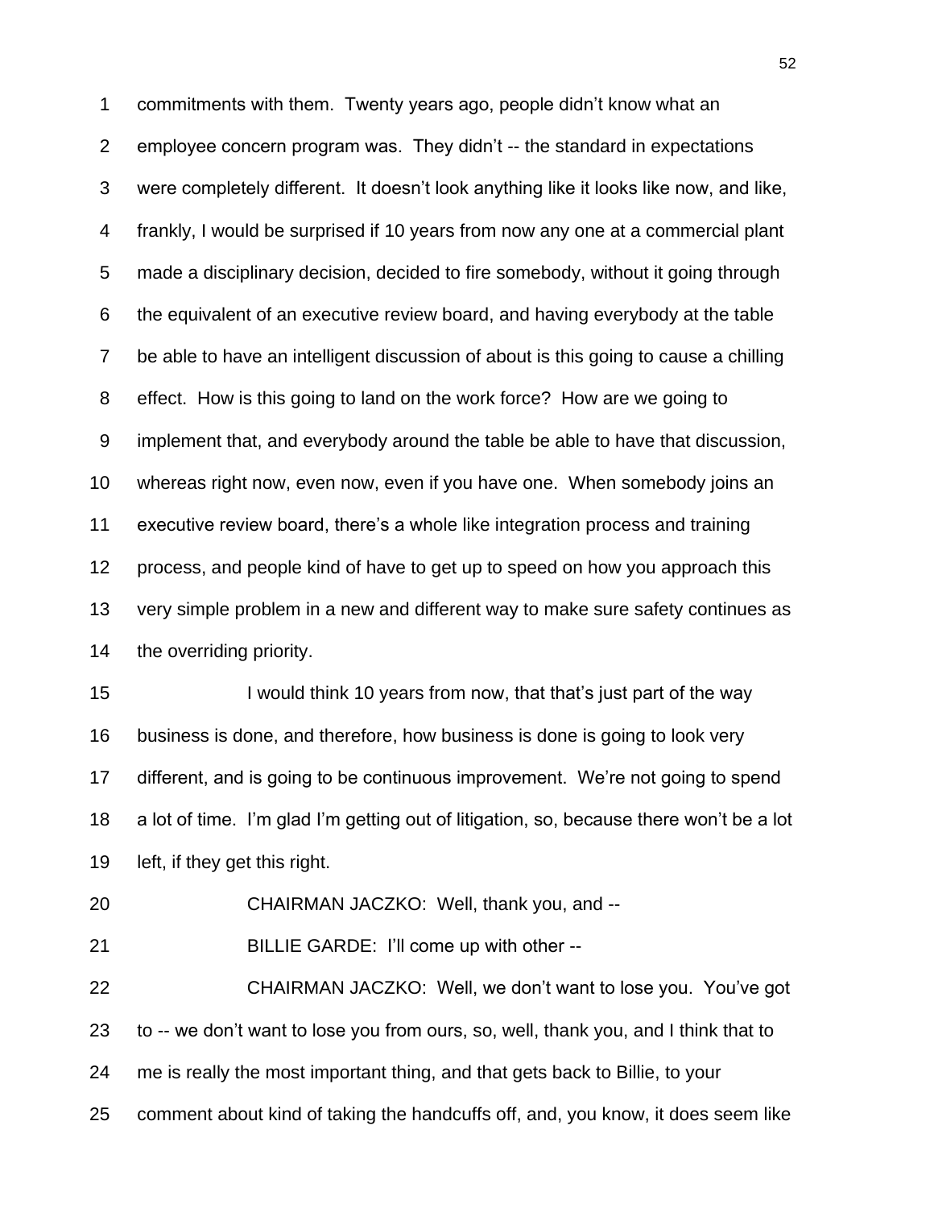commitments with them. Twenty years ago, people didn't know what an employee concern program was. They didn't -- the standard in expectations were completely different. It doesn't look anything like it looks like now, and like, frankly, I would be surprised if 10 years from now any one at a commercial plant made a disciplinary decision, decided to fire somebody, without it going through the equivalent of an executive review board, and having everybody at the table be able to have an intelligent discussion of about is this going to cause a chilling effect. How is this going to land on the work force? How are we going to implement that, and everybody around the table be able to have that discussion, whereas right now, even now, even if you have one. When somebody joins an executive review board, there's a whole like integration process and training process, and people kind of have to get up to speed on how you approach this very simple problem in a new and different way to make sure safety continues as the overriding priority.

I would think 10 years from now, that that's just part of the way business is done, and therefore, how business is done is going to look very different, and is going to be continuous improvement. We're not going to spend a lot of time. I'm glad I'm getting out of litigation, so, because there won't be a lot left, if they get this right.

CHAIRMAN JACZKO: Well, thank you, and --

BILLIE GARDE: I'll come up with other --

CHAIRMAN JACZKO: Well, we don't want to lose you. You've got to -- we don't want to lose you from ours, so, well, thank you, and I think that to me is really the most important thing, and that gets back to Billie, to your comment about kind of taking the handcuffs off, and, you know, it does seem like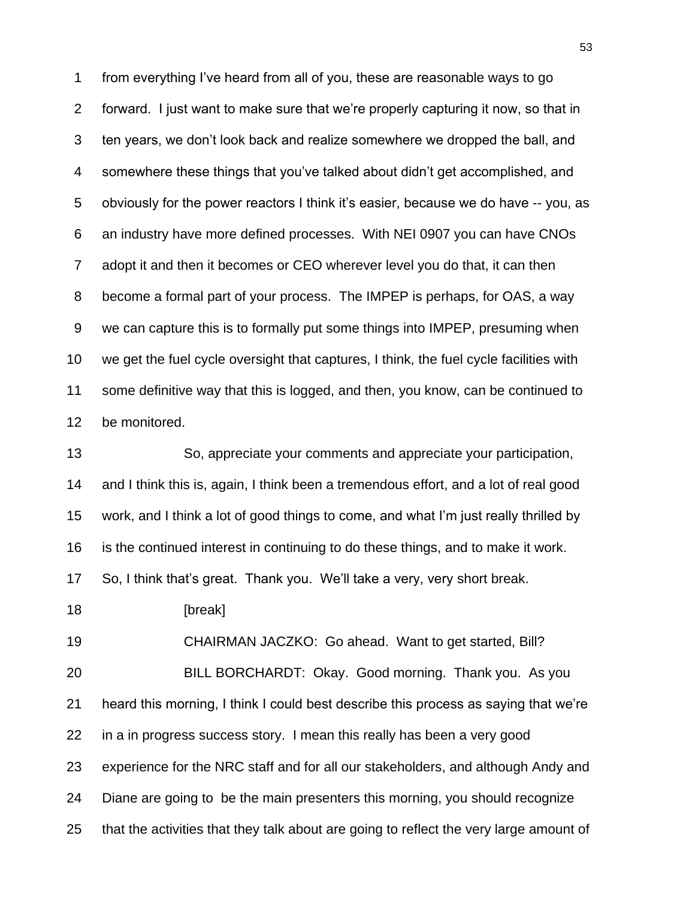1 from everything I've heard from all of you, these are reasonable ways to go
2 forward. I just want to make sure that we're properly capturing it now, so that in
3 ten years, we don't look back and realize somewhere we dropped the ball, and
4 somewhere these things that you've talked about didn't get accomplished, and
5 obviously for the power reactors I think it's easier, because we do have -- you, as
6 an industry have more defined processes. With NEI 0907 you can have CNOs
7 adopt it and then it becomes or CEO wherever level you do that, it can then
8 become a formal part of your process. The IMPEP is perhaps, for OAS, a way
9 we can capture this is to formally put some things into IMPEP, presuming when
10 we get the fuel cycle oversight that captures, I think, the fuel cycle facilities with
11 some definitive way that this is logged, and then, you know, can be continued to
12 be monitored.

13 So, appreciate your comments and appreciate your participation,
14 and I think this is, again, I think been a tremendous effort, and a lot of real good
15 work, and I think a lot of good things to come, and what I'm just really thrilled by
16 is the continued interest in continuing to do these things, and to make it work.
17 So, I think that's great. Thank you. We'll take a very, very short break.

18 [break]

19 CHAIRMAN JACZKO: Go ahead. Want to get started, Bill?

20 BILL BORCHARDT: Okay. Good morning. Thank you. As you
21 heard this morning, I think I could best describe this process as saying that we're
22 in a in progress success story. I mean this really has been a very good
23 experience for the NRC staff and for all our stakeholders, and although Andy and
24 Diane are going to be the main presenters this morning, you should recognize
25 that the activities that they talk about are going to reflect the very large amount of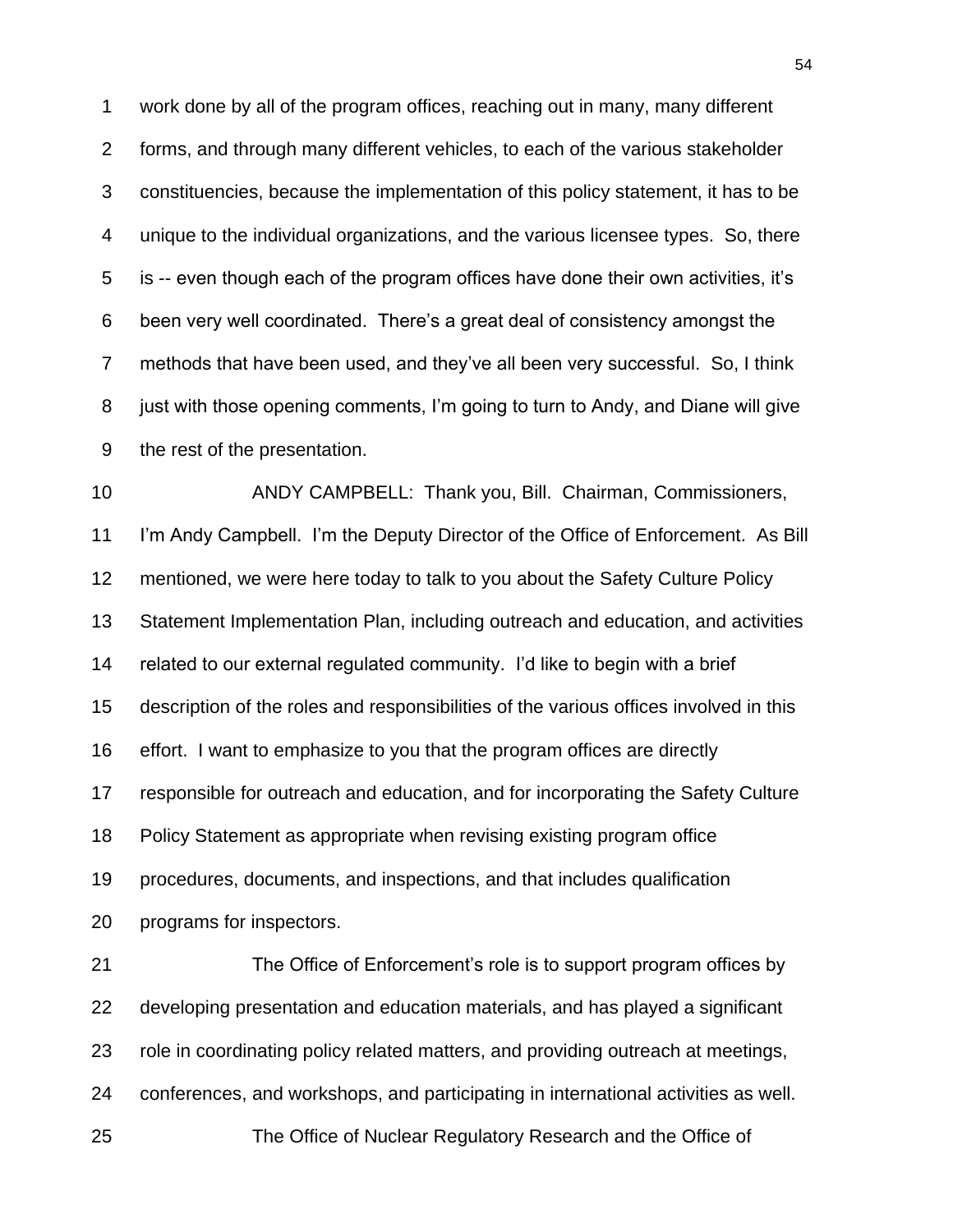work done by all of the program offices, reaching out in many, many different forms, and through many different vehicles, to each of the various stakeholder constituencies, because the implementation of this policy statement, it has to be unique to the individual organizations, and the various licensee types. So, there is -- even though each of the program offices have done their own activities, it's been very well coordinated. There's a great deal of consistency amongst the methods that have been used, and they've all been very successful. So, I think just with those opening comments, I'm going to turn to Andy, and Diane will give the rest of the presentation.

ANDY CAMPBELL: Thank you, Bill. Chairman, Commissioners, I'm Andy Campbell. I'm the Deputy Director of the Office of Enforcement. As Bill mentioned, we were here today to talk to you about the Safety Culture Policy Statement Implementation Plan, including outreach and education, and activities related to our external regulated community. I'd like to begin with a brief description of the roles and responsibilities of the various offices involved in this effort. I want to emphasize to you that the program offices are directly responsible for outreach and education, and for incorporating the Safety Culture Policy Statement as appropriate when revising existing program office procedures, documents, and inspections, and that includes qualification programs for inspectors.

The Office of Enforcement's role is to support program offices by developing presentation and education materials, and has played a significant role in coordinating policy related matters, and providing outreach at meetings, conferences, and workshops, and participating in international activities as well.

The Office of Nuclear Regulatory Research and the Office of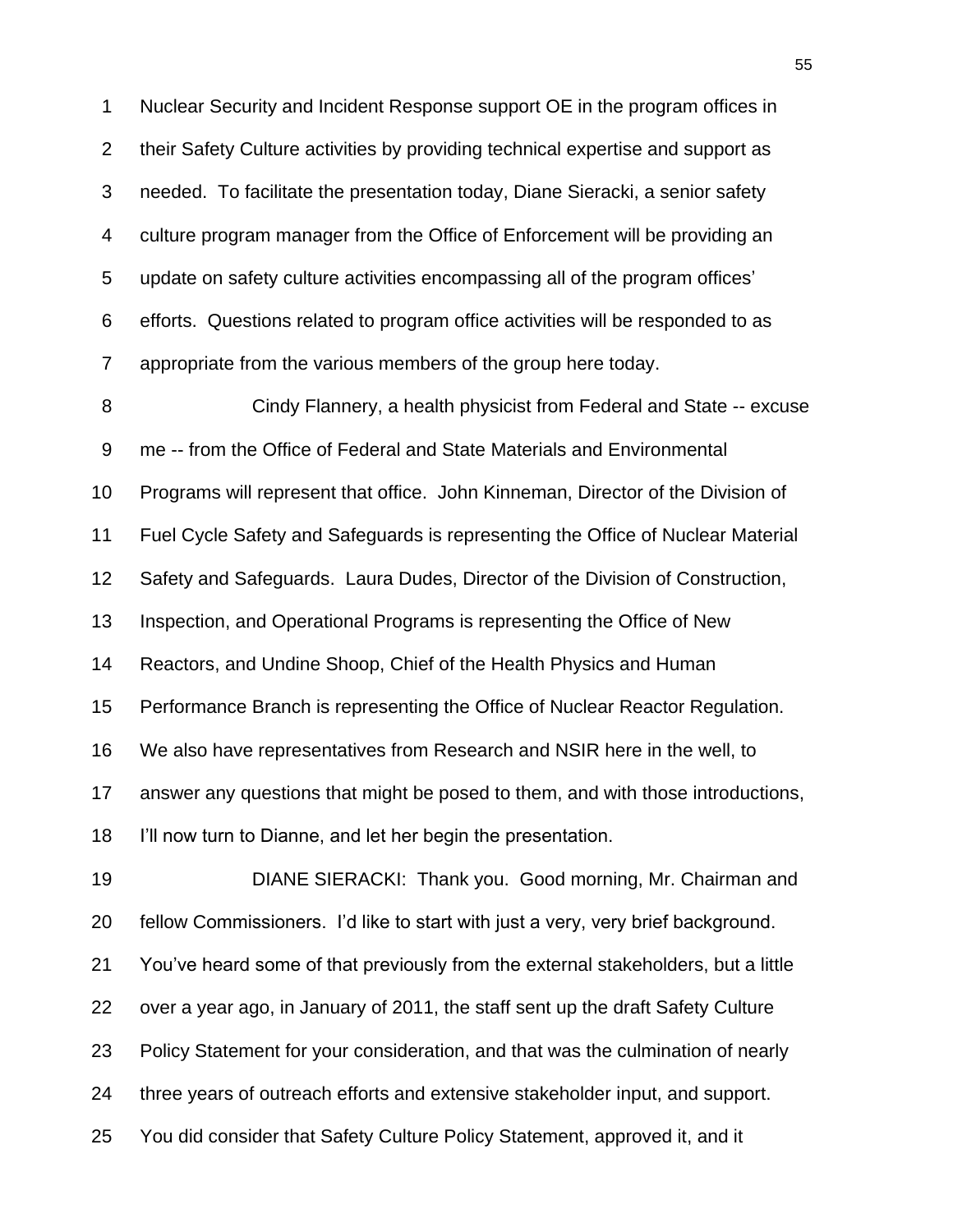Nuclear Security and Incident Response support OE in the program offices in their Safety Culture activities by providing technical expertise and support as needed. To facilitate the presentation today, Diane Sieracki, a senior safety culture program manager from the Office of Enforcement will be providing an update on safety culture activities encompassing all of the program offices' efforts. Questions related to program office activities will be responded to as appropriate from the various members of the group here today.

Cindy Flannery, a health physicist from Federal and State -- excuse me -- from the Office of Federal and State Materials and Environmental Programs will represent that office. John Kinneman, Director of the Division of Fuel Cycle Safety and Safeguards is representing the Office of Nuclear Material Safety and Safeguards. Laura Dudes, Director of the Division of Construction, Inspection, and Operational Programs is representing the Office of New Reactors, and Undine Shoop, Chief of the Health Physics and Human Performance Branch is representing the Office of Nuclear Reactor Regulation. We also have representatives from Research and NSIR here in the well, to answer any questions that might be posed to them, and with those introductions, I'll now turn to Dianne, and let her begin the presentation.

DIANE SIERACKI: Thank you. Good morning, Mr. Chairman and fellow Commissioners. I'd like to start with just a very, very brief background. You've heard some of that previously from the external stakeholders, but a little over a year ago, in January of 2011, the staff sent up the draft Safety Culture Policy Statement for your consideration, and that was the culmination of nearly three years of outreach efforts and extensive stakeholder input, and support. You did consider that Safety Culture Policy Statement, approved it, and it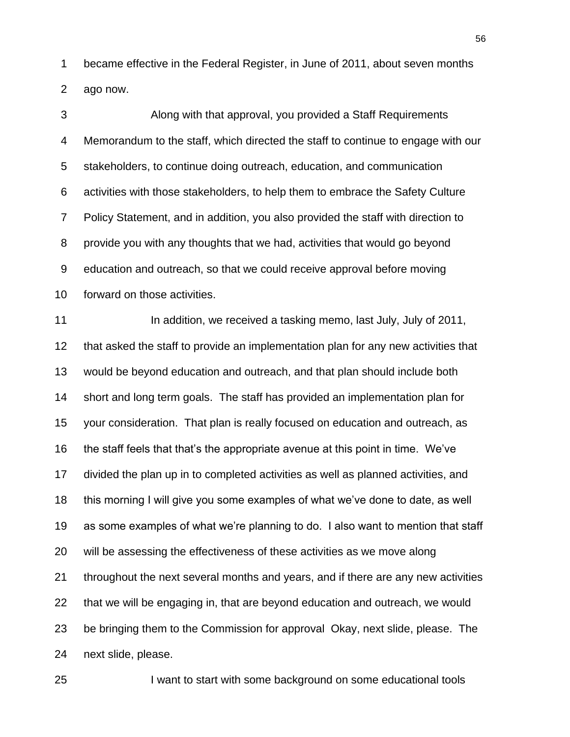became effective in the Federal Register, in June of 2011, about seven months ago now.

Along with that approval, you provided a Staff Requirements Memorandum to the staff, which directed the staff to continue to engage with our stakeholders, to continue doing outreach, education, and communication activities with those stakeholders, to help them to embrace the Safety Culture Policy Statement, and in addition, you also provided the staff with direction to provide you with any thoughts that we had, activities that would go beyond education and outreach, so that we could receive approval before moving forward on those activities.

In addition, we received a tasking memo, last July, July of 2011, that asked the staff to provide an implementation plan for any new activities that would be beyond education and outreach, and that plan should include both short and long term goals. The staff has provided an implementation plan for your consideration. That plan is really focused on education and outreach, as the staff feels that that's the appropriate avenue at this point in time. We've divided the plan up in to completed activities as well as planned activities, and this morning I will give you some examples of what we've done to date, as well as some examples of what we're planning to do. I also want to mention that staff will be assessing the effectiveness of these activities as we move along throughout the next several months and years, and if there are any new activities that we will be engaging in, that are beyond education and outreach, we would be bringing them to the Commission for approval Okay, next slide, please. The next slide, please.

I want to start with some background on some educational tools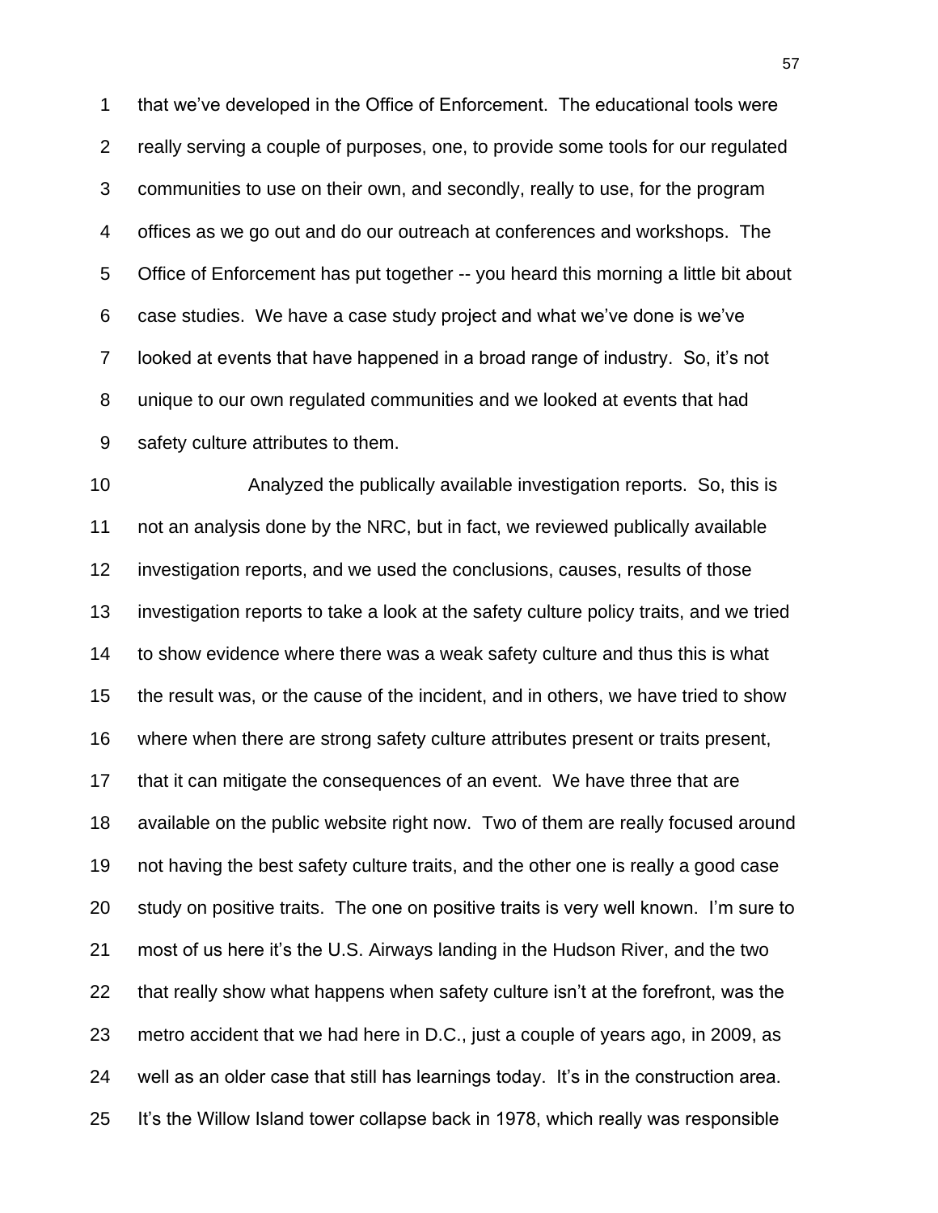that we've developed in the Office of Enforcement. The educational tools were really serving a couple of purposes, one, to provide some tools for our regulated communities to use on their own, and secondly, really to use, for the program offices as we go out and do our outreach at conferences and workshops. The Office of Enforcement has put together -- you heard this morning a little bit about case studies. We have a case study project and what we've done is we've looked at events that have happened in a broad range of industry. So, it's not unique to our own regulated communities and we looked at events that had safety culture attributes to them.

Analyzed the publically available investigation reports. So, this is not an analysis done by the NRC, but in fact, we reviewed publically available investigation reports, and we used the conclusions, causes, results of those investigation reports to take a look at the safety culture policy traits, and we tried to show evidence where there was a weak safety culture and thus this is what the result was, or the cause of the incident, and in others, we have tried to show where when there are strong safety culture attributes present or traits present, that it can mitigate the consequences of an event. We have three that are available on the public website right now. Two of them are really focused around not having the best safety culture traits, and the other one is really a good case study on positive traits. The one on positive traits is very well known. I'm sure to most of us here it's the U.S. Airways landing in the Hudson River, and the two that really show what happens when safety culture isn't at the forefront, was the metro accident that we had here in D.C., just a couple of years ago, in 2009, as well as an older case that still has learnings today. It's in the construction area. It's the Willow Island tower collapse back in 1978, which really was responsible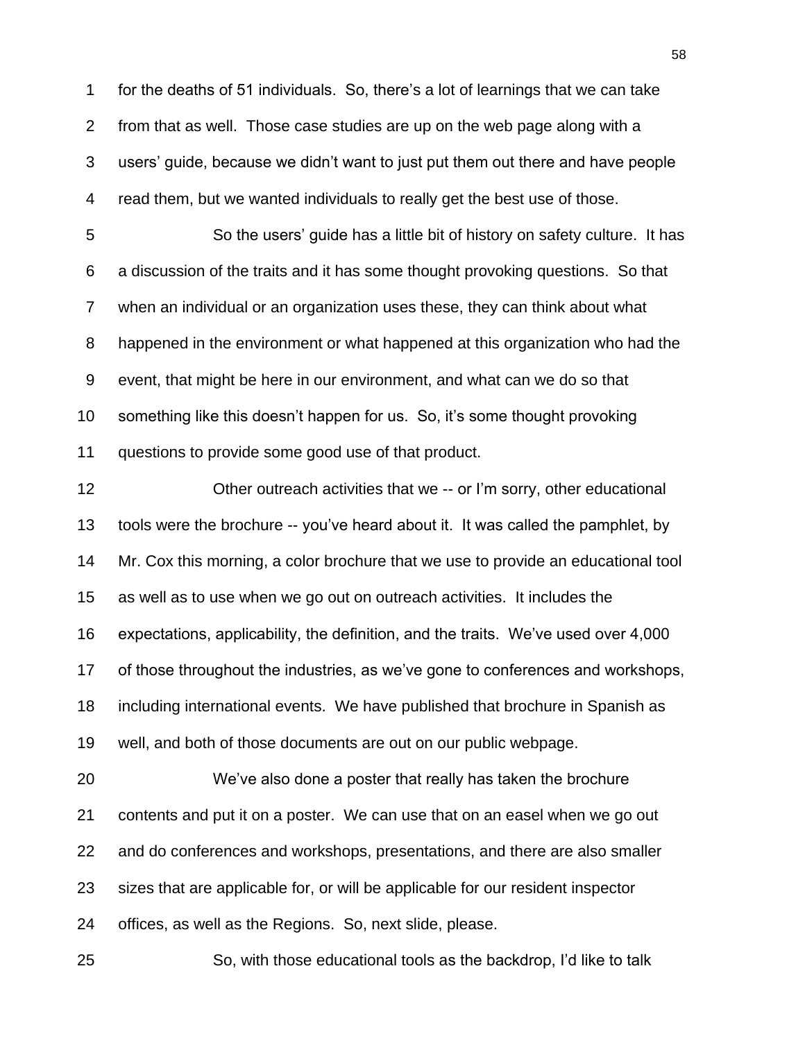for the deaths of 51 individuals. So, there's a lot of learnings that we can take from that as well. Those case studies are up on the web page along with a users' guide, because we didn't want to just put them out there and have people read them, but we wanted individuals to really get the best use of those.

So the users' guide has a little bit of history on safety culture. It has a discussion of the traits and it has some thought provoking questions. So that when an individual or an organization uses these, they can think about what happened in the environment or what happened at this organization who had the event, that might be here in our environment, and what can we do so that something like this doesn't happen for us. So, it's some thought provoking questions to provide some good use of that product.

Other outreach activities that we -- or I'm sorry, other educational tools were the brochure -- you've heard about it. It was called the pamphlet, by Mr. Cox this morning, a color brochure that we use to provide an educational tool as well as to use when we go out on outreach activities. It includes the expectations, applicability, the definition, and the traits. We've used over 4,000 of those throughout the industries, as we've gone to conferences and workshops, including international events. We have published that brochure in Spanish as well, and both of those documents are out on our public webpage.

We've also done a poster that really has taken the brochure contents and put it on a poster. We can use that on an easel when we go out and do conferences and workshops, presentations, and there are also smaller sizes that are applicable for, or will be applicable for our resident inspector offices, as well as the Regions. So, next slide, please.

So, with those educational tools as the backdrop, I'd like to talk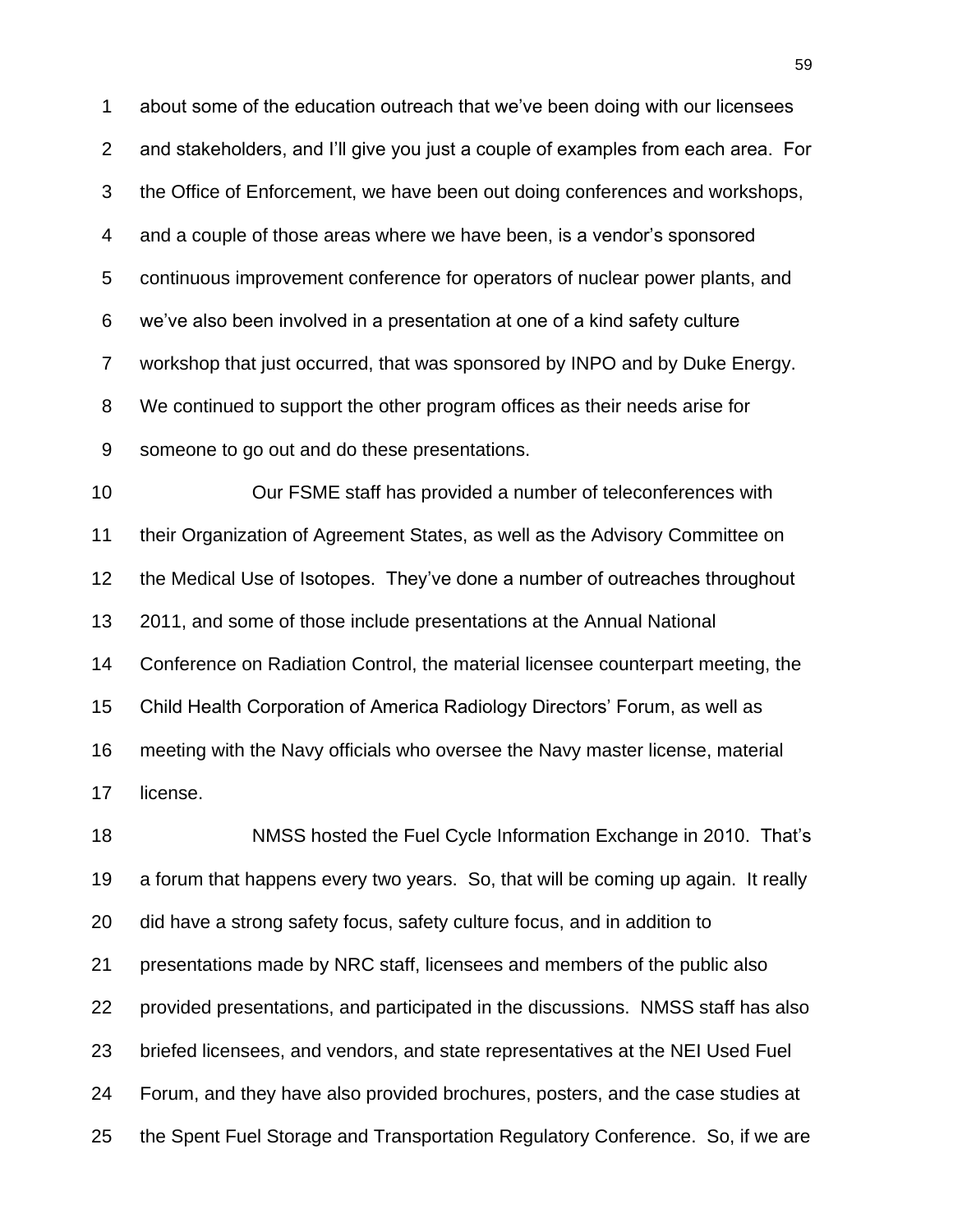about some of the education outreach that we've been doing with our licensees and stakeholders, and I'll give you just a couple of examples from each area. For the Office of Enforcement, we have been out doing conferences and workshops, and a couple of those areas where we have been, is a vendor's sponsored continuous improvement conference for operators of nuclear power plants, and we've also been involved in a presentation at one of a kind safety culture workshop that just occurred, that was sponsored by INPO and by Duke Energy. We continued to support the other program offices as their needs arise for someone to go out and do these presentations.

Our FSME staff has provided a number of teleconferences with their Organization of Agreement States, as well as the Advisory Committee on the Medical Use of Isotopes. They've done a number of outreaches throughout 2011, and some of those include presentations at the Annual National Conference on Radiation Control, the material licensee counterpart meeting, the Child Health Corporation of America Radiology Directors' Forum, as well as meeting with the Navy officials who oversee the Navy master license, material license.

NMSS hosted the Fuel Cycle Information Exchange in 2010. That's a forum that happens every two years. So, that will be coming up again. It really did have a strong safety focus, safety culture focus, and in addition to presentations made by NRC staff, licensees and members of the public also provided presentations, and participated in the discussions. NMSS staff has also briefed licensees, and vendors, and state representatives at the NEI Used Fuel Forum, and they have also provided brochures, posters, and the case studies at the Spent Fuel Storage and Transportation Regulatory Conference. So, if we are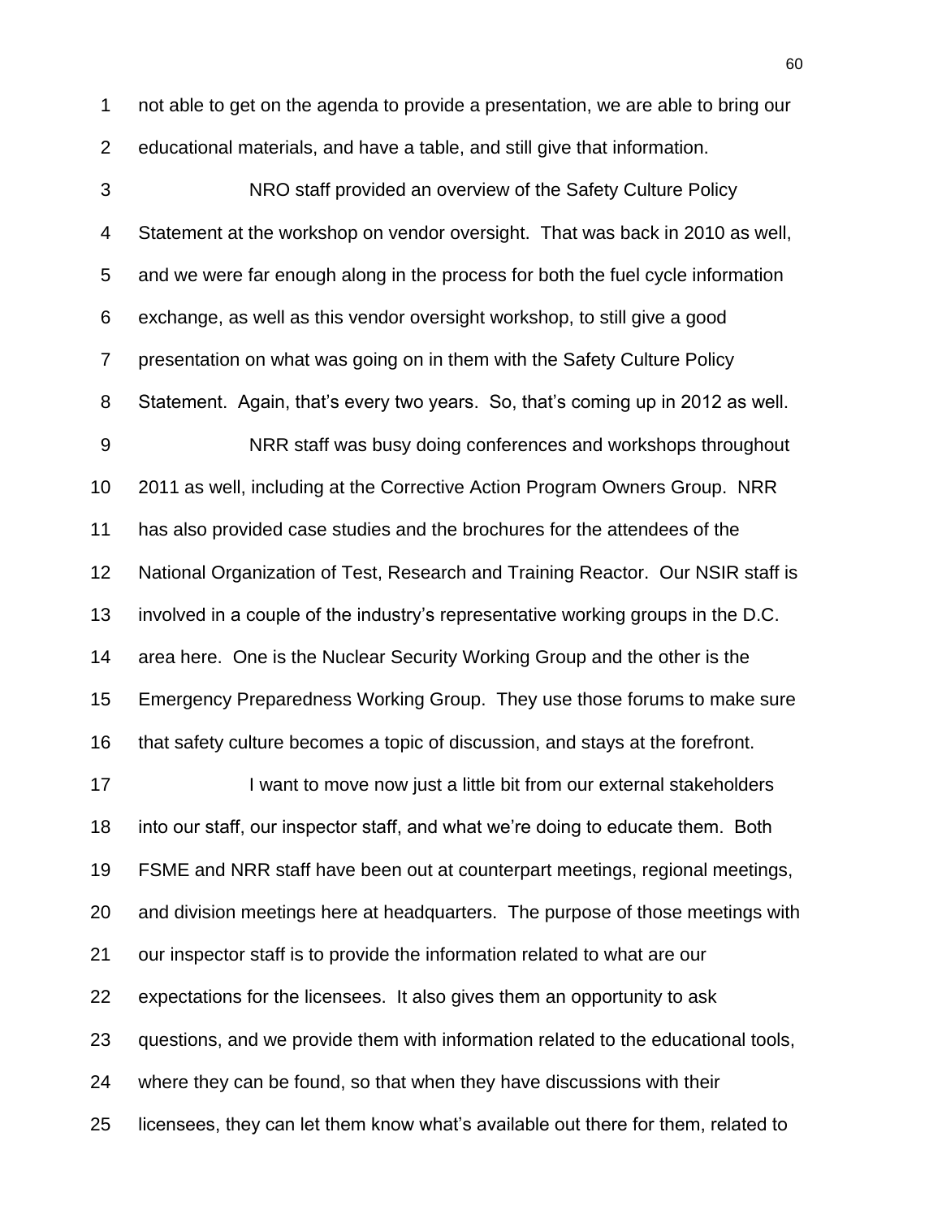not able to get on the agenda to provide a presentation, we are able to bring our educational materials, and have a table, and still give that information.

NRO staff provided an overview of the Safety Culture Policy Statement at the workshop on vendor oversight. That was back in 2010 as well, and we were far enough along in the process for both the fuel cycle information exchange, as well as this vendor oversight workshop, to still give a good presentation on what was going on in them with the Safety Culture Policy Statement. Again, that's every two years. So, that's coming up in 2012 as well.

NRR staff was busy doing conferences and workshops throughout 2011 as well, including at the Corrective Action Program Owners Group. NRR has also provided case studies and the brochures for the attendees of the National Organization of Test, Research and Training Reactor. Our NSIR staff is involved in a couple of the industry's representative working groups in the D.C. area here. One is the Nuclear Security Working Group and the other is the Emergency Preparedness Working Group. They use those forums to make sure that safety culture becomes a topic of discussion, and stays at the forefront.

I want to move now just a little bit from our external stakeholders into our staff, our inspector staff, and what we're doing to educate them. Both FSME and NRR staff have been out at counterpart meetings, regional meetings, and division meetings here at headquarters. The purpose of those meetings with our inspector staff is to provide the information related to what are our expectations for the licensees. It also gives them an opportunity to ask questions, and we provide them with information related to the educational tools, where they can be found, so that when they have discussions with their licensees, they can let them know what's available out there for them, related to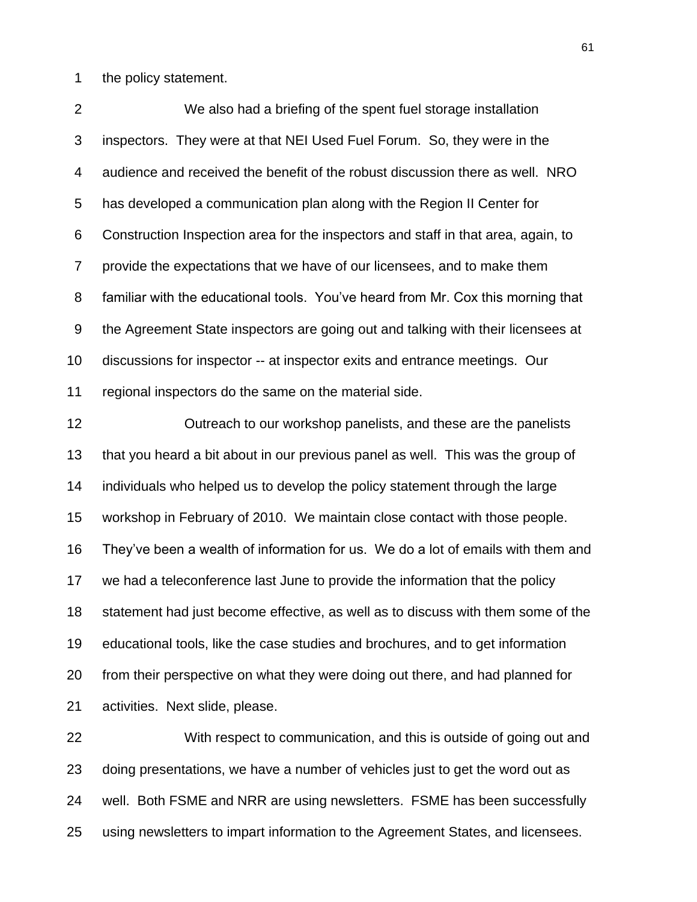the policy statement.

We also had a briefing of the spent fuel storage installation inspectors. They were at that NEI Used Fuel Forum. So, they were in the audience and received the benefit of the robust discussion there as well. NRO has developed a communication plan along with the Region II Center for Construction Inspection area for the inspectors and staff in that area, again, to provide the expectations that we have of our licensees, and to make them familiar with the educational tools. You've heard from Mr. Cox this morning that the Agreement State inspectors are going out and talking with their licensees at discussions for inspector -- at inspector exits and entrance meetings. Our regional inspectors do the same on the material side.

Outreach to our workshop panelists, and these are the panelists that you heard a bit about in our previous panel as well. This was the group of individuals who helped us to develop the policy statement through the large workshop in February of 2010. We maintain close contact with those people. They've been a wealth of information for us. We do a lot of emails with them and we had a teleconference last June to provide the information that the policy statement had just become effective, as well as to discuss with them some of the educational tools, like the case studies and brochures, and to get information from their perspective on what they were doing out there, and had planned for activities. Next slide, please.

With respect to communication, and this is outside of going out and doing presentations, we have a number of vehicles just to get the word out as well. Both FSME and NRR are using newsletters. FSME has been successfully using newsletters to impart information to the Agreement States, and licensees.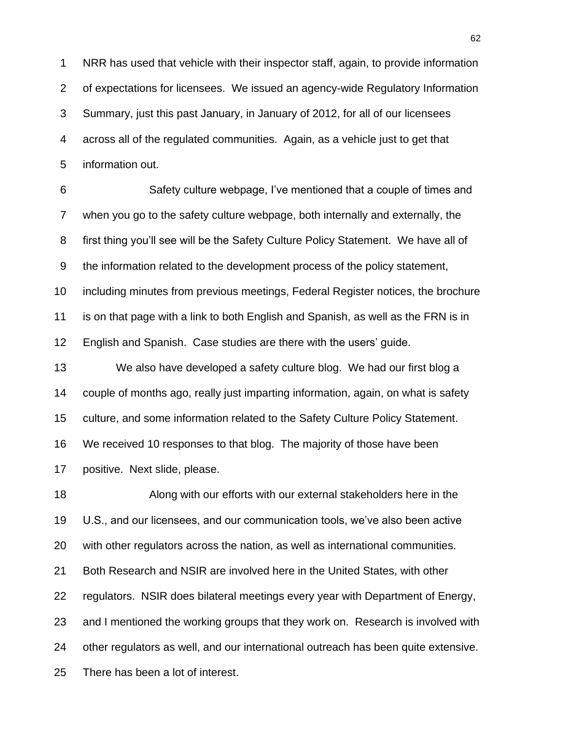NRR has used that vehicle with their inspector staff, again, to provide information of expectations for licensees. We issued an agency-wide Regulatory Information Summary, just this past January, in January of 2012, for all of our licensees across all of the regulated communities. Again, as a vehicle just to get that information out.

Safety culture webpage, I've mentioned that a couple of times and when you go to the safety culture webpage, both internally and externally, the first thing you'll see will be the Safety Culture Policy Statement. We have all of the information related to the development process of the policy statement, including minutes from previous meetings, Federal Register notices, the brochure is on that page with a link to both English and Spanish, as well as the FRN is in English and Spanish. Case studies are there with the users' guide.

We also have developed a safety culture blog. We had our first blog a couple of months ago, really just imparting information, again, on what is safety culture, and some information related to the Safety Culture Policy Statement. We received 10 responses to that blog. The majority of those have been positive. Next slide, please.

Along with our efforts with our external stakeholders here in the U.S., and our licensees, and our communication tools, we've also been active with other regulators across the nation, as well as international communities. Both Research and NSIR are involved here in the United States, with other regulators. NSIR does bilateral meetings every year with Department of Energy, and I mentioned the working groups that they work on. Research is involved with other regulators as well, and our international outreach has been quite extensive. There has been a lot of interest.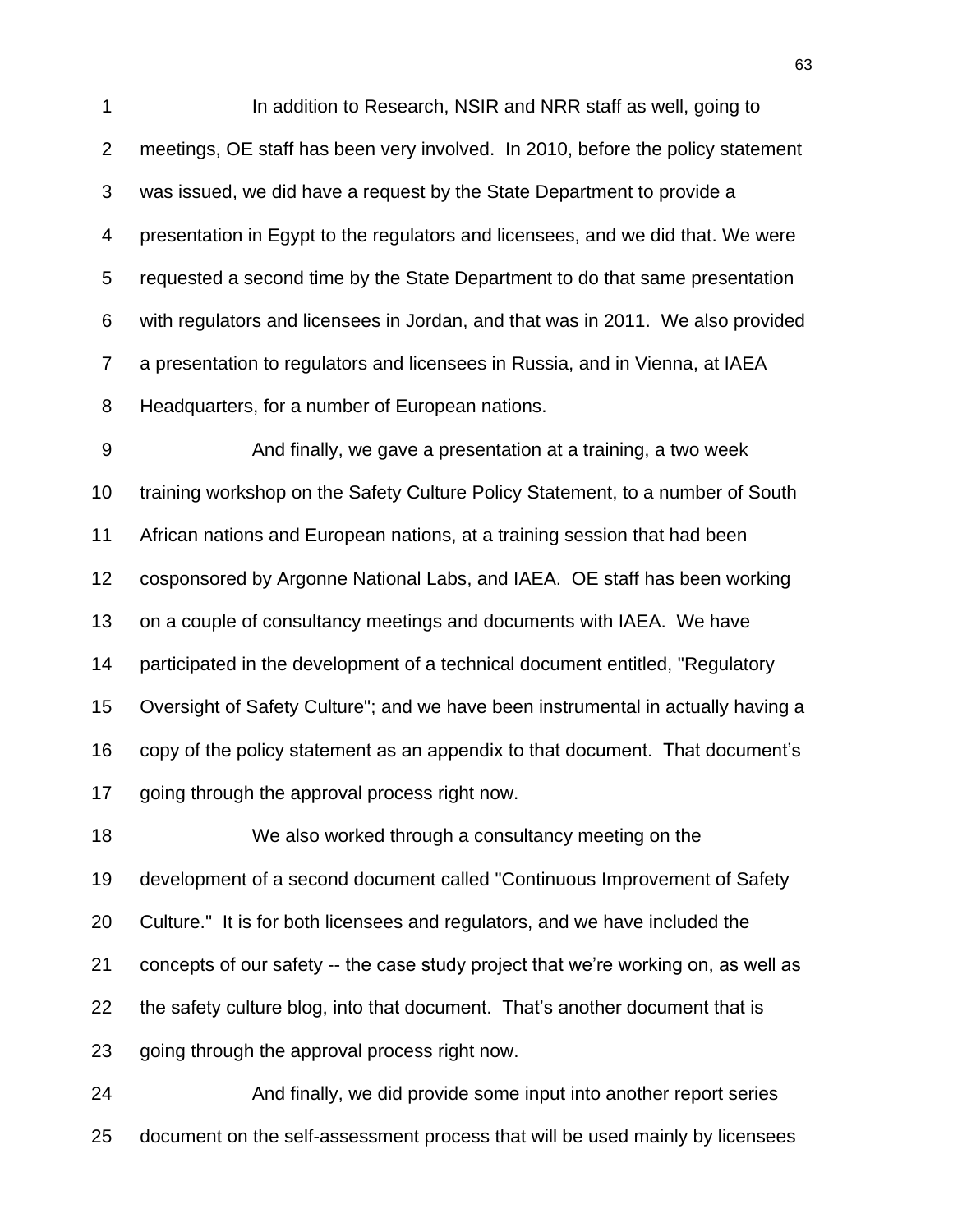In addition to Research, NSIR and NRR staff as well, going to meetings, OE staff has been very involved. In 2010, before the policy statement was issued, we did have a request by the State Department to provide a presentation in Egypt to the regulators and licensees, and we did that. We were requested a second time by the State Department to do that same presentation with regulators and licensees in Jordan, and that was in 2011. We also provided a presentation to regulators and licensees in Russia, and in Vienna, at IAEA Headquarters, for a number of European nations.

And finally, we gave a presentation at a training, a two week training workshop on the Safety Culture Policy Statement, to a number of South African nations and European nations, at a training session that had been cosponsored by Argonne National Labs, and IAEA. OE staff has been working on a couple of consultancy meetings and documents with IAEA. We have participated in the development of a technical document entitled, "Regulatory Oversight of Safety Culture"; and we have been instrumental in actually having a copy of the policy statement as an appendix to that document. That document's going through the approval process right now.

We also worked through a consultancy meeting on the development of a second document called "Continuous Improvement of Safety Culture." It is for both licensees and regulators, and we have included the concepts of our safety -- the case study project that we're working on, as well as the safety culture blog, into that document. That's another document that is going through the approval process right now.

And finally, we did provide some input into another report series document on the self-assessment process that will be used mainly by licensees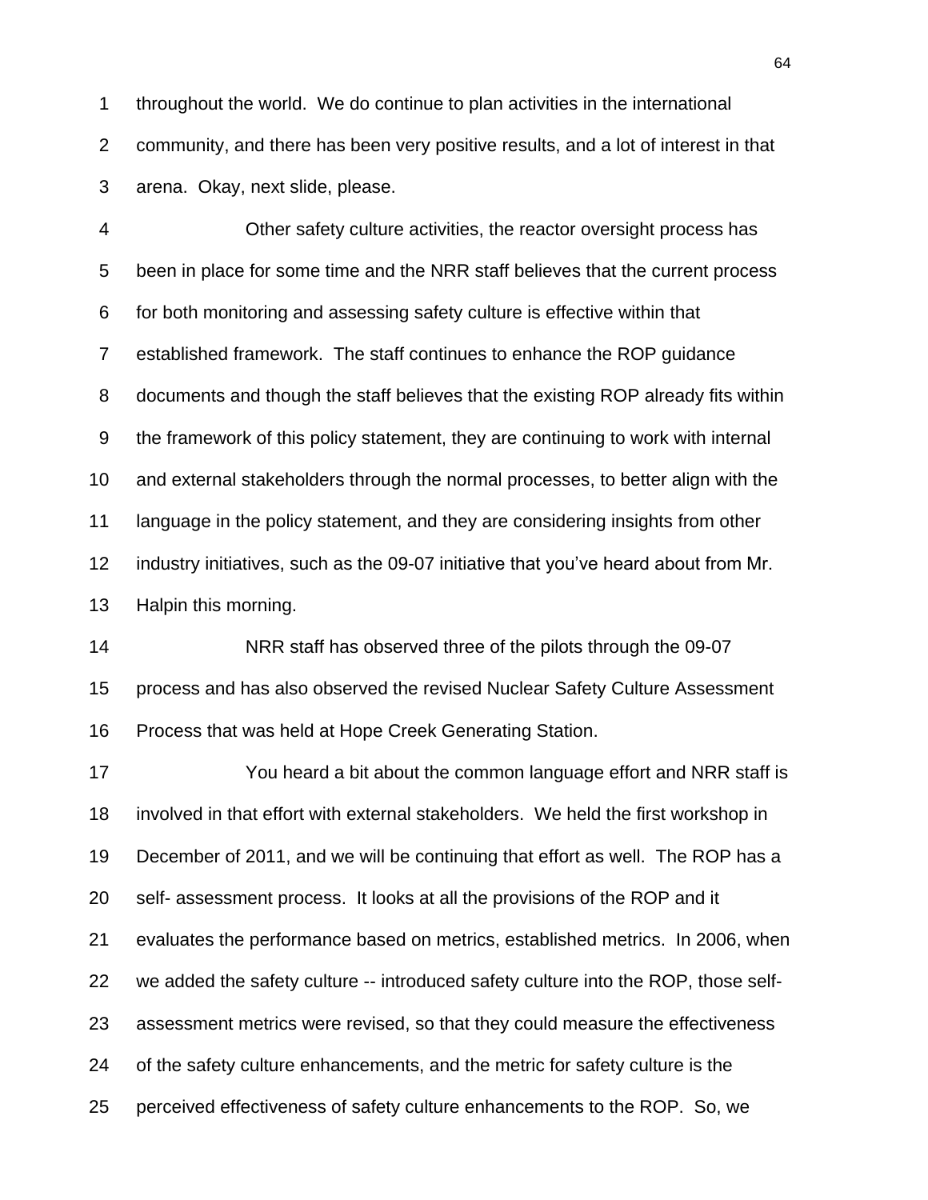throughout the world. We do continue to plan activities in the international community, and there has been very positive results, and a lot of interest in that arena. Okay, next slide, please.

Other safety culture activities, the reactor oversight process has been in place for some time and the NRR staff believes that the current process for both monitoring and assessing safety culture is effective within that established framework. The staff continues to enhance the ROP guidance documents and though the staff believes that the existing ROP already fits within the framework of this policy statement, they are continuing to work with internal and external stakeholders through the normal processes, to better align with the language in the policy statement, and they are considering insights from other industry initiatives, such as the 09-07 initiative that you've heard about from Mr. Halpin this morning.

NRR staff has observed three of the pilots through the 09-07 process and has also observed the revised Nuclear Safety Culture Assessment Process that was held at Hope Creek Generating Station.

You heard a bit about the common language effort and NRR staff is involved in that effort with external stakeholders. We held the first workshop in December of 2011, and we will be continuing that effort as well. The ROP has a self- assessment process. It looks at all the provisions of the ROP and it evaluates the performance based on metrics, established metrics. In 2006, when we added the safety culture -- introduced safety culture into the ROP, those self-assessment metrics were revised, so that they could measure the effectiveness of the safety culture enhancements, and the metric for safety culture is the perceived effectiveness of safety culture enhancements to the ROP. So, we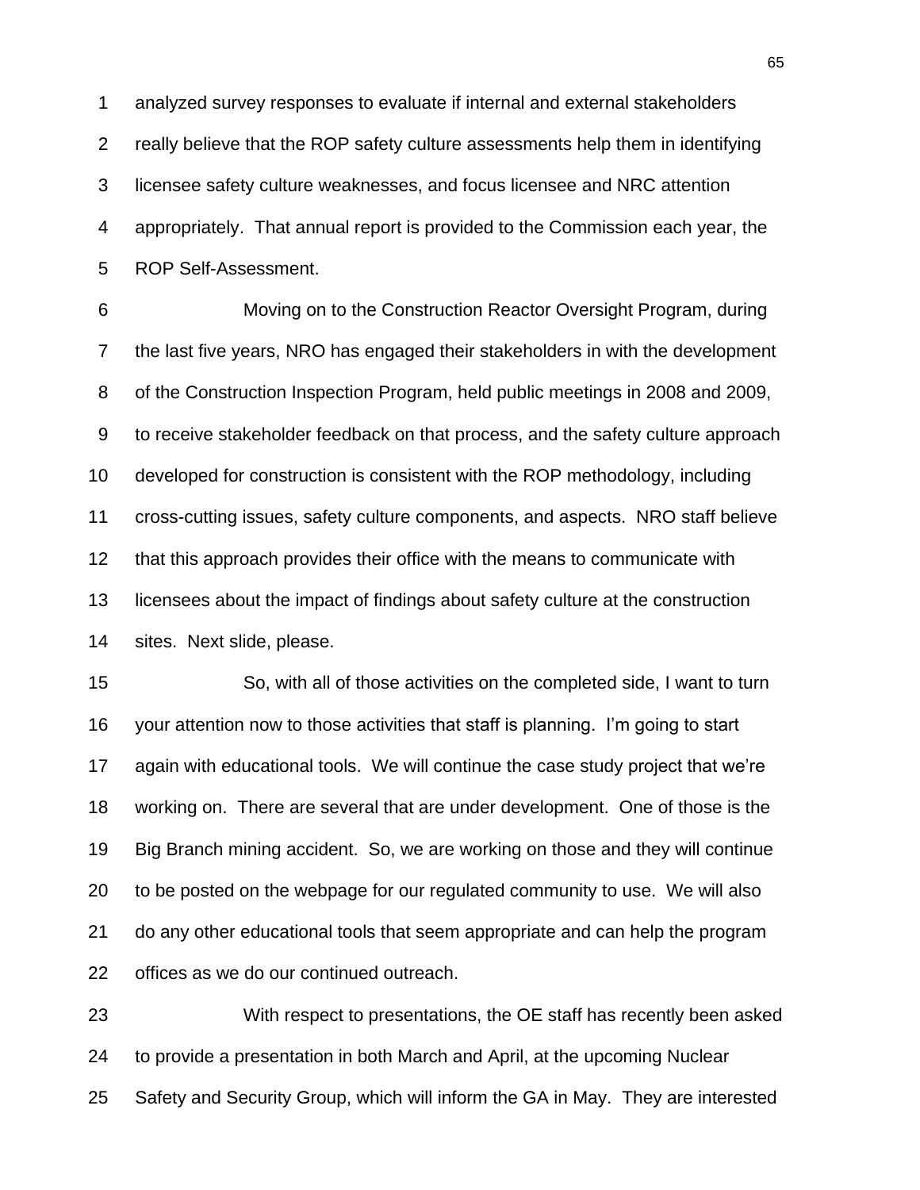analyzed survey responses to evaluate if internal and external stakeholders really believe that the ROP safety culture assessments help them in identifying licensee safety culture weaknesses, and focus licensee and NRC attention appropriately. That annual report is provided to the Commission each year, the ROP Self-Assessment.

Moving on to the Construction Reactor Oversight Program, during the last five years, NRO has engaged their stakeholders in with the development of the Construction Inspection Program, held public meetings in 2008 and 2009, to receive stakeholder feedback on that process, and the safety culture approach developed for construction is consistent with the ROP methodology, including cross-cutting issues, safety culture components, and aspects. NRO staff believe that this approach provides their office with the means to communicate with licensees about the impact of findings about safety culture at the construction sites. Next slide, please.

So, with all of those activities on the completed side, I want to turn your attention now to those activities that staff is planning. I'm going to start again with educational tools. We will continue the case study project that we're working on. There are several that are under development. One of those is the Big Branch mining accident. So, we are working on those and they will continue to be posted on the webpage for our regulated community to use. We will also do any other educational tools that seem appropriate and can help the program offices as we do our continued outreach.

With respect to presentations, the OE staff has recently been asked to provide a presentation in both March and April, at the upcoming Nuclear Safety and Security Group, which will inform the GA in May. They are interested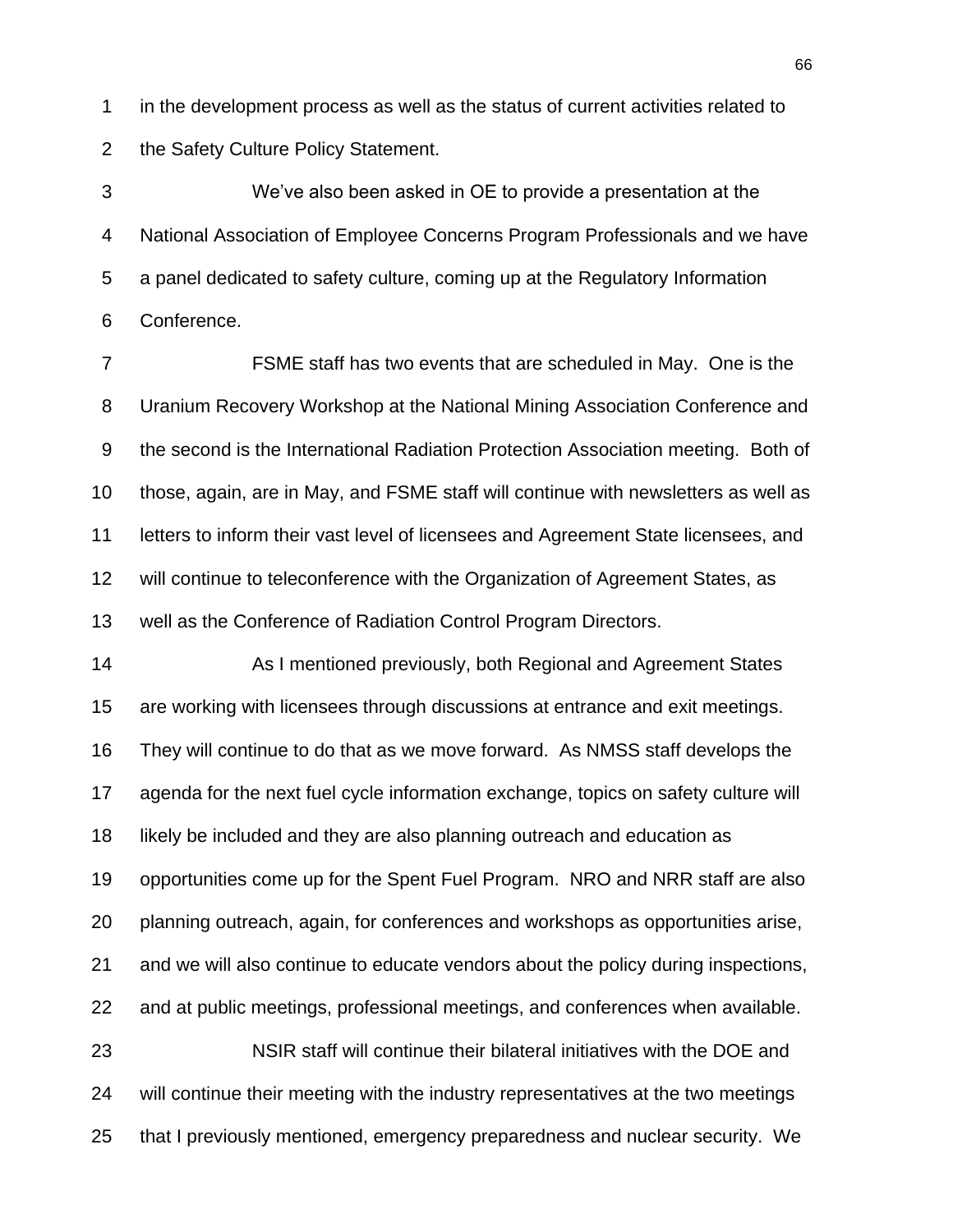in the development process as well as the status of current activities related to the Safety Culture Policy Statement.

We've also been asked in OE to provide a presentation at the National Association of Employee Concerns Program Professionals and we have a panel dedicated to safety culture, coming up at the Regulatory Information Conference.

FSME staff has two events that are scheduled in May. One is the Uranium Recovery Workshop at the National Mining Association Conference and the second is the International Radiation Protection Association meeting. Both of those, again, are in May, and FSME staff will continue with newsletters as well as letters to inform their vast level of licensees and Agreement State licensees, and will continue to teleconference with the Organization of Agreement States, as well as the Conference of Radiation Control Program Directors.

As I mentioned previously, both Regional and Agreement States are working with licensees through discussions at entrance and exit meetings. They will continue to do that as we move forward. As NMSS staff develops the agenda for the next fuel cycle information exchange, topics on safety culture will likely be included and they are also planning outreach and education as opportunities come up for the Spent Fuel Program. NRO and NRR staff are also planning outreach, again, for conferences and workshops as opportunities arise, and we will also continue to educate vendors about the policy during inspections, and at public meetings, professional meetings, and conferences when available.

NSIR staff will continue their bilateral initiatives with the DOE and will continue their meeting with the industry representatives at the two meetings that I previously mentioned, emergency preparedness and nuclear security. We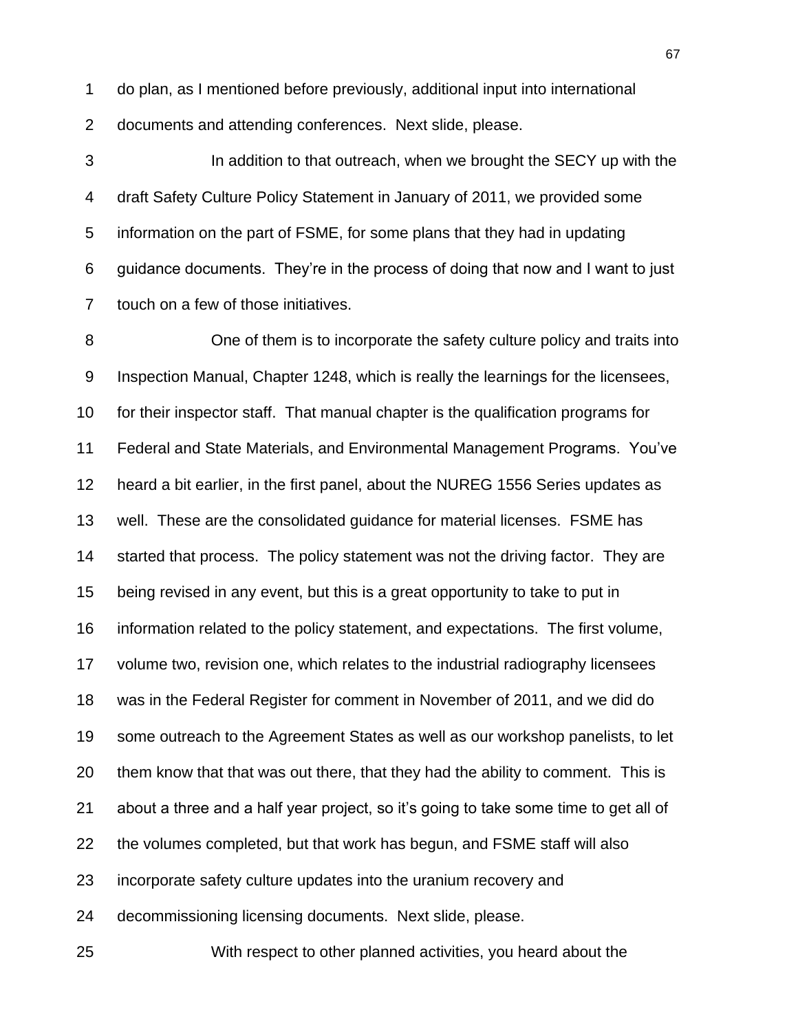do plan, as I mentioned before previously, additional input into international documents and attending conferences. Next slide, please.

In addition to that outreach, when we brought the SECY up with the draft Safety Culture Policy Statement in January of 2011, we provided some information on the part of FSME, for some plans that they had in updating guidance documents. They're in the process of doing that now and I want to just touch on a few of those initiatives.

One of them is to incorporate the safety culture policy and traits into Inspection Manual, Chapter 1248, which is really the learnings for the licensees, for their inspector staff. That manual chapter is the qualification programs for Federal and State Materials, and Environmental Management Programs. You've heard a bit earlier, in the first panel, about the NUREG 1556 Series updates as well. These are the consolidated guidance for material licenses. FSME has started that process. The policy statement was not the driving factor. They are being revised in any event, but this is a great opportunity to take to put in information related to the policy statement, and expectations. The first volume, volume two, revision one, which relates to the industrial radiography licensees was in the Federal Register for comment in November of 2011, and we did do some outreach to the Agreement States as well as our workshop panelists, to let them know that that was out there, that they had the ability to comment. This is about a three and a half year project, so it's going to take some time to get all of the volumes completed, but that work has begun, and FSME staff will also incorporate safety culture updates into the uranium recovery and decommissioning licensing documents. Next slide, please.

With respect to other planned activities, you heard about the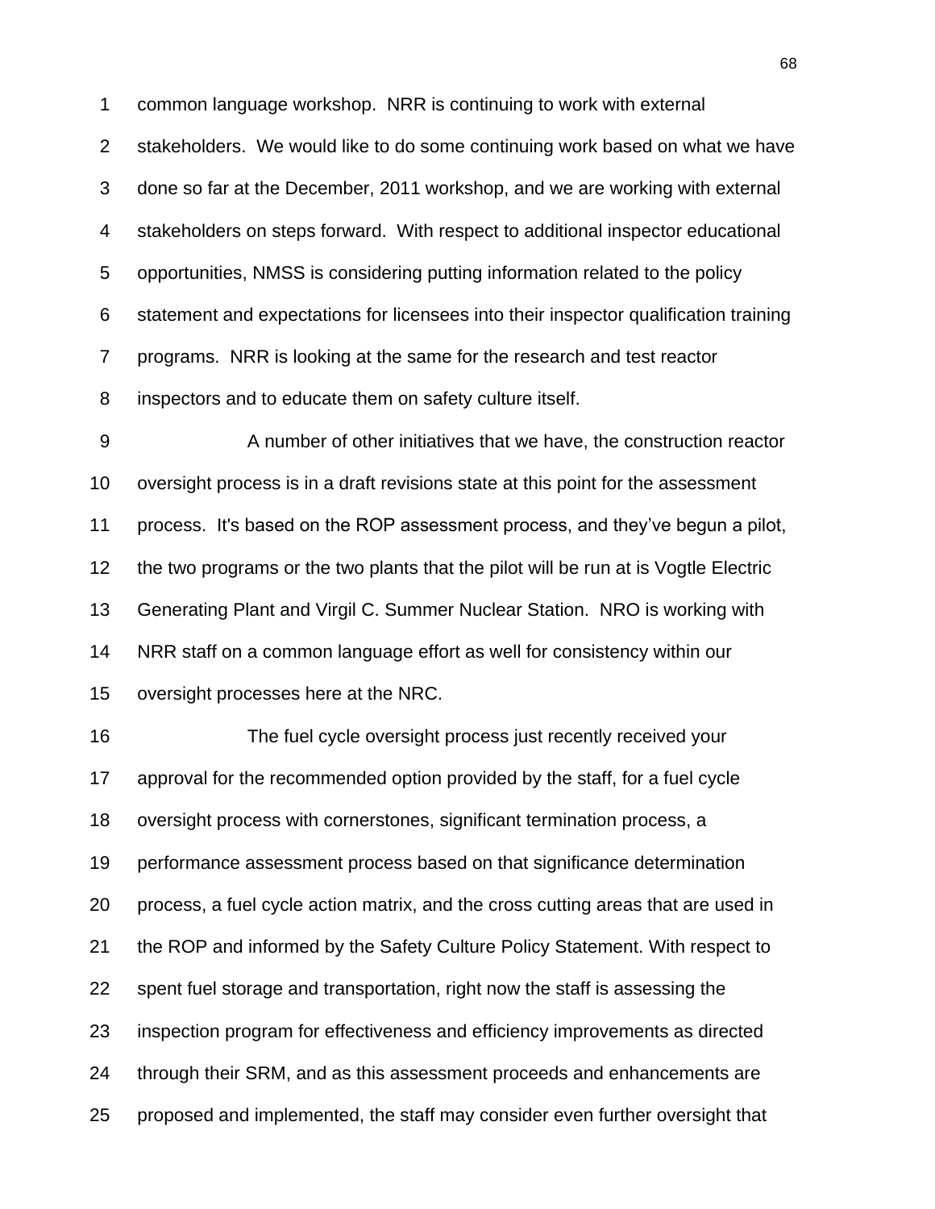common language workshop. NRR is continuing to work with external stakeholders. We would like to do some continuing work based on what we have done so far at the December, 2011 workshop, and we are working with external stakeholders on steps forward. With respect to additional inspector educational opportunities, NMSS is considering putting information related to the policy statement and expectations for licensees into their inspector qualification training programs. NRR is looking at the same for the research and test reactor inspectors and to educate them on safety culture itself.

A number of other initiatives that we have, the construction reactor oversight process is in a draft revisions state at this point for the assessment process. It's based on the ROP assessment process, and they've begun a pilot, the two programs or the two plants that the pilot will be run at is Vogtle Electric Generating Plant and Virgil C. Summer Nuclear Station. NRO is working with NRR staff on a common language effort as well for consistency within our oversight processes here at the NRC.

The fuel cycle oversight process just recently received your approval for the recommended option provided by the staff, for a fuel cycle oversight process with cornerstones, significant termination process, a performance assessment process based on that significance determination process, a fuel cycle action matrix, and the cross cutting areas that are used in the ROP and informed by the Safety Culture Policy Statement. With respect to spent fuel storage and transportation, right now the staff is assessing the inspection program for effectiveness and efficiency improvements as directed through their SRM, and as this assessment proceeds and enhancements are proposed and implemented, the staff may consider even further oversight that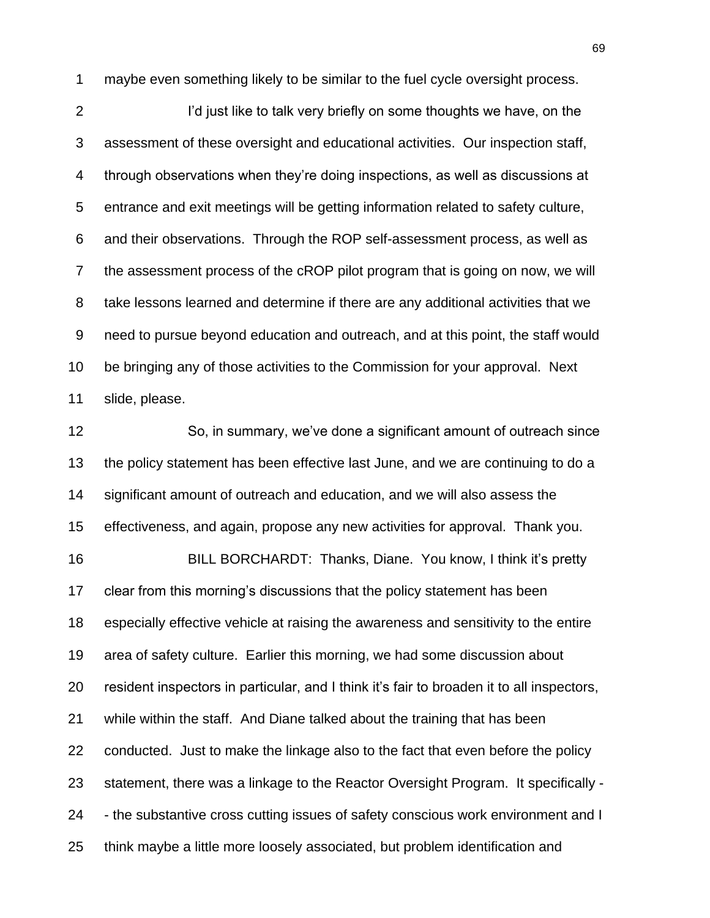maybe even something likely to be similar to the fuel cycle oversight process.

I'd just like to talk very briefly on some thoughts we have, on the assessment of these oversight and educational activities. Our inspection staff, through observations when they're doing inspections, as well as discussions at entrance and exit meetings will be getting information related to safety culture, and their observations. Through the ROP self-assessment process, as well as the assessment process of the cROP pilot program that is going on now, we will take lessons learned and determine if there are any additional activities that we need to pursue beyond education and outreach, and at this point, the staff would be bringing any of those activities to the Commission for your approval. Next slide, please.

So, in summary, we've done a significant amount of outreach since the policy statement has been effective last June, and we are continuing to do a significant amount of outreach and education, and we will also assess the effectiveness, and again, propose any new activities for approval. Thank you.

BILL BORCHARDT: Thanks, Diane. You know, I think it's pretty clear from this morning's discussions that the policy statement has been especially effective vehicle at raising the awareness and sensitivity to the entire area of safety culture. Earlier this morning, we had some discussion about resident inspectors in particular, and I think it's fair to broaden it to all inspectors, while within the staff. And Diane talked about the training that has been conducted. Just to make the linkage also to the fact that even before the policy statement, there was a linkage to the Reactor Oversight Program. It specifically -- the substantive cross cutting issues of safety conscious work environment and I think maybe a little more loosely associated, but problem identification and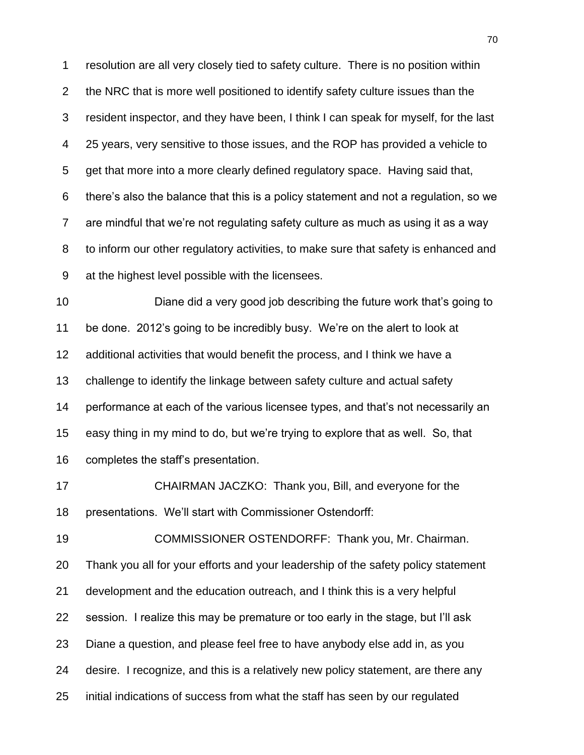resolution are all very closely tied to safety culture. There is no position within the NRC that is more well positioned to identify safety culture issues than the resident inspector, and they have been, I think I can speak for myself, for the last 25 years, very sensitive to those issues, and the ROP has provided a vehicle to get that more into a more clearly defined regulatory space. Having said that, there's also the balance that this is a policy statement and not a regulation, so we are mindful that we're not regulating safety culture as much as using it as a way to inform our other regulatory activities, to make sure that safety is enhanced and at the highest level possible with the licensees.

Diane did a very good job describing the future work that's going to be done. 2012's going to be incredibly busy. We're on the alert to look at additional activities that would benefit the process, and I think we have a challenge to identify the linkage between safety culture and actual safety performance at each of the various licensee types, and that's not necessarily an easy thing in my mind to do, but we're trying to explore that as well. So, that completes the staff's presentation.

CHAIRMAN JACZKO: Thank you, Bill, and everyone for the presentations. We'll start with Commissioner Ostendorff:

COMMISSIONER OSTENDORFF: Thank you, Mr. Chairman. Thank you all for your efforts and your leadership of the safety policy statement development and the education outreach, and I think this is a very helpful session. I realize this may be premature or too early in the stage, but I'll ask Diane a question, and please feel free to have anybody else add in, as you desire. I recognize, and this is a relatively new policy statement, are there any initial indications of success from what the staff has seen by our regulated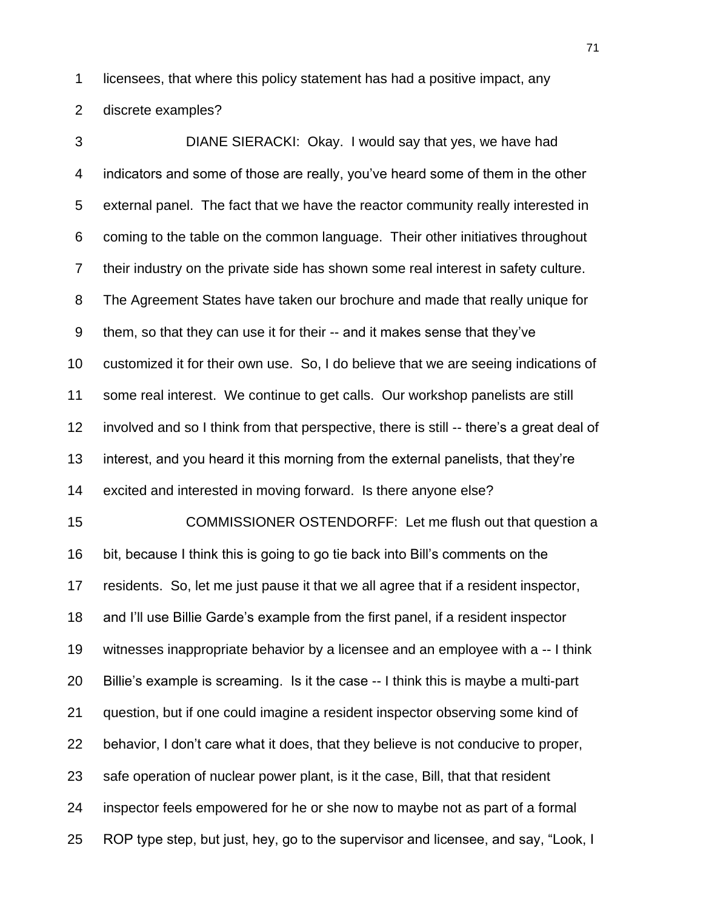licensees, that where this policy statement has had a positive impact, any discrete examples?

DIANE SIERACKI: Okay. I would say that yes, we have had indicators and some of those are really, you've heard some of them in the other external panel. The fact that we have the reactor community really interested in coming to the table on the common language. Their other initiatives throughout their industry on the private side has shown some real interest in safety culture. The Agreement States have taken our brochure and made that really unique for them, so that they can use it for their -- and it makes sense that they've customized it for their own use. So, I do believe that we are seeing indications of some real interest. We continue to get calls. Our workshop panelists are still involved and so I think from that perspective, there is still -- there's a great deal of interest, and you heard it this morning from the external panelists, that they're excited and interested in moving forward. Is there anyone else?

COMMISSIONER OSTENDORFF: Let me flush out that question a bit, because I think this is going to go tie back into Bill's comments on the residents. So, let me just pause it that we all agree that if a resident inspector, and I'll use Billie Garde's example from the first panel, if a resident inspector witnesses inappropriate behavior by a licensee and an employee with a -- I think Billie's example is screaming. Is it the case -- I think this is maybe a multi-part question, but if one could imagine a resident inspector observing some kind of behavior, I don't care what it does, that they believe is not conducive to proper, safe operation of nuclear power plant, is it the case, Bill, that that resident inspector feels empowered for he or she now to maybe not as part of a formal ROP type step, but just, hey, go to the supervisor and licensee, and say, "Look, I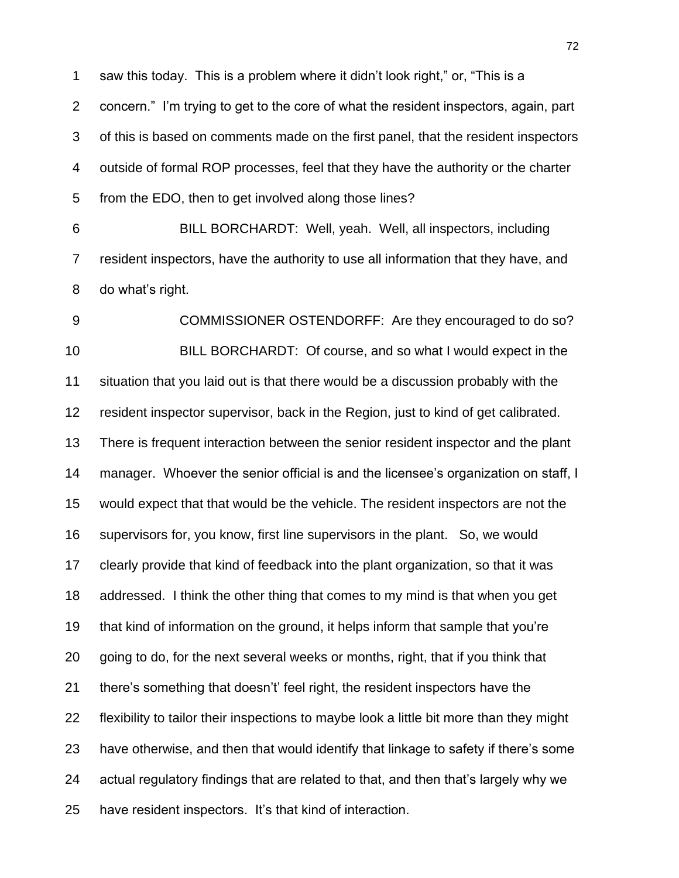saw this today. This is a problem where it didn't look right," or, "This is a concern." I'm trying to get to the core of what the resident inspectors, again, part of this is based on comments made on the first panel, that the resident inspectors outside of formal ROP processes, feel that they have the authority or the charter from the EDO, then to get involved along those lines?

BILL BORCHARDT: Well, yeah. Well, all inspectors, including resident inspectors, have the authority to use all information that they have, and do what's right.

COMMISSIONER OSTENDORFF: Are they encouraged to do so?

BILL BORCHARDT: Of course, and so what I would expect in the situation that you laid out is that there would be a discussion probably with the resident inspector supervisor, back in the Region, just to kind of get calibrated. There is frequent interaction between the senior resident inspector and the plant manager. Whoever the senior official is and the licensee's organization on staff, I would expect that that would be the vehicle. The resident inspectors are not the supervisors for, you know, first line supervisors in the plant. So, we would clearly provide that kind of feedback into the plant organization, so that it was addressed. I think the other thing that comes to my mind is that when you get that kind of information on the ground, it helps inform that sample that you're going to do, for the next several weeks or months, right, that if you think that there's something that doesn't' feel right, the resident inspectors have the flexibility to tailor their inspections to maybe look a little bit more than they might have otherwise, and then that would identify that linkage to safety if there's some actual regulatory findings that are related to that, and then that's largely why we have resident inspectors. It's that kind of interaction.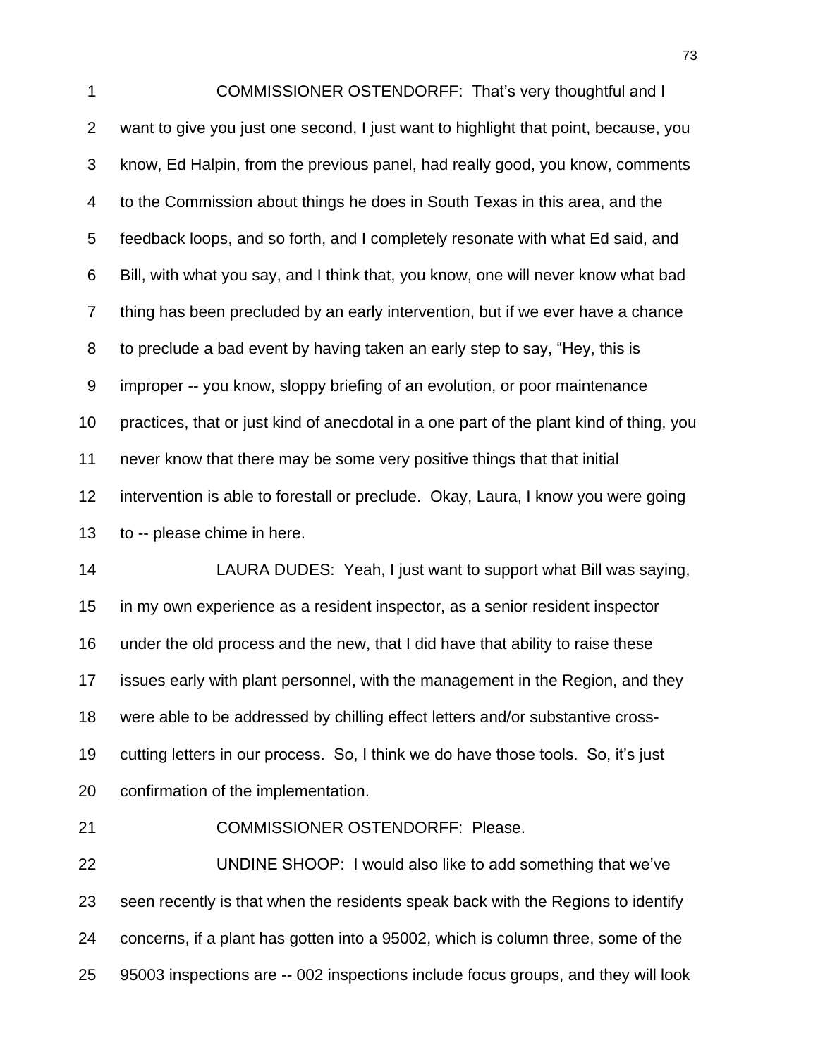COMMISSIONER OSTENDORFF: That's very thoughtful and I want to give you just one second, I just want to highlight that point, because, you know, Ed Halpin, from the previous panel, had really good, you know, comments to the Commission about things he does in South Texas in this area, and the feedback loops, and so forth, and I completely resonate with what Ed said, and Bill, with what you say, and I think that, you know, one will never know what bad thing has been precluded by an early intervention, but if we ever have a chance to preclude a bad event by having taken an early step to say, "Hey, this is improper -- you know, sloppy briefing of an evolution, or poor maintenance practices, that or just kind of anecdotal in a one part of the plant kind of thing, you never know that there may be some very positive things that that initial intervention is able to forestall or preclude. Okay, Laura, I know you were going to -- please chime in here.

LAURA DUDES: Yeah, I just want to support what Bill was saying, in my own experience as a resident inspector, as a senior resident inspector under the old process and the new, that I did have that ability to raise these issues early with plant personnel, with the management in the Region, and they were able to be addressed by chilling effect letters and/or substantive cross-cutting letters in our process. So, I think we do have those tools. So, it's just confirmation of the implementation.

COMMISSIONER OSTENDORFF: Please.

UNDINE SHOOP: I would also like to add something that we've seen recently is that when the residents speak back with the Regions to identify concerns, if a plant has gotten into a 95002, which is column three, some of the 95003 inspections are -- 002 inspections include focus groups, and they will look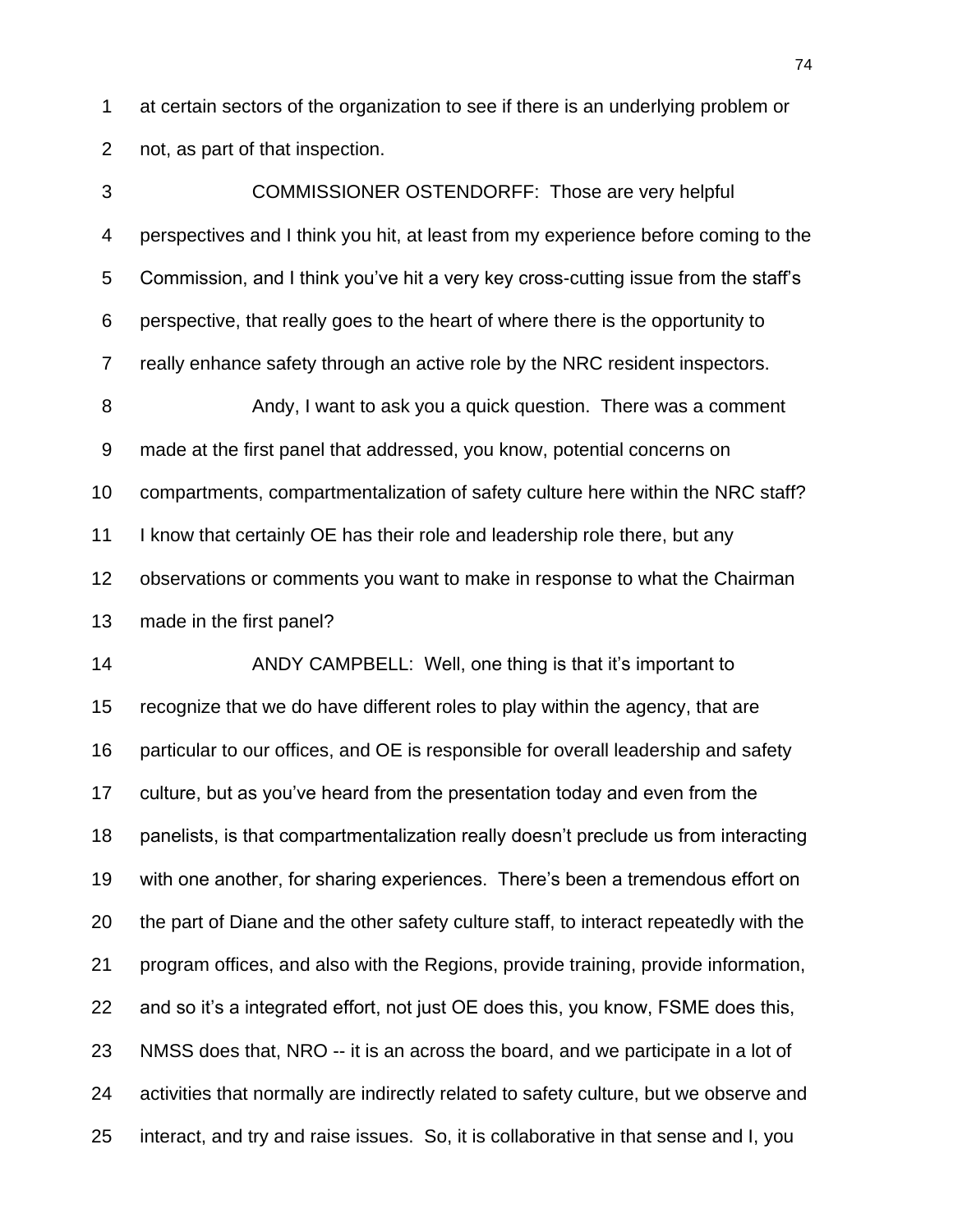at certain sectors of the organization to see if there is an underlying problem or not, as part of that inspection.

COMMISSIONER OSTENDORFF: Those are very helpful perspectives and I think you hit, at least from my experience before coming to the Commission, and I think you've hit a very key cross-cutting issue from the staff's perspective, that really goes to the heart of where there is the opportunity to really enhance safety through an active role by the NRC resident inspectors.

Andy, I want to ask you a quick question. There was a comment made at the first panel that addressed, you know, potential concerns on compartments, compartmentalization of safety culture here within the NRC staff? I know that certainly OE has their role and leadership role there, but any observations or comments you want to make in response to what the Chairman made in the first panel?

ANDY CAMPBELL: Well, one thing is that it's important to recognize that we do have different roles to play within the agency, that are particular to our offices, and OE is responsible for overall leadership and safety culture, but as you've heard from the presentation today and even from the panelists, is that compartmentalization really doesn't preclude us from interacting with one another, for sharing experiences. There's been a tremendous effort on the part of Diane and the other safety culture staff, to interact repeatedly with the program offices, and also with the Regions, provide training, provide information, and so it's a integrated effort, not just OE does this, you know, FSME does this, NMSS does that, NRO -- it is an across the board, and we participate in a lot of activities that normally are indirectly related to safety culture, but we observe and interact, and try and raise issues. So, it is collaborative in that sense and I, you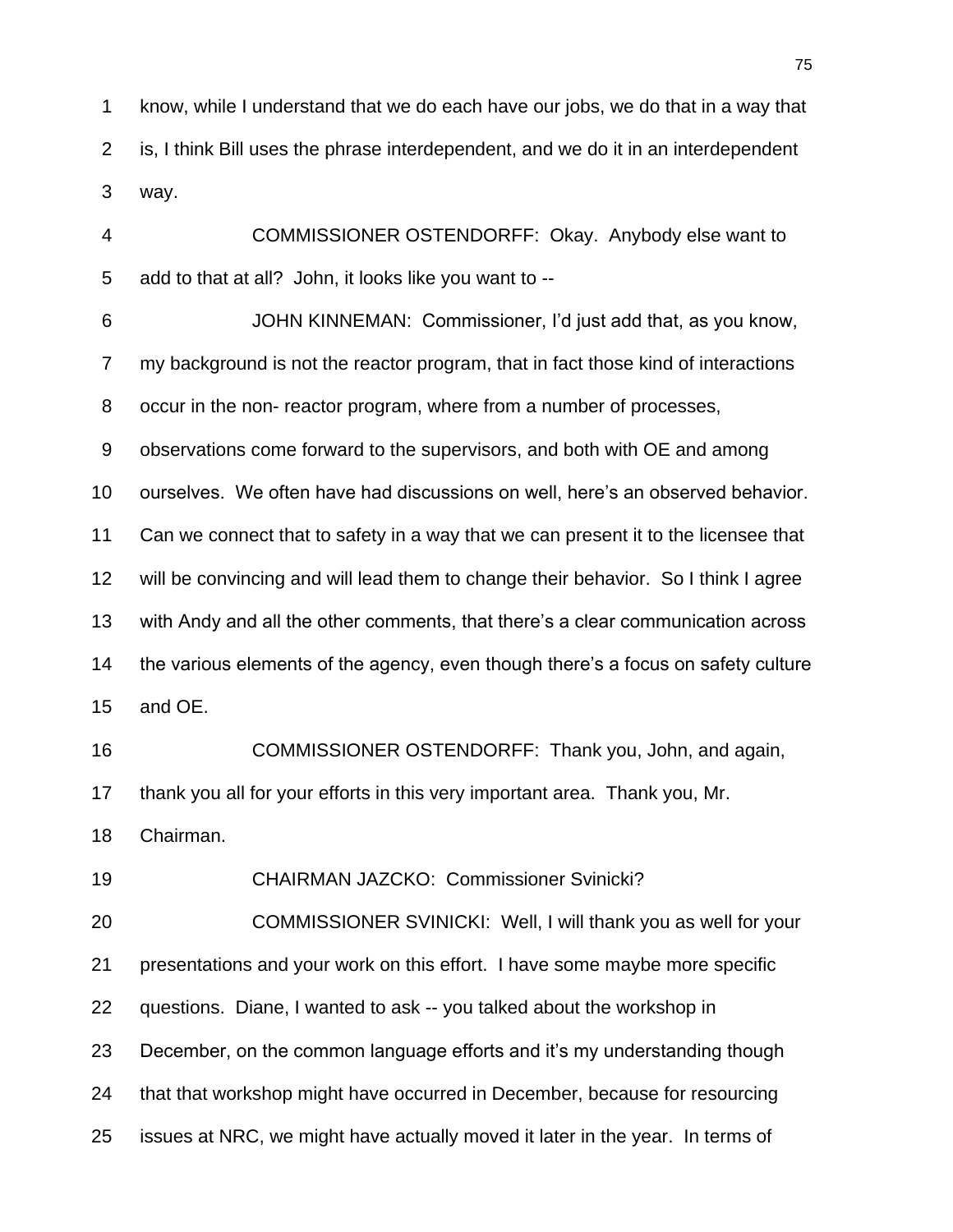know, while I understand that we do each have our jobs, we do that in a way that is, I think Bill uses the phrase interdependent, and we do it in an interdependent way.

COMMISSIONER OSTENDORFF: Okay. Anybody else want to add to that at all? John, it looks like you want to --

JOHN KINNEMAN: Commissioner, I'd just add that, as you know, my background is not the reactor program, that in fact those kind of interactions occur in the non- reactor program, where from a number of processes, observations come forward to the supervisors, and both with OE and among ourselves. We often have had discussions on well, here's an observed behavior. Can we connect that to safety in a way that we can present it to the licensee that will be convincing and will lead them to change their behavior. So I think I agree with Andy and all the other comments, that there's a clear communication across the various elements of the agency, even though there's a focus on safety culture and OE.

COMMISSIONER OSTENDORFF: Thank you, John, and again, thank you all for your efforts in this very important area. Thank you, Mr. Chairman.

CHAIRMAN JAZCKO: Commissioner Svinicki?

COMMISSIONER SVINICKI: Well, I will thank you as well for your presentations and your work on this effort. I have some maybe more specific questions. Diane, I wanted to ask -- you talked about the workshop in December, on the common language efforts and it's my understanding though that that workshop might have occurred in December, because for resourcing issues at NRC, we might have actually moved it later in the year. In terms of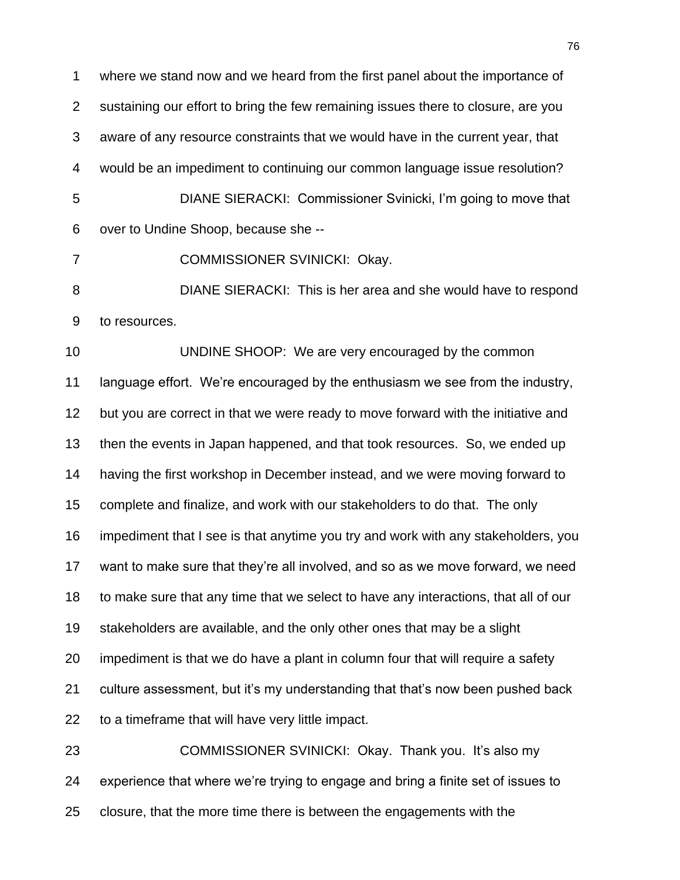where we stand now and we heard from the first panel about the importance of sustaining our effort to bring the few remaining issues there to closure, are you aware of any resource constraints that we would have in the current year, that would be an impediment to continuing our common language issue resolution?

DIANE SIERACKI: Commissioner Svinicki, I'm going to move that over to Undine Shoop, because she --

COMMISSIONER SVINICKI: Okay.

DIANE SIERACKI: This is her area and she would have to respond to resources.

UNDINE SHOOP: We are very encouraged by the common language effort. We're encouraged by the enthusiasm we see from the industry, but you are correct in that we were ready to move forward with the initiative and then the events in Japan happened, and that took resources. So, we ended up having the first workshop in December instead, and we were moving forward to complete and finalize, and work with our stakeholders to do that. The only impediment that I see is that anytime you try and work with any stakeholders, you want to make sure that they're all involved, and so as we move forward, we need to make sure that any time that we select to have any interactions, that all of our stakeholders are available, and the only other ones that may be a slight impediment is that we do have a plant in column four that will require a safety culture assessment, but it's my understanding that that's now been pushed back to a timeframe that will have very little impact.

COMMISSIONER SVINICKI: Okay. Thank you. It's also my experience that where we're trying to engage and bring a finite set of issues to closure, that the more time there is between the engagements with the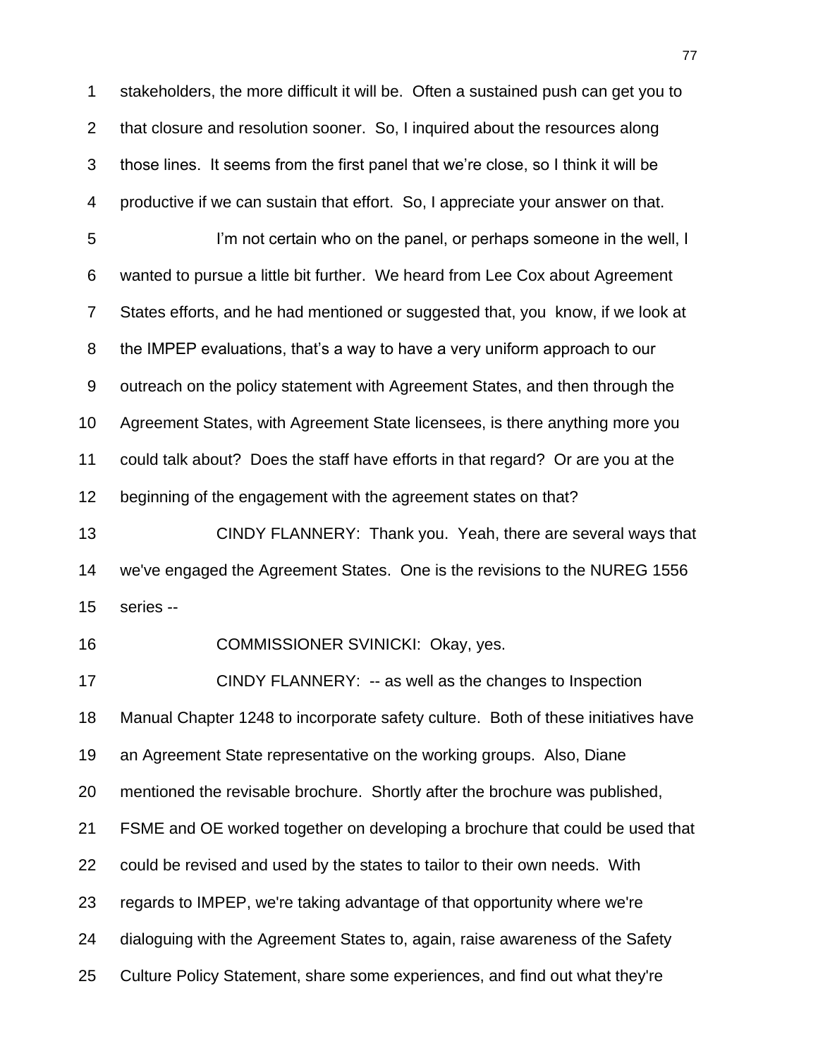stakeholders, the more difficult it will be. Often a sustained push can get you to that closure and resolution sooner. So, I inquired about the resources along those lines. It seems from the first panel that we're close, so I think it will be productive if we can sustain that effort. So, I appreciate your answer on that.

I'm not certain who on the panel, or perhaps someone in the well, I wanted to pursue a little bit further. We heard from Lee Cox about Agreement States efforts, and he had mentioned or suggested that, you know, if we look at the IMPEP evaluations, that's a way to have a very uniform approach to our outreach on the policy statement with Agreement States, and then through the Agreement States, with Agreement State licensees, is there anything more you could talk about? Does the staff have efforts in that regard? Or are you at the beginning of the engagement with the agreement states on that?

CINDY FLANNERY: Thank you. Yeah, there are several ways that we've engaged the Agreement States. One is the revisions to the NUREG 1556 series --

COMMISSIONER SVINICKI: Okay, yes.

CINDY FLANNERY: -- as well as the changes to Inspection Manual Chapter 1248 to incorporate safety culture. Both of these initiatives have an Agreement State representative on the working groups. Also, Diane mentioned the revisable brochure. Shortly after the brochure was published, FSME and OE worked together on developing a brochure that could be used that could be revised and used by the states to tailor to their own needs. With regards to IMPEP, we're taking advantage of that opportunity where we're dialoguing with the Agreement States to, again, raise awareness of the Safety Culture Policy Statement, share some experiences, and find out what they're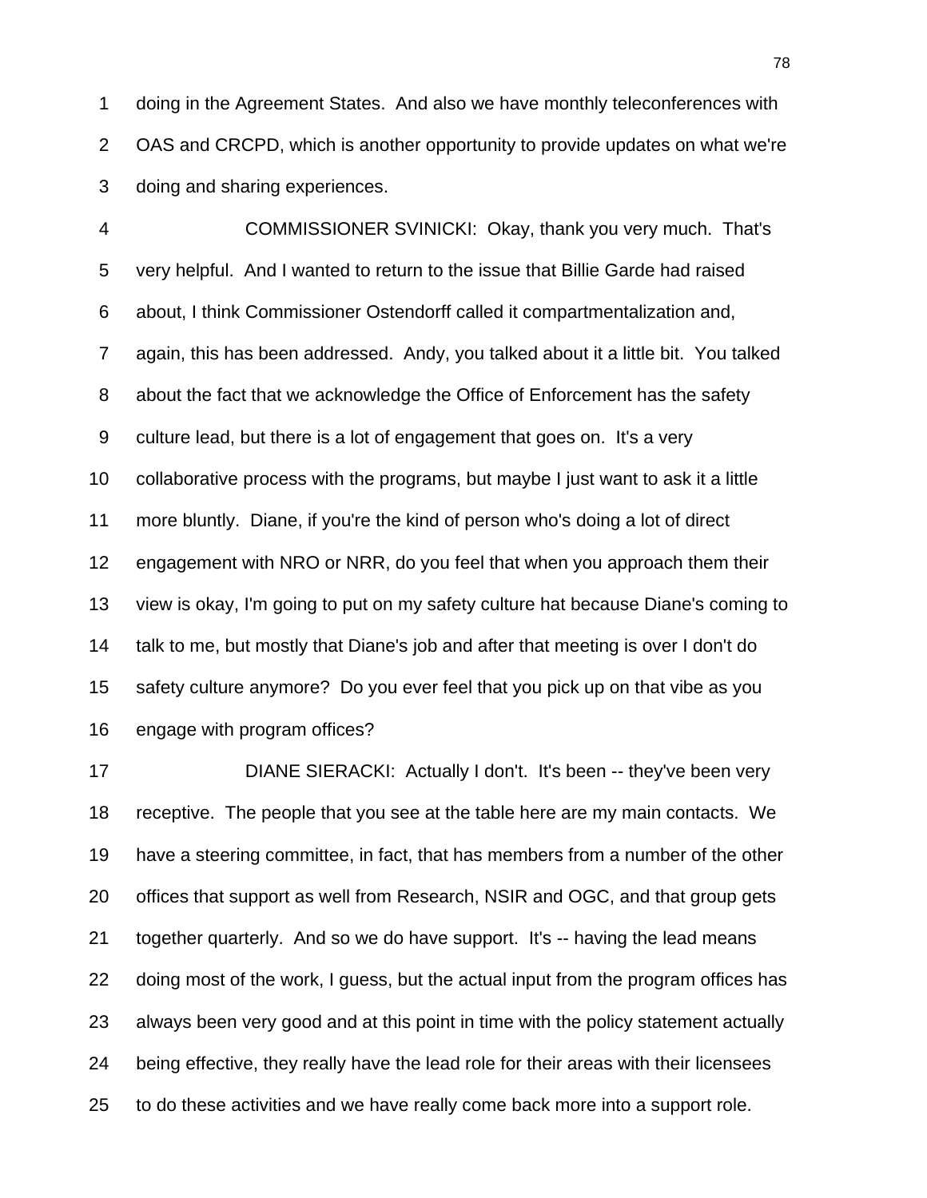doing in the Agreement States. And also we have monthly teleconferences with OAS and CRCPD, which is another opportunity to provide updates on what we're doing and sharing experiences.

COMMISSIONER SVINICKI: Okay, thank you very much. That's very helpful. And I wanted to return to the issue that Billie Garde had raised about, I think Commissioner Ostendorff called it compartmentalization and, again, this has been addressed. Andy, you talked about it a little bit. You talked about the fact that we acknowledge the Office of Enforcement has the safety culture lead, but there is a lot of engagement that goes on. It's a very collaborative process with the programs, but maybe I just want to ask it a little more bluntly. Diane, if you're the kind of person who's doing a lot of direct engagement with NRO or NRR, do you feel that when you approach them their view is okay, I'm going to put on my safety culture hat because Diane's coming to talk to me, but mostly that Diane's job and after that meeting is over I don't do safety culture anymore? Do you ever feel that you pick up on that vibe as you engage with program offices?

DIANE SIERACKI: Actually I don't. It's been -- they've been very receptive. The people that you see at the table here are my main contacts. We have a steering committee, in fact, that has members from a number of the other offices that support as well from Research, NSIR and OGC, and that group gets together quarterly. And so we do have support. It's -- having the lead means doing most of the work, I guess, but the actual input from the program offices has always been very good and at this point in time with the policy statement actually being effective, they really have the lead role for their areas with their licensees to do these activities and we have really come back more into a support role.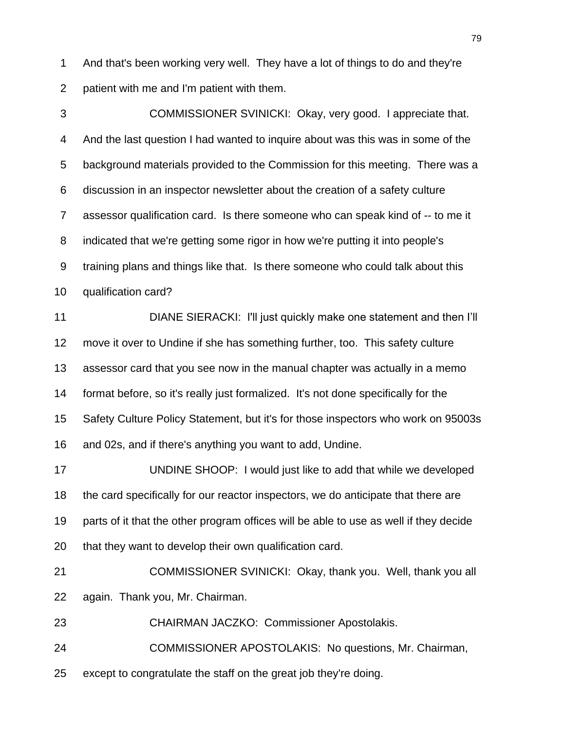1 And that's been working very well. They have a lot of things to do and they're

2 patient with me and I'm patient with them.

3 COMMISSIONER SVINICKI: Okay, very good. I appreciate that.

4 And the last question I had wanted to inquire about was this was in some of the

5 background materials provided to the Commission for this meeting. There was a

6 discussion in an inspector newsletter about the creation of a safety culture

7 assessor qualification card. Is there someone who can speak kind of -- to me it

8 indicated that we're getting some rigor in how we're putting it into people's

9 training plans and things like that. Is there someone who could talk about this

10 qualification card?

11 DIANE SIERACKI: I'll just quickly make one statement and then I'll

12 move it over to Undine if she has something further, too. This safety culture

13 assessor card that you see now in the manual chapter was actually in a memo

14 format before, so it's really just formalized. It's not done specifically for the

15 Safety Culture Policy Statement, but it's for those inspectors who work on 95003s

16 and 02s, and if there's anything you want to add, Undine.

17 UNDINE SHOOP: I would just like to add that while we developed

18 the card specifically for our reactor inspectors, we do anticipate that there are

19 parts of it that the other program offices will be able to use as well if they decide

20 that they want to develop their own qualification card.

21 COMMISSIONER SVINICKI: Okay, thank you. Well, thank you all

22 again. Thank you, Mr. Chairman.

23 CHAIRMAN JACZKO: Commissioner Apostolakis.

24 COMMISSIONER APOSTOLAKIS: No questions, Mr. Chairman,

25 except to congratulate the staff on the great job they're doing.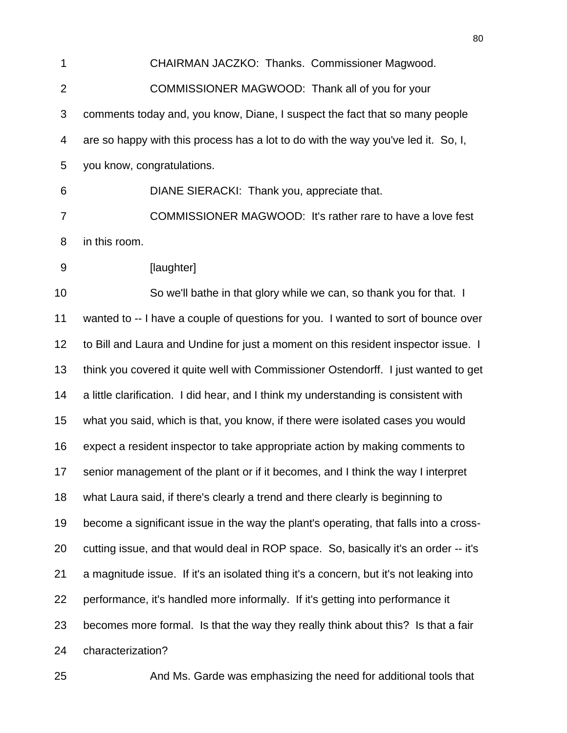CHAIRMAN JACZKO: Thanks. Commissioner Magwood.

COMMISSIONER MAGWOOD: Thank all of you for your comments today and, you know, Diane, I suspect the fact that so many people are so happy with this process has a lot to do with the way you've led it. So, I, you know, congratulations.

DIANE SIERACKI: Thank you, appreciate that.

COMMISSIONER MAGWOOD: It's rather rare to have a love fest in this room.

[laughter]

So we'll bathe in that glory while we can, so thank you for that. I wanted to -- I have a couple of questions for you. I wanted to sort of bounce over to Bill and Laura and Undine for just a moment on this resident inspector issue. I think you covered it quite well with Commissioner Ostendorff. I just wanted to get a little clarification. I did hear, and I think my understanding is consistent with what you said, which is that, you know, if there were isolated cases you would expect a resident inspector to take appropriate action by making comments to senior management of the plant or if it becomes, and I think the way I interpret what Laura said, if there's clearly a trend and there clearly is beginning to become a significant issue in the way the plant's operating, that falls into a cross-cutting issue, and that would deal in ROP space. So, basically it's an order -- it's a magnitude issue. If it's an isolated thing it's a concern, but it's not leaking into performance, it's handled more informally. If it's getting into performance it becomes more formal. Is that the way they really think about this? Is that a fair characterization?

And Ms. Garde was emphasizing the need for additional tools that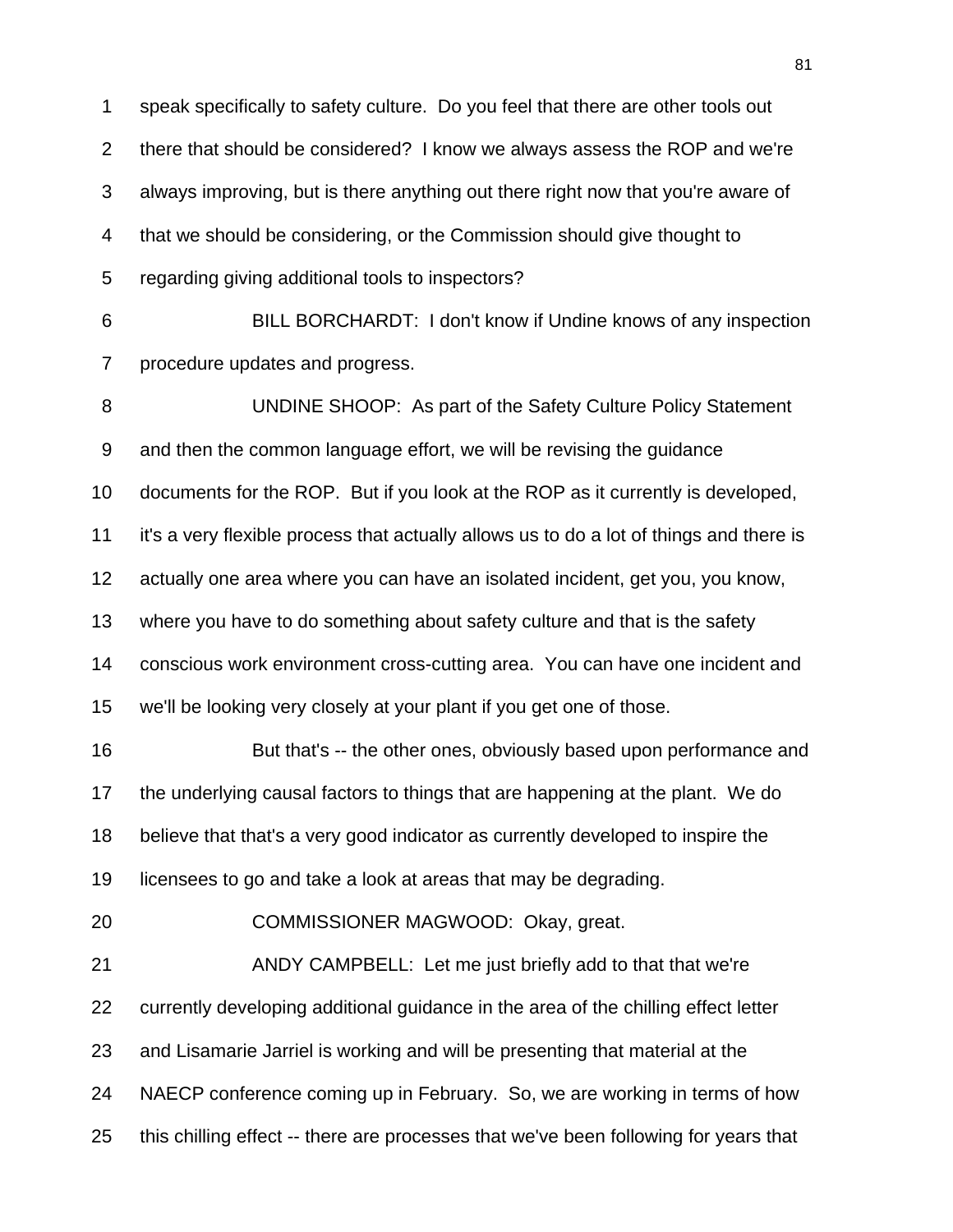speak specifically to safety culture. Do you feel that there are other tools out there that should be considered? I know we always assess the ROP and we're always improving, but is there anything out there right now that you're aware of that we should be considering, or the Commission should give thought to regarding giving additional tools to inspectors?

BILL BORCHARDT: I don't know if Undine knows of any inspection procedure updates and progress.

UNDINE SHOOP: As part of the Safety Culture Policy Statement and then the common language effort, we will be revising the guidance documents for the ROP. But if you look at the ROP as it currently is developed, it's a very flexible process that actually allows us to do a lot of things and there is actually one area where you can have an isolated incident, get you, you know, where you have to do something about safety culture and that is the safety conscious work environment cross-cutting area. You can have one incident and we'll be looking very closely at your plant if you get one of those.

But that's -- the other ones, obviously based upon performance and the underlying causal factors to things that are happening at the plant. We do believe that that's a very good indicator as currently developed to inspire the licensees to go and take a look at areas that may be degrading.

COMMISSIONER MAGWOOD: Okay, great.

ANDY CAMPBELL: Let me just briefly add to that that we're currently developing additional guidance in the area of the chilling effect letter and Lisamarie Jarriel is working and will be presenting that material at the NAECP conference coming up in February. So, we are working in terms of how this chilling effect -- there are processes that we've been following for years that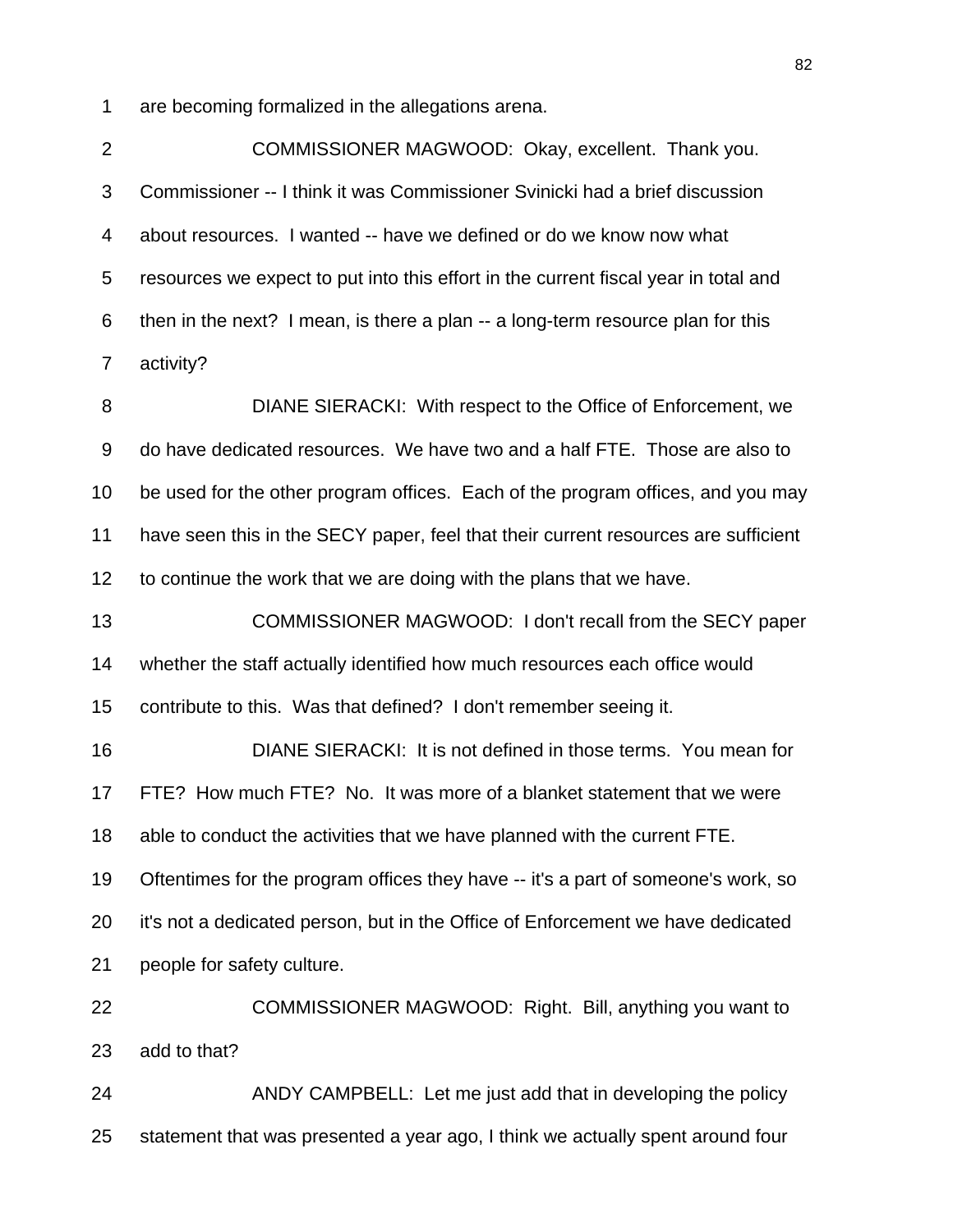are becoming formalized in the allegations arena.

COMMISSIONER MAGWOOD: Okay, excellent. Thank you. Commissioner -- I think it was Commissioner Svinicki had a brief discussion about resources. I wanted -- have we defined or do we know now what resources we expect to put into this effort in the current fiscal year in total and then in the next? I mean, is there a plan -- a long-term resource plan for this activity?

DIANE SIERACKI: With respect to the Office of Enforcement, we do have dedicated resources. We have two and a half FTE. Those are also to be used for the other program offices. Each of the program offices, and you may have seen this in the SECY paper, feel that their current resources are sufficient to continue the work that we are doing with the plans that we have.

COMMISSIONER MAGWOOD: I don't recall from the SECY paper whether the staff actually identified how much resources each office would contribute to this. Was that defined? I don't remember seeing it.

DIANE SIERACKI: It is not defined in those terms. You mean for FTE? How much FTE? No. It was more of a blanket statement that we were able to conduct the activities that we have planned with the current FTE. Oftentimes for the program offices they have -- it's a part of someone's work, so it's not a dedicated person, but in the Office of Enforcement we have dedicated people for safety culture.

COMMISSIONER MAGWOOD: Right. Bill, anything you want to add to that?

ANDY CAMPBELL: Let me just add that in developing the policy statement that was presented a year ago, I think we actually spent around four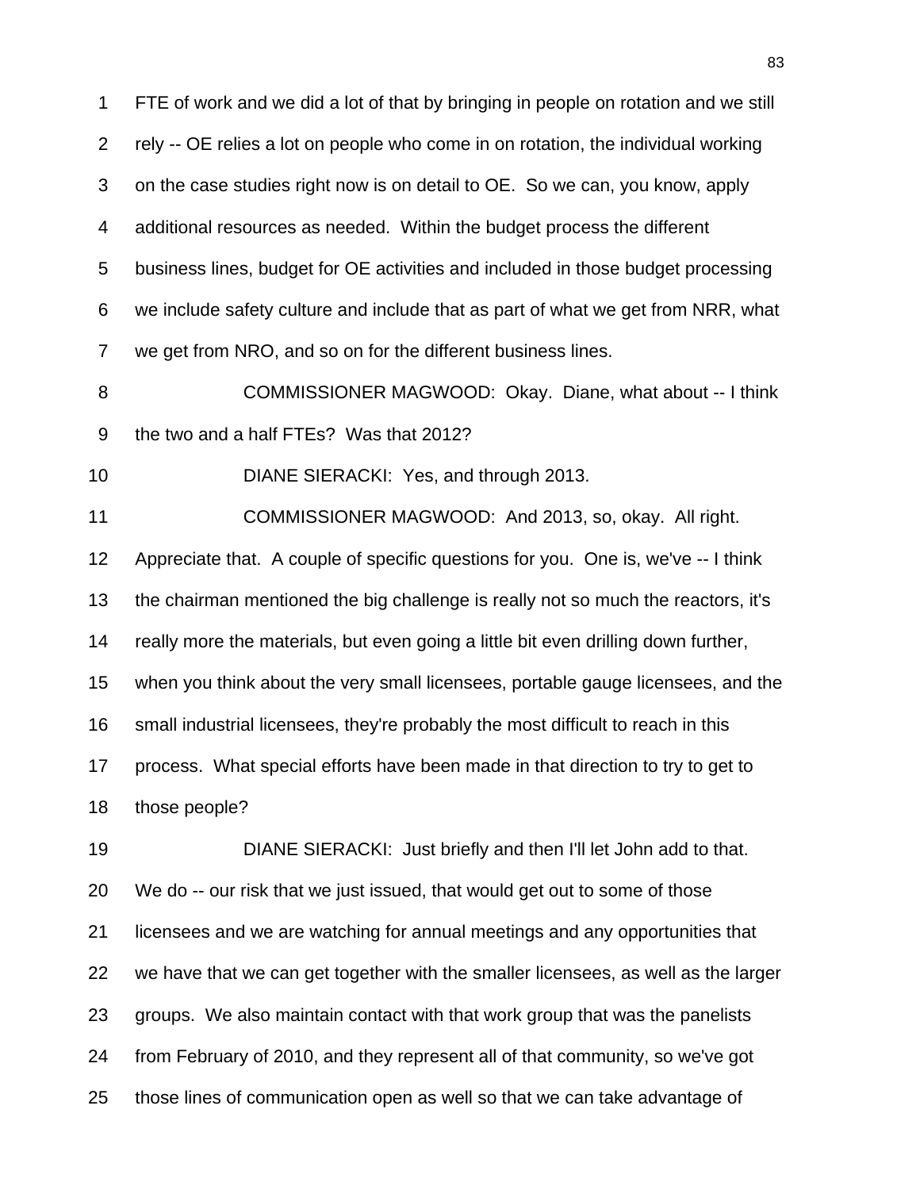FTE of work and we did a lot of that by bringing in people on rotation and we still rely -- OE relies a lot on people who come in on rotation, the individual working on the case studies right now is on detail to OE. So we can, you know, apply additional resources as needed. Within the budget process the different business lines, budget for OE activities and included in those budget processing we include safety culture and include that as part of what we get from NRR, what we get from NRO, and so on for the different business lines.

COMMISSIONER MAGWOOD: Okay. Diane, what about -- I think the two and a half FTEs? Was that 2012?

DIANE SIERACKI: Yes, and through 2013.

COMMISSIONER MAGWOOD: And 2013, so, okay. All right. Appreciate that. A couple of specific questions for you. One is, we've -- I think the chairman mentioned the big challenge is really not so much the reactors, it's really more the materials, but even going a little bit even drilling down further, when you think about the very small licensees, portable gauge licensees, and the small industrial licensees, they're probably the most difficult to reach in this process. What special efforts have been made in that direction to try to get to those people?

DIANE SIERACKI: Just briefly and then I'll let John add to that. We do -- our risk that we just issued, that would get out to some of those licensees and we are watching for annual meetings and any opportunities that we have that we can get together with the smaller licensees, as well as the larger groups. We also maintain contact with that work group that was the panelists from February of 2010, and they represent all of that community, so we've got those lines of communication open as well so that we can take advantage of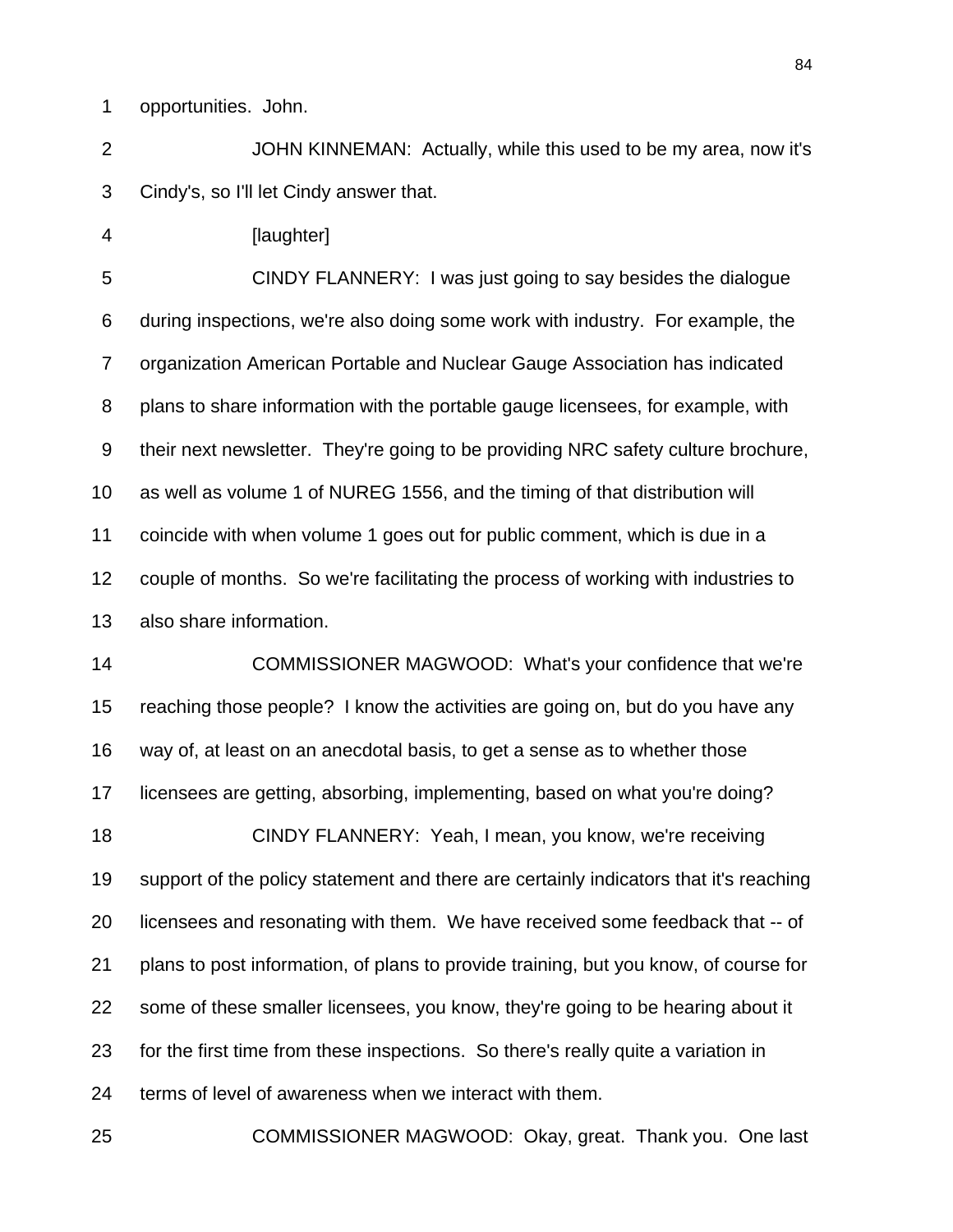opportunities. John.

JOHN KINNEMAN: Actually, while this used to be my area, now it's Cindy's, so I'll let Cindy answer that.

[laughter]

CINDY FLANNERY: I was just going to say besides the dialogue during inspections, we're also doing some work with industry. For example, the organization American Portable and Nuclear Gauge Association has indicated plans to share information with the portable gauge licensees, for example, with their next newsletter. They're going to be providing NRC safety culture brochure, as well as volume 1 of NUREG 1556, and the timing of that distribution will coincide with when volume 1 goes out for public comment, which is due in a couple of months. So we're facilitating the process of working with industries to also share information.

COMMISSIONER MAGWOOD: What's your confidence that we're reaching those people? I know the activities are going on, but do you have any way of, at least on an anecdotal basis, to get a sense as to whether those licensees are getting, absorbing, implementing, based on what you're doing?

CINDY FLANNERY: Yeah, I mean, you know, we're receiving support of the policy statement and there are certainly indicators that it's reaching licensees and resonating with them. We have received some feedback that -- of plans to post information, of plans to provide training, but you know, of course for some of these smaller licensees, you know, they're going to be hearing about it for the first time from these inspections. So there's really quite a variation in terms of level of awareness when we interact with them.

COMMISSIONER MAGWOOD: Okay, great. Thank you. One last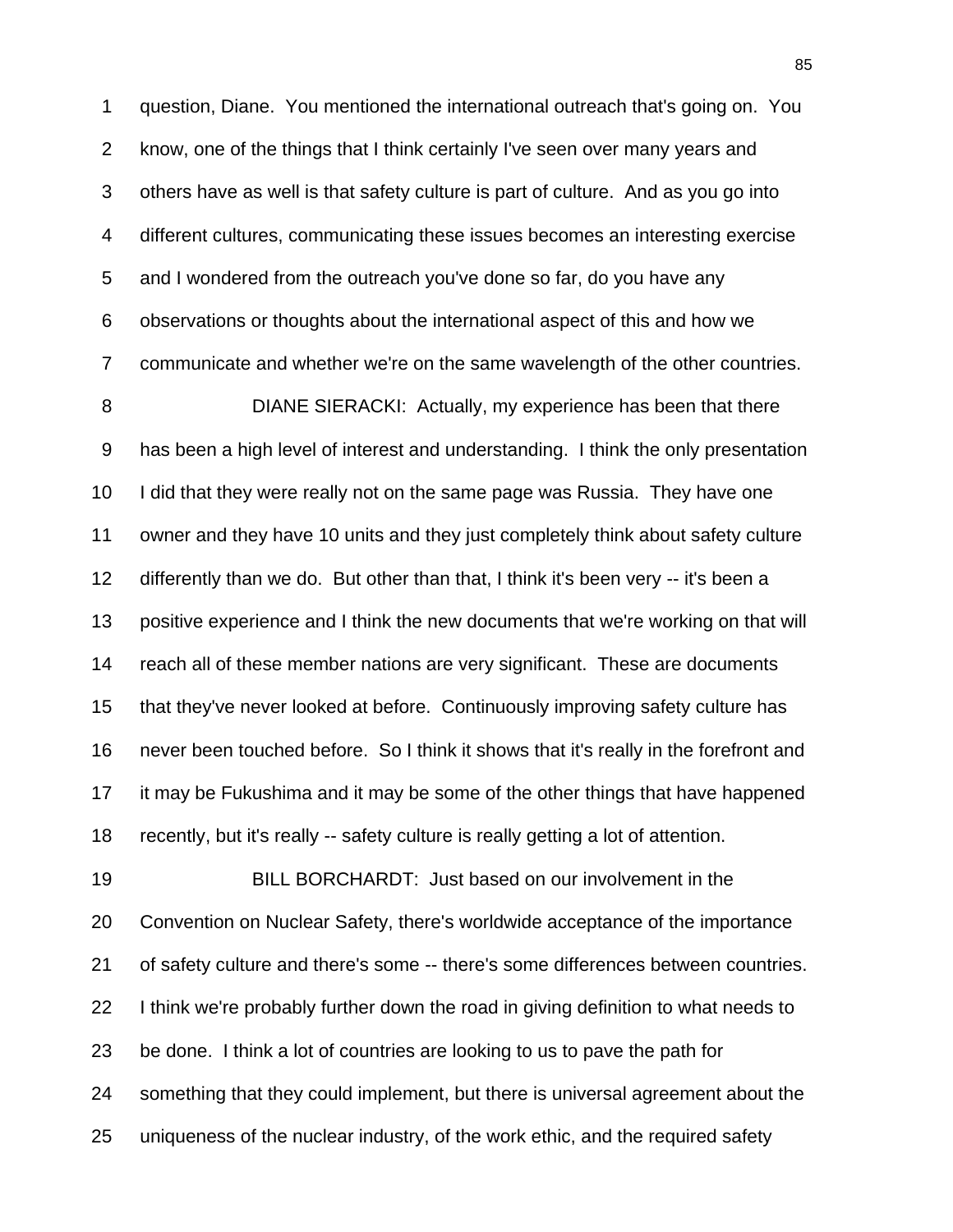question, Diane. You mentioned the international outreach that's going on. You know, one of the things that I think certainly I've seen over many years and others have as well is that safety culture is part of culture. And as you go into different cultures, communicating these issues becomes an interesting exercise and I wondered from the outreach you've done so far, do you have any observations or thoughts about the international aspect of this and how we communicate and whether we're on the same wavelength of the other countries.

DIANE SIERACKI: Actually, my experience has been that there has been a high level of interest and understanding. I think the only presentation I did that they were really not on the same page was Russia. They have one owner and they have 10 units and they just completely think about safety culture differently than we do. But other than that, I think it's been very -- it's been a positive experience and I think the new documents that we're working on that will reach all of these member nations are very significant. These are documents that they've never looked at before. Continuously improving safety culture has never been touched before. So I think it shows that it's really in the forefront and it may be Fukushima and it may be some of the other things that have happened recently, but it's really -- safety culture is really getting a lot of attention.

BILL BORCHARDT: Just based on our involvement in the Convention on Nuclear Safety, there's worldwide acceptance of the importance of safety culture and there's some -- there's some differences between countries. I think we're probably further down the road in giving definition to what needs to be done. I think a lot of countries are looking to us to pave the path for something that they could implement, but there is universal agreement about the uniqueness of the nuclear industry, of the work ethic, and the required safety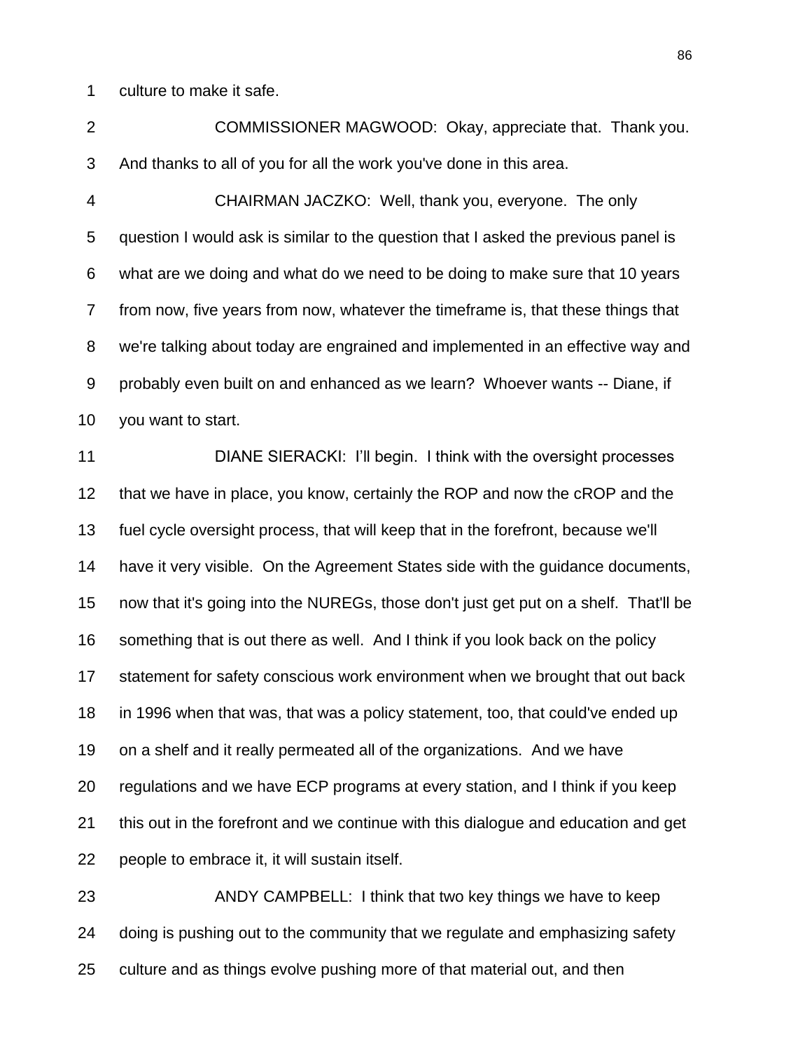culture to make it safe.

COMMISSIONER MAGWOOD: Okay, appreciate that. Thank you. And thanks to all of you for all the work you've done in this area.

CHAIRMAN JACZKO: Well, thank you, everyone. The only question I would ask is similar to the question that I asked the previous panel is what are we doing and what do we need to be doing to make sure that 10 years from now, five years from now, whatever the timeframe is, that these things that we're talking about today are engrained and implemented in an effective way and probably even built on and enhanced as we learn? Whoever wants -- Diane, if you want to start.

DIANE SIERACKI: I'll begin. I think with the oversight processes that we have in place, you know, certainly the ROP and now the cROP and the fuel cycle oversight process, that will keep that in the forefront, because we'll have it very visible. On the Agreement States side with the guidance documents, now that it's going into the NUREGs, those don't just get put on a shelf. That'll be something that is out there as well. And I think if you look back on the policy statement for safety conscious work environment when we brought that out back in 1996 when that was, that was a policy statement, too, that could've ended up on a shelf and it really permeated all of the organizations. And we have regulations and we have ECP programs at every station, and I think if you keep this out in the forefront and we continue with this dialogue and education and get people to embrace it, it will sustain itself.

ANDY CAMPBELL: I think that two key things we have to keep doing is pushing out to the community that we regulate and emphasizing safety culture and as things evolve pushing more of that material out, and then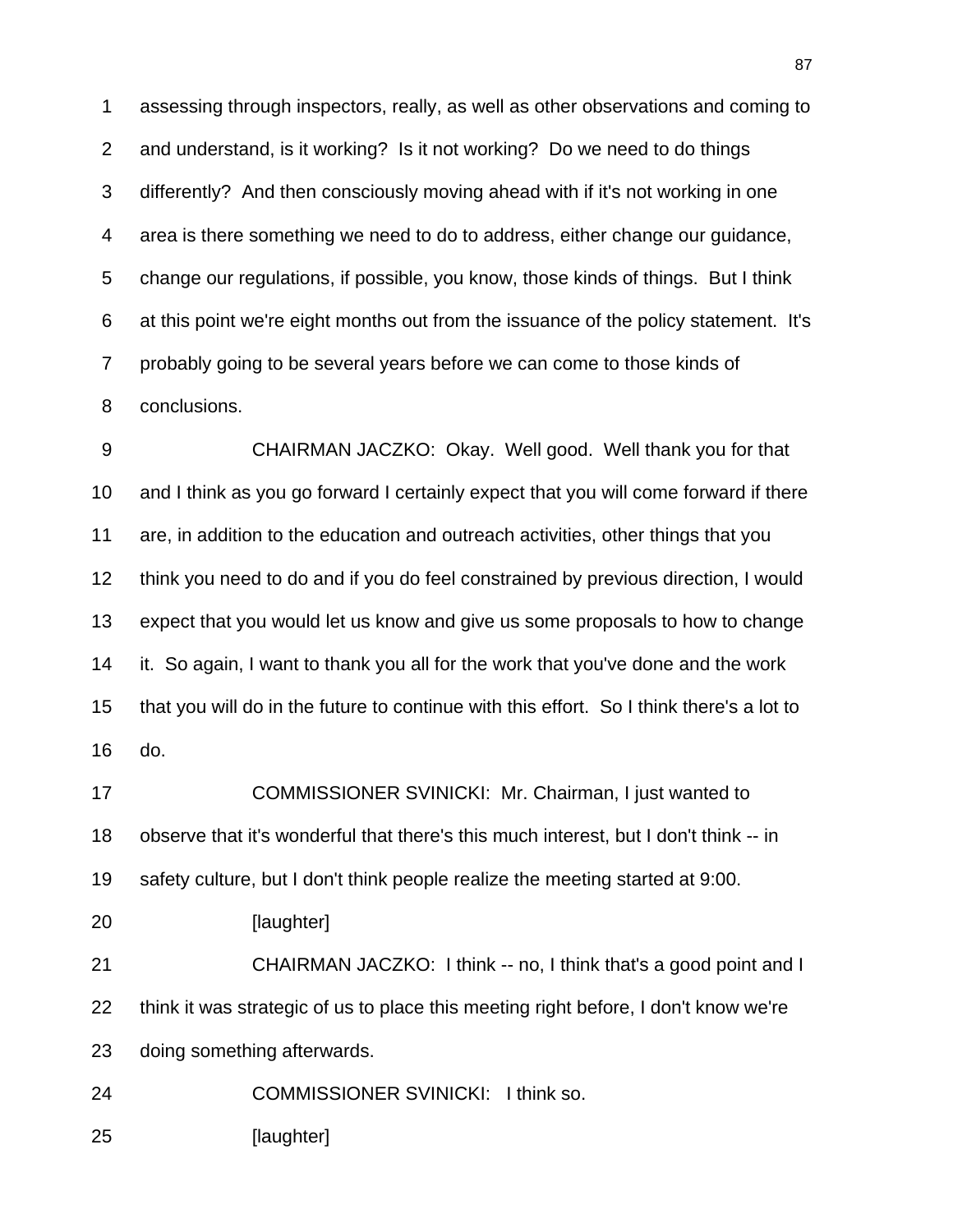assessing through inspectors, really, as well as other observations and coming to and understand, is it working? Is it not working? Do we need to do things differently? And then consciously moving ahead with if it's not working in one area is there something we need to do to address, either change our guidance, change our regulations, if possible, you know, those kinds of things. But I think at this point we're eight months out from the issuance of the policy statement. It's probably going to be several years before we can come to those kinds of conclusions.

CHAIRMAN JACZKO: Okay. Well good. Well thank you for that and I think as you go forward I certainly expect that you will come forward if there are, in addition to the education and outreach activities, other things that you think you need to do and if you do feel constrained by previous direction, I would expect that you would let us know and give us some proposals to how to change it. So again, I want to thank you all for the work that you've done and the work that you will do in the future to continue with this effort. So I think there's a lot to do.

COMMISSIONER SVINICKI: Mr. Chairman, I just wanted to observe that it's wonderful that there's this much interest, but I don't think -- in safety culture, but I don't think people realize the meeting started at 9:00.

[laughter]

CHAIRMAN JACZKO: I think -- no, I think that's a good point and I think it was strategic of us to place this meeting right before, I don't know we're doing something afterwards.

COMMISSIONER SVINICKI: I think so.

[laughter]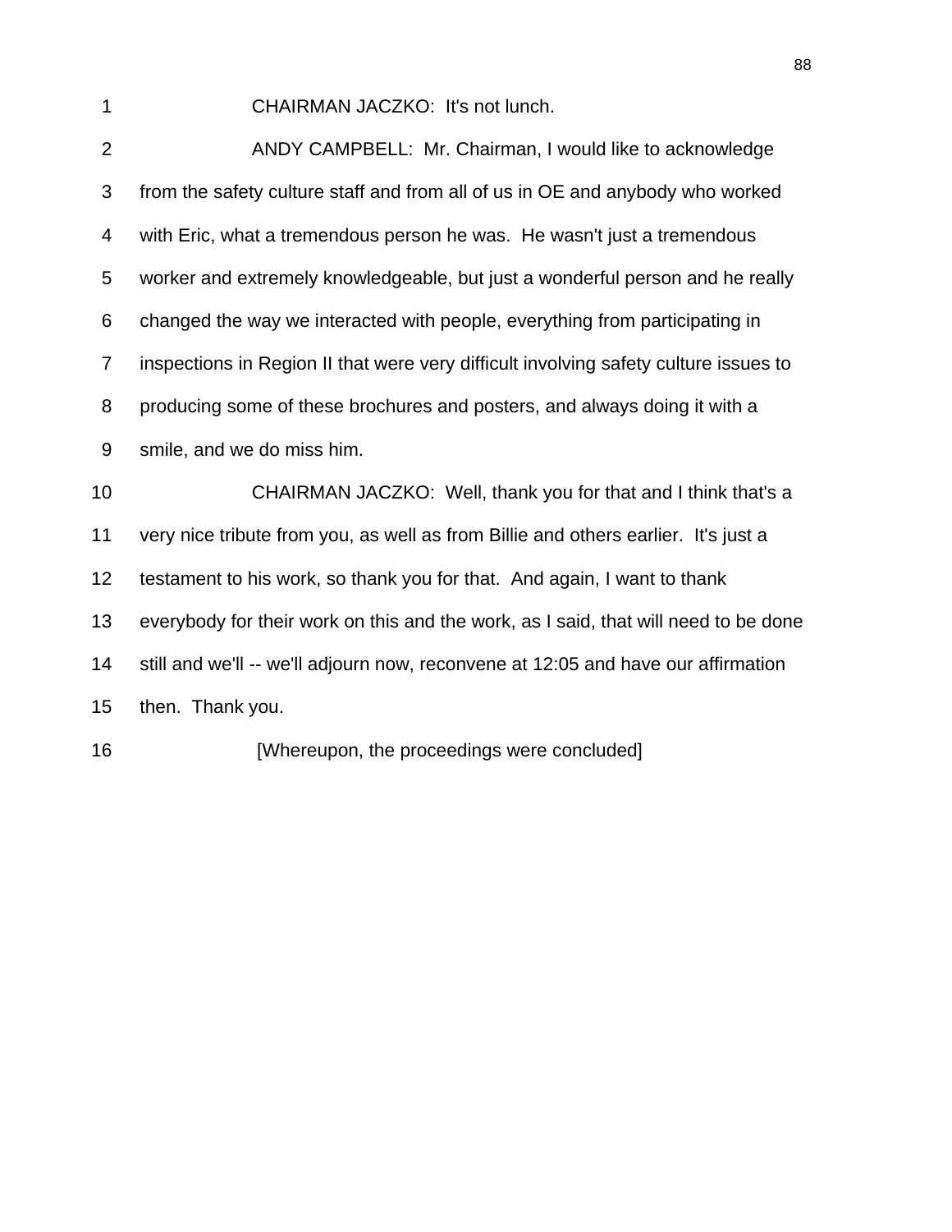CHAIRMAN JACZKO: It's not lunch.

ANDY CAMPBELL: Mr. Chairman, I would like to acknowledge from the safety culture staff and from all of us in OE and anybody who worked with Eric, what a tremendous person he was. He wasn't just a tremendous worker and extremely knowledgeable, but just a wonderful person and he really changed the way we interacted with people, everything from participating in inspections in Region II that were very difficult involving safety culture issues to producing some of these brochures and posters, and always doing it with a smile, and we do miss him.

CHAIRMAN JACZKO: Well, thank you for that and I think that's a very nice tribute from you, as well as from Billie and others earlier. It's just a testament to his work, so thank you for that. And again, I want to thank everybody for their work on this and the work, as I said, that will need to be done still and we'll -- we'll adjourn now, reconvene at 12:05 and have our affirmation then. Thank you.

[Whereupon, the proceedings were concluded]